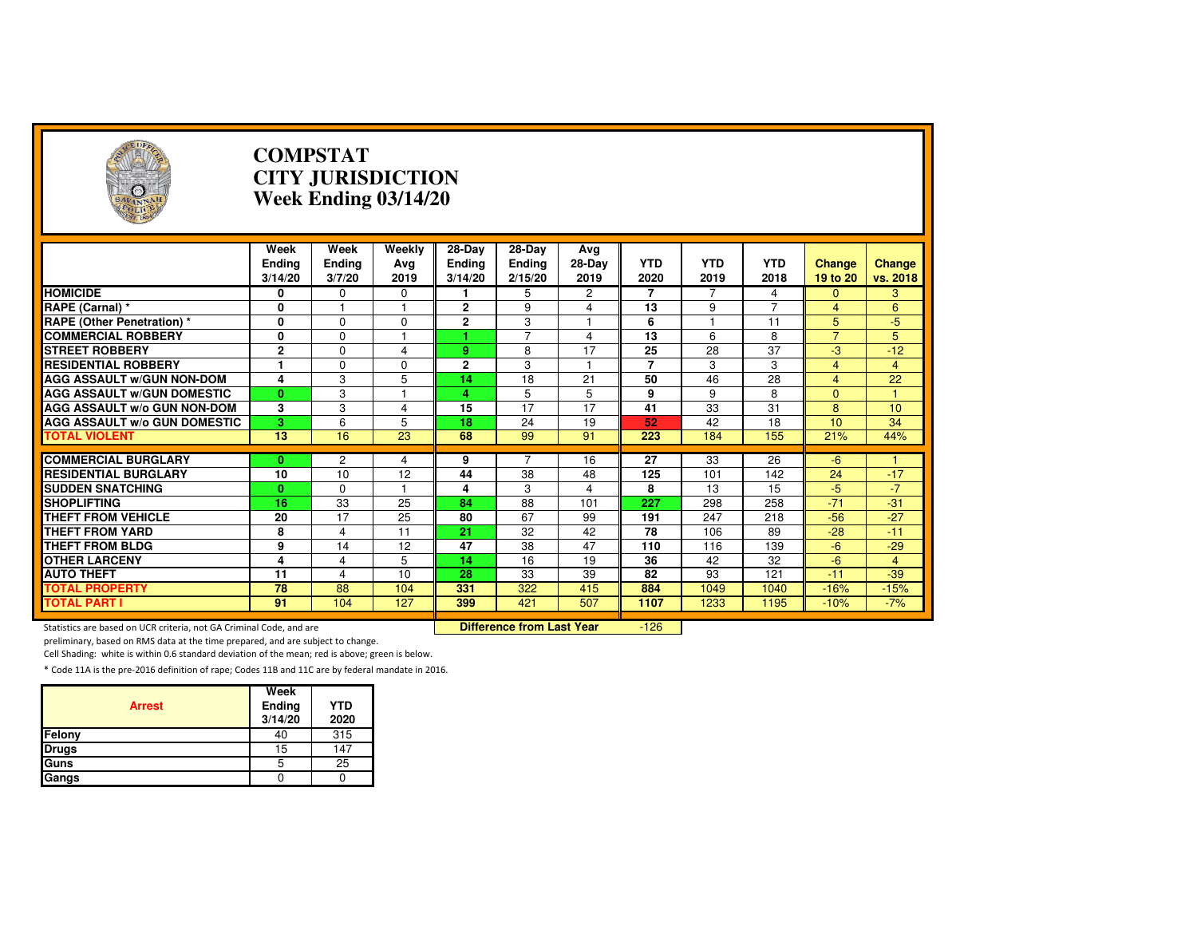# COMPSTAT
# CITY JURISDICTION
# Week Ending 03/14/20

| | Week Ending 3/14/20 | Week Ending 3/7/20 | Weekly Avg 2019 | 28-Day Ending 3/14/20 | 28-Day Ending 2/15/20 | Avg 28-Day 2019 | YTD 2020 | YTD 2019 | YTD 2018 | Change 19 to 20 | Change vs. 2018 |
|---|---|---|---|---|---|---|---|---|---|---|---|
| **HOMICIDE** | 0 | 0 | 0 | 1 | 5 | 2 | 7 | 7 | 4 | 0 | 3 |
| **RAPE (Carnal) *** | 0 | 1 | 1 | 2 | 9 | 4 | 13 | 9 | 7 | 4 | 6 |
| **RAPE (Other Penetration) *** | 0 | 0 | 0 | 2 | 3 | 1 | 6 | 1 | 11 | 5 | -5 |
| **COMMERCIAL ROBBERY** | 0 | 0 | 1 | 1 | 7 | 4 | 13 | 6 | 8 | 7 | 5 |
| **STREET ROBBERY** | 2 | 0 | 4 | 9 | 8 | 17 | 25 | 28 | 37 | -3 | -12 |
| **RESIDENTIAL ROBBERY** | 1 | 0 | 0 | 2 | 3 | 1 | 7 | 3 | 3 | 4 | 4 |
| **AGG ASSAULT w/GUN NON-DOM** | 4 | 3 | 5 | 14 | 18 | 21 | 50 | 46 | 28 | 4 | 22 |
| **AGG ASSAULT w/GUN DOMESTIC** | 0 | 3 | 1 | 4 | 5 | 5 | 9 | 9 | 8 | 0 | 1 |
| **AGG ASSAULT w/o GUN NON-DOM** | 3 | 3 | 4 | 15 | 17 | 17 | 41 | 33 | 31 | 8 | 10 |
| **AGG ASSAULT w/o GUN DOMESTIC** | 3 | 6 | 5 | 18 | 24 | 19 | 52 | 42 | 18 | 10 | 34 |
| **TOTAL VIOLENT** | 13 | 16 | 23 | 68 | 99 | 91 | 223 | 184 | 155 | 21% | 44% |
| **COMMERCIAL BURGLARY** | 0 | 2 | 4 | 9 | 7 | 16 | 27 | 33 | 26 | -6 | 1 |
| **RESIDENTIAL BURGLARY** | 10 | 10 | 12 | 44 | 38 | 48 | 125 | 101 | 142 | 24 | -17 |
| **SUDDEN SNATCHING** | 0 | 0 | 1 | 4 | 3 | 4 | 8 | 13 | 15 | -5 | -7 |
| **SHOPLIFTING** | 16 | 33 | 25 | 84 | 88 | 101 | 227 | 298 | 258 | -71 | -31 |
| **THEFT FROM VEHICLE** | 20 | 17 | 25 | 80 | 67 | 99 | 191 | 247 | 218 | -56 | -27 |
| **THEFT FROM YARD** | 8 | 4 | 11 | 21 | 32 | 42 | 78 | 106 | 89 | -28 | -11 |
| **THEFT FROM BLDG** | 9 | 14 | 12 | 47 | 38 | 47 | 110 | 116 | 139 | -6 | -29 |
| **OTHER LARCENY** | 4 | 4 | 5 | 14 | 16 | 19 | 36 | 42 | 32 | -6 | 4 |
| **AUTO THEFT** | 11 | 4 | 10 | 28 | 33 | 39 | 82 | 93 | 121 | -11 | -39 |
| **TOTAL PROPERTY** | 78 | 88 | 104 | 331 | 322 | 415 | 884 | 1049 | 1040 | -16% | -15% |
| **TOTAL PART I** | 91 | 104 | 127 | 399 | 421 | 507 | 1107 | 1233 | 1195 | -10% | -7% |

**Difference from Last Year** -126

Statistics are based on UCR criteria, not GA Criminal Code, and are preliminary, based on RMS data at the time prepared, and are subject to change.

Cell Shading: white is within 0.6 standard deviation of the mean; red is above; green is below.

* Code 11A is the pre-2016 definition of rape; Codes 11B and 11C are by federal mandate in 2016.

| Arrest | Week Ending 3/14/20 | YTD 2020 |
|---|---|---|
| Felony | 40 | 315 |
| Drugs | 15 | 147 |
| Guns | 5 | 25 |
| Gangs | 0 | 0 |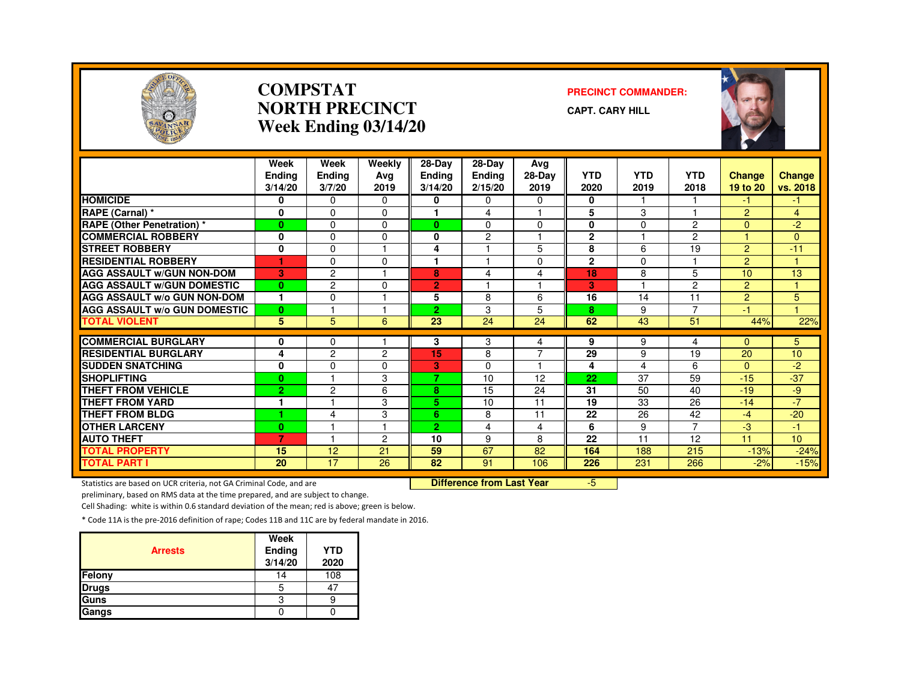# COMPSTAT
# NORTH PRECINCT
## Week Ending 03/14/20

**PRECINCT COMMANDER:**

**CAPT. CARY HILL**

| | Week Ending 3/14/20 | Week Ending 3/7/20 | Weekly Avg 2019 | 28-Day Ending 3/14/20 | 28-Day Ending 2/15/20 | Avg 28-Day 2019 | YTD 2020 | YTD 2019 | YTD 2018 | Change 19 to 20 | Change vs. 2018 |
|---|---|---|---|---|---|---|---|---|---|---|---|
| HOMICIDE | 0 | 0 | 0 | 0 | 0 | 0 | 0 | 1 | 1 | -1 | -1 |
| RAPE (Carnal) * | 0 | 0 | 0 | 1 | 4 | 1 | 5 | 3 | 1 | 2 | 4 |
| RAPE (Other Penetration) * | 0 | 0 | 0 | 0 | 0 | 0 | 0 | 0 | 2 | 0 | -2 |
| COMMERCIAL ROBBERY | 0 | 0 | 0 | 0 | 2 | 1 | 2 | 1 | 2 | 1 | 0 |
| STREET ROBBERY | 0 | 0 | 1 | 4 | 1 | 5 | 8 | 6 | 19 | 2 | -11 |
| RESIDENTIAL ROBBERY | 1 | 0 | 0 | 1 | 1 | 0 | 2 | 0 | 1 | 2 | 1 |
| AGG ASSAULT w/GUN NON-DOM | 3 | 2 | 1 | 8 | 4 | 4 | 18 | 8 | 5 | 10 | 13 |
| AGG ASSAULT w/GUN DOMESTIC | 0 | 2 | 0 | 2 | 1 | 1 | 3 | 1 | 2 | 2 | 1 |
| AGG ASSAULT w/o GUN NON-DOM | 1 | 0 | 1 | 5 | 8 | 6 | 16 | 14 | 11 | 2 | 5 |
| AGG ASSAULT w/o GUN DOMESTIC | 0 | 1 | 1 | 2 | 3 | 5 | 8 | 9 | 7 | -1 | 1 |
| TOTAL VIOLENT | 5 | 5 | 6 | 23 | 24 | 24 | 62 | 43 | 51 | 44% | 22% |
| COMMERCIAL BURGLARY | 0 | 0 | 1 | 3 | 3 | 4 | 9 | 9 | 4 | 0 | 5 |
| RESIDENTIAL BURGLARY | 4 | 2 | 2 | 15 | 8 | 7 | 29 | 9 | 19 | 20 | 10 |
| SUDDEN SNATCHING | 0 | 0 | 0 | 3 | 0 | 1 | 4 | 4 | 6 | 0 | -2 |
| SHOPLIFTING | 0 | 1 | 3 | 7 | 10 | 12 | 22 | 37 | 59 | -15 | -37 |
| THEFT FROM VEHICLE | 2 | 2 | 6 | 8 | 15 | 24 | 31 | 50 | 40 | -19 | -9 |
| THEFT FROM YARD | 1 | 1 | 3 | 5 | 10 | 11 | 19 | 33 | 26 | -14 | -7 |
| THEFT FROM BLDG | 1 | 4 | 3 | 6 | 8 | 11 | 22 | 26 | 42 | -4 | -20 |
| OTHER LARCENY | 0 | 1 | 1 | 2 | 4 | 4 | 6 | 9 | 7 | -3 | -1 |
| AUTO THEFT | 7 | 1 | 2 | 10 | 9 | 8 | 22 | 11 | 12 | 11 | 10 |
| TOTAL PROPERTY | 15 | 12 | 21 | 59 | 67 | 82 | 164 | 188 | 215 | -13% | -24% |
| TOTAL PART I | 20 | 17 | 26 | 82 | 91 | 106 | 226 | 231 | 266 | -2% | -15% |

**Difference from Last Year** -5

Statistics are based on UCR criteria, not GA Criminal Code, and are preliminary, based on RMS data at the time prepared, and are subject to change.

Cell Shading: white is within 0.6 standard deviation of the mean; red is above; green is below.

* Code 11A is the pre-2016 definition of rape; Codes 11B and 11C are by federal mandate in 2016.

| Arrests | Week Ending 3/14/20 | YTD 2020 |
|---|---|---|
| Felony | 14 | 108 |
| Drugs | 5 | 47 |
| Guns | 3 | 9 |
| Gangs | 0 | 0 |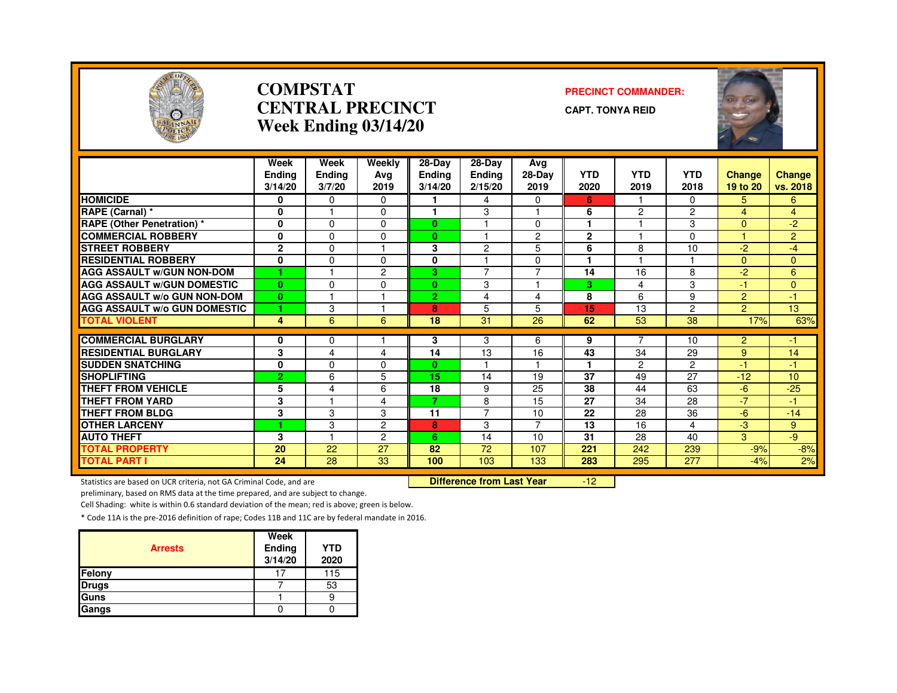# COMPSTAT
# CENTRAL PRECINCT
# Week Ending 03/14/20

**PRECINCT COMMANDER:**

**CAPT. TONYA REID**

| | Week Ending 3/14/20 | Week Ending 3/7/20 | Weekly Avg 2019 | 28-Day Ending 3/14/20 | 28-Day Ending 2/15/20 | Avg 28-Day 2019 | YTD 2020 | YTD 2019 | YTD 2018 | Change 19 to 20 | Change vs. 2018 |
|---|---|---|---|---|---|---|---|---|---|---|---|
| HOMICIDE | 0 | 0 | 0 | 1 | 4 | 0 | 6 | 1 | 0 | 5 | 6 |
| RAPE (Carnal) * | 0 | 1 | 0 | 1 | 3 | 1 | 6 | 2 | 2 | 4 | 4 |
| RAPE (Other Penetration) * | 0 | 0 | 0 | 0 | 1 | 0 | 1 | 1 | 3 | 0 | -2 |
| COMMERCIAL ROBBERY | 0 | 0 | 0 | 0 | 1 | 2 | 2 | 1 | 0 | 1 | 2 |
| STREET ROBBERY | 2 | 0 | 1 | 3 | 2 | 5 | 6 | 8 | 10 | -2 | -4 |
| RESIDENTIAL ROBBERY | 0 | 0 | 0 | 0 | 1 | 0 | 1 | 1 | 1 | 0 | 0 |
| AGG ASSAULT w/GUN NON-DOM | 1 | 1 | 2 | 3 | 7 | 7 | 14 | 16 | 8 | -2 | 6 |
| AGG ASSAULT w/GUN DOMESTIC | 0 | 0 | 0 | 0 | 3 | 1 | 3 | 4 | 3 | -1 | 0 |
| AGG ASSAULT w/o GUN NON-DOM | 0 | 1 | 1 | 2 | 4 | 4 | 8 | 6 | 9 | 2 | -1 |
| AGG ASSAULT w/o GUN DOMESTIC | 1 | 3 | 1 | 8 | 5 | 5 | 15 | 13 | 2 | 2 | 13 |
| TOTAL VIOLENT | 4 | 6 | 6 | 18 | 31 | 26 | 62 | 53 | 38 | 17% | 63% |
| COMMERCIAL BURGLARY | 0 | 0 | 1 | 3 | 3 | 6 | 9 | 7 | 10 | 2 | -1 |
| RESIDENTIAL BURGLARY | 3 | 4 | 4 | 14 | 13 | 16 | 43 | 34 | 29 | 9 | 14 |
| SUDDEN SNATCHING | 0 | 0 | 0 | 0 | 1 | 1 | 1 | 2 | 2 | -1 | -1 |
| SHOPLIFTING | 2 | 6 | 5 | 15 | 14 | 19 | 37 | 49 | 27 | -12 | 10 |
| THEFT FROM VEHICLE | 5 | 4 | 6 | 18 | 9 | 25 | 38 | 44 | 63 | -6 | -25 |
| THEFT FROM YARD | 3 | 1 | 4 | 7 | 8 | 15 | 27 | 34 | 28 | -7 | -1 |
| THEFT FROM BLDG | 3 | 3 | 3 | 11 | 7 | 10 | 22 | 28 | 36 | -6 | -14 |
| OTHER LARCENY | 1 | 3 | 2 | 8 | 3 | 7 | 13 | 16 | 4 | -3 | 9 |
| AUTO THEFT | 3 | 1 | 2 | 6 | 14 | 10 | 31 | 28 | 40 | 3 | -9 |
| TOTAL PROPERTY | 20 | 22 | 27 | 82 | 72 | 107 | 221 | 242 | 239 | -9% | -8% |
| TOTAL PART I | 24 | 28 | 33 | 100 | 103 | 133 | 283 | 295 | 277 | -4% | 2% |

**Difference from Last Year** -12

Statistics are based on UCR criteria, not GA Criminal Code, and are preliminary, based on RMS data at the time prepared, and are subject to change.

Cell Shading: white is within 0.6 standard deviation of the mean; red is above; green is below.

* Code 11A is the pre-2016 definition of rape; Codes 11B and 11C are by federal mandate in 2016.

| Arrests | Week Ending 3/14/20 | YTD 2020 |
|---|---|---|
| Felony | 17 | 115 |
| Drugs | 7 | 53 |
| Guns | 1 | 9 |
| Gangs | 0 | 0 |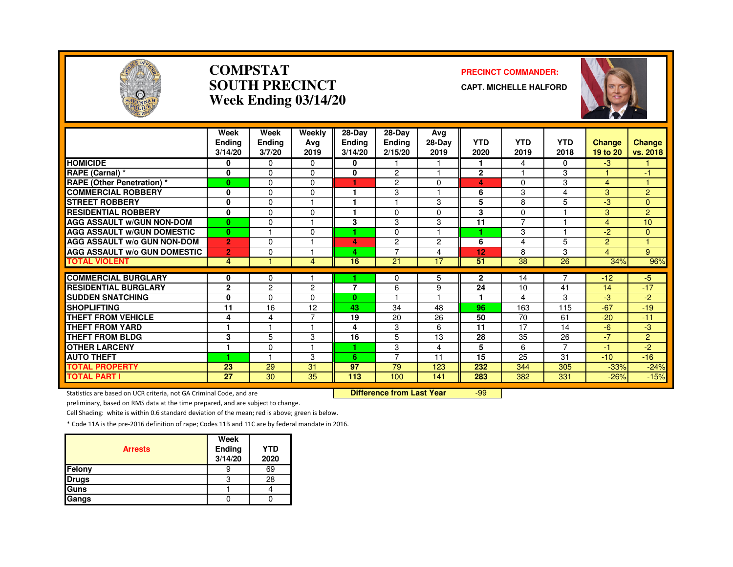# COMPSTAT
# SOUTH PRECINCT
# Week Ending 03/14/20

**PRECINCT COMMANDER:**

**CAPT. MICHELLE HALFORD**

| | Week Ending 3/14/20 | Week Ending 3/7/20 | Weekly Avg 2019 | 28-Day Ending 3/14/20 | 28-Day Ending 2/15/20 | Avg 28-Day 2019 | YTD 2020 | YTD 2019 | YTD 2018 | Change 19 to 20 | Change vs. 2018 |
|---|---|---|---|---|---|---|---|---|---|---|---|
| HOMICIDE | 0 | 0 | 0 | 0 | 1 | 1 | 1 | 4 | 0 | -3 | 1 |
| RAPE (Carnal) * | 0 | 0 | 0 | 0 | 2 | 1 | 2 | 1 | 3 | 1 | -1 |
| RAPE (Other Penetration) * | 0 | 0 | 0 | 1 | 2 | 0 | 4 | 0 | 3 | 4 | 1 |
| COMMERCIAL ROBBERY | 0 | 0 | 0 | 1 | 3 | 1 | 6 | 3 | 4 | 3 | 2 |
| STREET ROBBERY | 0 | 0 | 1 | 1 | 1 | 3 | 5 | 8 | 5 | -3 | 0 |
| RESIDENTIAL ROBBERY | 0 | 0 | 0 | 1 | 0 | 0 | 3 | 0 | 1 | 3 | 2 |
| AGG ASSAULT w/GUN NON-DOM | 0 | 0 | 1 | 3 | 3 | 3 | 11 | 7 | 1 | 4 | 10 |
| AGG ASSAULT w/GUN DOMESTIC | 0 | 1 | 0 | 1 | 0 | 1 | 1 | 3 | 1 | -2 | 0 |
| AGG ASSAULT w/o GUN NON-DOM | 2 | 0 | 1 | 4 | 2 | 2 | 6 | 4 | 5 | 2 | 1 |
| AGG ASSAULT w/o GUN DOMESTIC | 2 | 0 | 1 | 4 | 7 | 4 | 12 | 8 | 3 | 4 | 9 |
| TOTAL VIOLENT | 4 | 1 | 4 | 16 | 21 | 17 | 51 | 38 | 26 | 34% | 96% |
| COMMERCIAL BURGLARY | 0 | 0 | 1 | 1 | 0 | 5 | 2 | 14 | 7 | -12 | -5 |
| RESIDENTIAL BURGLARY | 2 | 2 | 2 | 7 | 6 | 9 | 24 | 10 | 41 | 14 | -17 |
| SUDDEN SNATCHING | 0 | 0 | 0 | 0 | 1 | 1 | 1 | 4 | 3 | -3 | -2 |
| SHOPLIFTING | 11 | 16 | 12 | 43 | 34 | 48 | 96 | 163 | 115 | -67 | -19 |
| THEFT FROM VEHICLE | 4 | 4 | 7 | 19 | 20 | 26 | 50 | 70 | 61 | -20 | -11 |
| THEFT FROM YARD | 1 | 1 | 1 | 4 | 3 | 6 | 11 | 17 | 14 | -6 | -3 |
| THEFT FROM BLDG | 3 | 5 | 3 | 16 | 5 | 13 | 28 | 35 | 26 | -7 | 2 |
| OTHER LARCENY | 1 | 0 | 1 | 1 | 3 | 4 | 5 | 6 | 7 | -1 | -2 |
| AUTO THEFT | 1 | 1 | 3 | 6 | 7 | 11 | 15 | 25 | 31 | -10 | -16 |
| TOTAL PROPERTY | 23 | 29 | 31 | 97 | 79 | 123 | 232 | 344 | 305 | -33% | -24% |
| TOTAL PART I | 27 | 30 | 35 | 113 | 100 | 141 | 283 | 382 | 331 | -26% | -15% |

**Difference from Last Year** -99

Statistics are based on UCR criteria, not GA Criminal Code, and are preliminary, based on RMS data at the time prepared, and are subject to change.

Cell Shading: white is within 0.6 standard deviation of the mean; red is above; green is below.

* Code 11A is the pre-2016 definition of rape; Codes 11B and 11C are by federal mandate in 2016.

| Arrests | Week Ending 3/14/20 | YTD 2020 |
|---|---|---|
| Felony | 9 | 69 |
| Drugs | 3 | 28 |
| Guns | 1 | 4 |
| Gangs | 0 | 0 |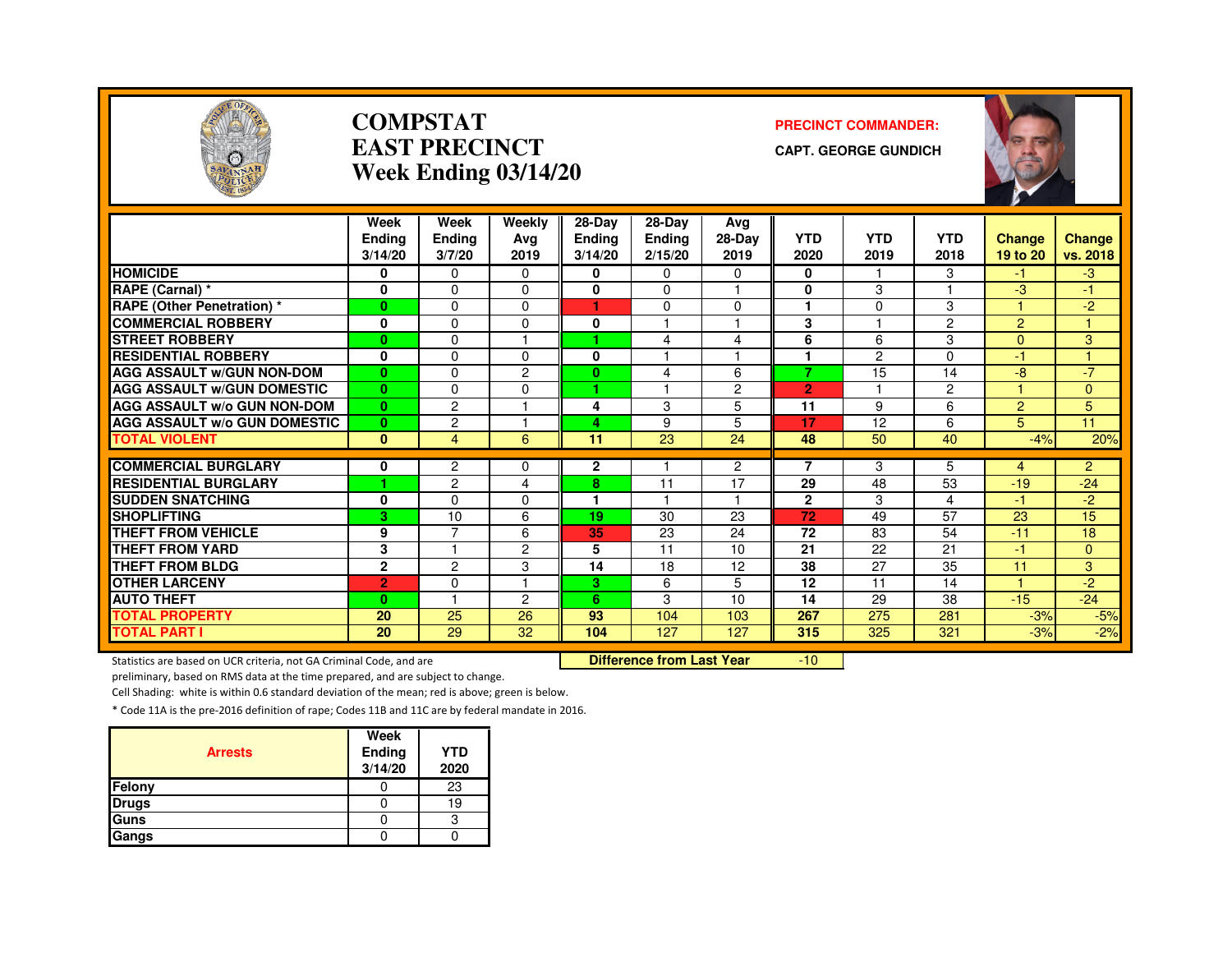# COMPSTAT
# EAST PRECINCT
## Week Ending 03/14/20

**PRECINCT COMMANDER:**

**CAPT. GEORGE GUNDICH**

| | Week Ending 3/14/20 | Week Ending 3/7/20 | Weekly Avg 2019 | 28-Day Ending 3/14/20 | 28-Day Ending 2/15/20 | Avg 28-Day 2019 | YTD 2020 | YTD 2019 | YTD 2018 | Change 19 to 20 | Change vs. 2018 |
|---|---|---|---|---|---|---|---|---|---|---|---|
| HOMICIDE | 0 | 0 | 0 | 0 | 0 | 0 | 0 | 1 | 3 | -1 | -3 |
| RAPE (Carnal) * | 0 | 0 | 0 | 0 | 0 | 1 | 0 | 3 | 1 | -3 | -1 |
| RAPE (Other Penetration) * | 0 | 0 | 0 | 1 | 0 | 0 | 1 | 0 | 3 | 1 | -2 |
| COMMERCIAL ROBBERY | 0 | 0 | 0 | 0 | 1 | 1 | 3 | 1 | 2 | 2 | 1 |
| STREET ROBBERY | 0 | 0 | 1 | 1 | 4 | 4 | 6 | 6 | 3 | 0 | 3 |
| RESIDENTIAL ROBBERY | 0 | 0 | 0 | 0 | 1 | 1 | 1 | 2 | 0 | -1 | 1 |
| AGG ASSAULT w/GUN NON-DOM | 0 | 0 | 2 | 0 | 4 | 6 | 7 | 15 | 14 | -8 | -7 |
| AGG ASSAULT w/GUN DOMESTIC | 0 | 0 | 0 | 1 | 1 | 2 | 2 | 1 | 2 | 1 | 0 |
| AGG ASSAULT w/o GUN NON-DOM | 0 | 2 | 1 | 4 | 3 | 5 | 11 | 9 | 6 | 2 | 5 |
| AGG ASSAULT w/o GUN DOMESTIC | 0 | 2 | 1 | 4 | 9 | 5 | 17 | 12 | 6 | 5 | 11 |
| TOTAL VIOLENT | 0 | 4 | 6 | 11 | 23 | 24 | 48 | 50 | 40 | -4% | 20% |
| COMMERCIAL BURGLARY | 0 | 2 | 0 | 2 | 1 | 2 | 7 | 3 | 5 | 4 | 2 |
| RESIDENTIAL BURGLARY | 1 | 2 | 4 | 8 | 11 | 17 | 29 | 48 | 53 | -19 | -24 |
| SUDDEN SNATCHING | 0 | 0 | 0 | 1 | 1 | 1 | 2 | 3 | 4 | -1 | -2 |
| SHOPLIFTING | 3 | 10 | 6 | 19 | 30 | 23 | 72 | 49 | 57 | 23 | 15 |
| THEFT FROM VEHICLE | 9 | 7 | 6 | 35 | 23 | 24 | 72 | 83 | 54 | -11 | 18 |
| THEFT FROM YARD | 3 | 1 | 2 | 5 | 11 | 10 | 21 | 22 | 21 | -1 | 0 |
| THEFT FROM BLDG | 2 | 2 | 3 | 14 | 18 | 12 | 38 | 27 | 35 | 11 | 3 |
| OTHER LARCENY | 2 | 0 | 1 | 3 | 6 | 5 | 12 | 11 | 14 | 1 | -2 |
| AUTO THEFT | 0 | 1 | 2 | 6 | 3 | 10 | 14 | 29 | 38 | -15 | -24 |
| TOTAL PROPERTY | 20 | 25 | 26 | 93 | 104 | 103 | 267 | 275 | 281 | -3% | -5% |
| TOTAL PART I | 20 | 29 | 32 | 104 | 127 | 127 | 315 | 325 | 321 | -3% | -2% |

**Difference from Last Year** -10

Statistics are based on UCR criteria, not GA Criminal Code, and are preliminary, based on RMS data at the time prepared, and are subject to change.

Cell Shading: white is within 0.6 standard deviation of the mean; red is above; green is below.

* Code 11A is the pre-2016 definition of rape; Codes 11B and 11C are by federal mandate in 2016.

| Arrests | Week Ending 3/14/20 | YTD 2020 |
|---|---|---|
| Felony | 0 | 23 |
| Drugs | 0 | 19 |
| Guns | 0 | 3 |
| Gangs | 0 | 0 |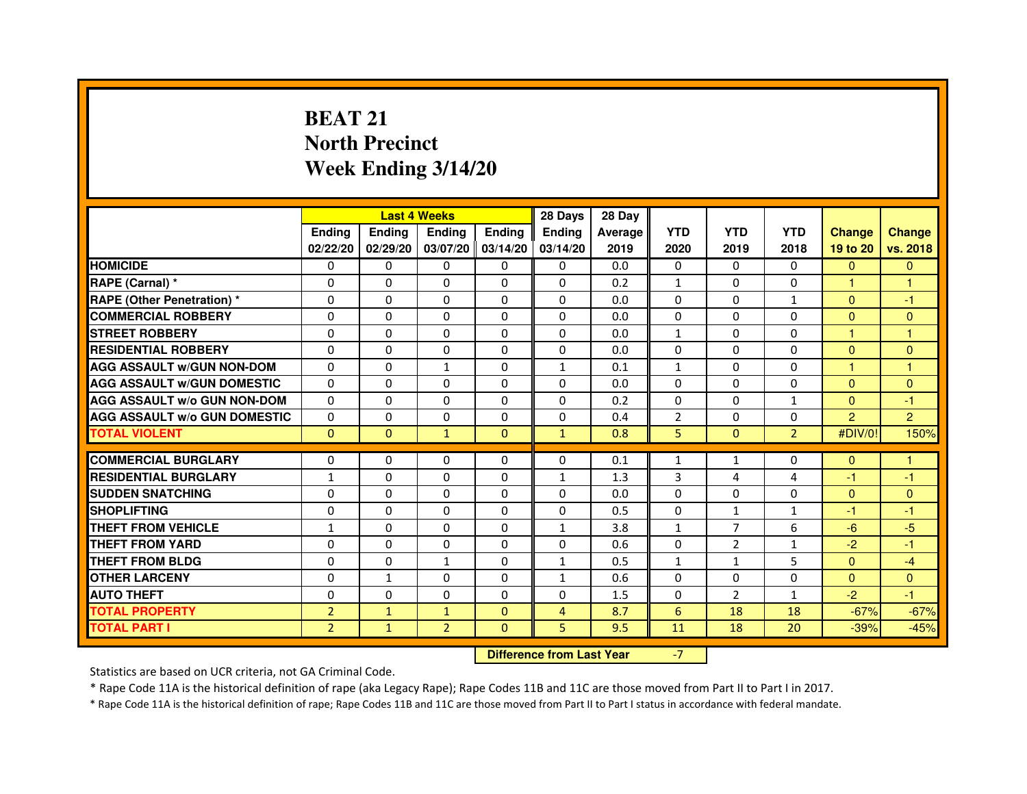# BEAT 21
## North Precinct
## Week Ending 3/14/20

| | Last 4 Weeks | | | | 28 Days | 28 Day | | | | | |
|---|---|---|---|---|---|---|---|---|---|---|---|
| | Ending 02/22/20 | Ending 02/29/20 | Ending 03/07/20 | Ending 03/14/20 | Ending 03/14/20 | Average 2019 | YTD 2020 | YTD 2019 | YTD 2018 | Change 19 to 20 | Change vs. 2018 |
| HOMICIDE | 0 | 0 | 0 | 0 | 0 | 0.0 | 0 | 0 | 0 | 0 | 0 |
| RAPE (Carnal) * | 0 | 0 | 0 | 0 | 0 | 0.2 | 1 | 0 | 0 | 1 | 1 |
| RAPE (Other Penetration) * | 0 | 0 | 0 | 0 | 0 | 0.0 | 0 | 0 | 1 | 0 | -1 |
| COMMERCIAL ROBBERY | 0 | 0 | 0 | 0 | 0 | 0.0 | 0 | 0 | 0 | 0 | 0 |
| STREET ROBBERY | 0 | 0 | 0 | 0 | 0 | 0.0 | 1 | 0 | 0 | 1 | 1 |
| RESIDENTIAL ROBBERY | 0 | 0 | 0 | 0 | 0 | 0.0 | 0 | 0 | 0 | 0 | 0 |
| AGG ASSAULT w/GUN NON-DOM | 0 | 0 | 1 | 0 | 1 | 0.1 | 1 | 0 | 0 | 1 | 1 |
| AGG ASSAULT w/GUN DOMESTIC | 0 | 0 | 0 | 0 | 0 | 0.0 | 0 | 0 | 0 | 0 | 0 |
| AGG ASSAULT w/o GUN NON-DOM | 0 | 0 | 0 | 0 | 0 | 0.2 | 0 | 0 | 1 | 0 | -1 |
| AGG ASSAULT w/o GUN DOMESTIC | 0 | 0 | 0 | 0 | 0 | 0.4 | 2 | 0 | 0 | 2 | 2 |
| TOTAL VIOLENT | 0 | 0 | 1 | 0 | 1 | 0.8 | 5 | 0 | 2 | #DIV/0! | 150% |
| COMMERCIAL BURGLARY | 0 | 0 | 0 | 0 | 0 | 0.1 | 1 | 1 | 0 | 0 | 1 |
| RESIDENTIAL BURGLARY | 1 | 0 | 0 | 0 | 1 | 1.3 | 3 | 4 | 4 | -1 | -1 |
| SUDDEN SNATCHING | 0 | 0 | 0 | 0 | 0 | 0.0 | 0 | 0 | 0 | 0 | 0 |
| SHOPLIFTING | 0 | 0 | 0 | 0 | 0 | 0.5 | 0 | 1 | 1 | -1 | -1 |
| THEFT FROM VEHICLE | 1 | 0 | 0 | 0 | 1 | 3.8 | 1 | 7 | 6 | -6 | -5 |
| THEFT FROM YARD | 0 | 0 | 0 | 0 | 0 | 0.6 | 0 | 2 | 1 | -2 | -1 |
| THEFT FROM BLDG | 0 | 0 | 1 | 0 | 1 | 0.5 | 1 | 1 | 5 | 0 | -4 |
| OTHER LARCENY | 0 | 1 | 0 | 0 | 1 | 0.6 | 0 | 0 | 0 | 0 | 0 |
| AUTO THEFT | 0 | 0 | 0 | 0 | 0 | 1.5 | 0 | 2 | 1 | -2 | -1 |
| TOTAL PROPERTY | 2 | 1 | 1 | 0 | 4 | 8.7 | 6 | 18 | 18 | -67% | -67% |
| TOTAL PART I | 2 | 1 | 2 | 0 | 5 | 9.5 | 11 | 18 | 20 | -39% | -45% |

| Difference from Last Year | -7 |
|---|---|

Statistics are based on UCR criteria, not GA Criminal Code.

* Rape Code 11A is the historical definition of rape (aka Legacy Rape); Rape Codes 11B and 11C are those moved from Part II to Part I in 2017.

* Rape Code 11A is the historical definition of rape; Rape Codes 11B and 11C are those moved from Part II to Part I status in accordance with federal mandate.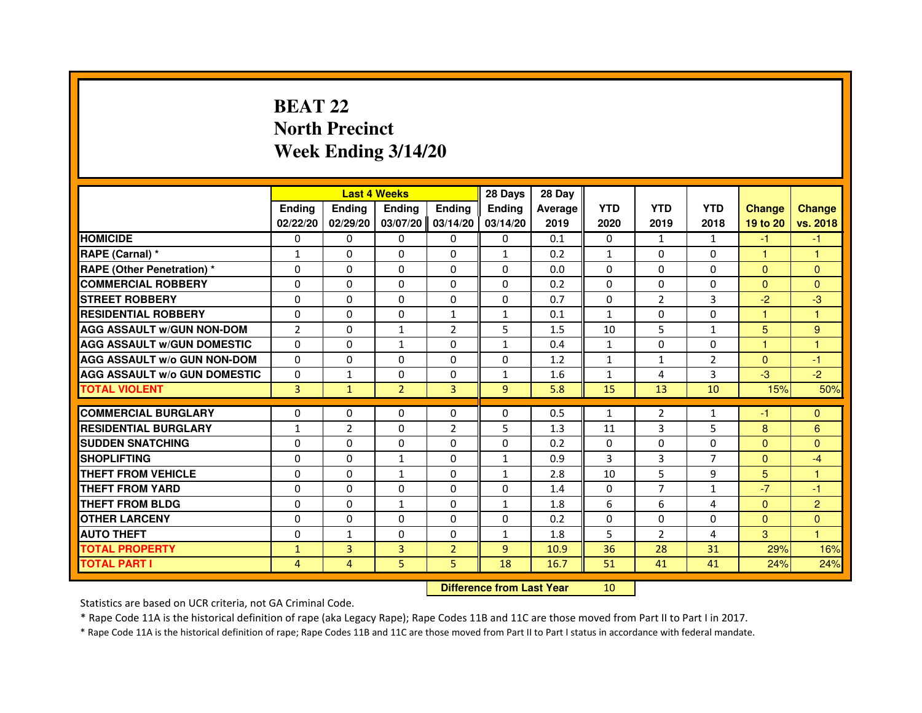# BEAT 22
## North Precinct
## Week Ending 3/14/20

| | Last 4 Weeks | | | | 28 Days | 28 Day | | | | | |
|---|---|---|---|---|---|---|---|---|---|---|---|
| | Ending 02/22/20 | Ending 02/29/20 | Ending 03/07/20 | Ending 03/14/20 | Ending 03/14/20 | Average 2019 | YTD 2020 | YTD 2019 | YTD 2018 | Change 19 to 20 | Change vs. 2018 |
| HOMICIDE | 0 | 0 | 0 | 0 | 0 | 0.1 | 0 | 1 | 1 | -1 | -1 |
| RAPE (Carnal) * | 1 | 0 | 0 | 0 | 1 | 0.2 | 1 | 0 | 0 | 1 | 1 |
| RAPE (Other Penetration) * | 0 | 0 | 0 | 0 | 0 | 0.0 | 0 | 0 | 0 | 0 | 0 |
| COMMERCIAL ROBBERY | 0 | 0 | 0 | 0 | 0 | 0.2 | 0 | 0 | 0 | 0 | 0 |
| STREET ROBBERY | 0 | 0 | 0 | 0 | 0 | 0.7 | 0 | 2 | 3 | -2 | -3 |
| RESIDENTIAL ROBBERY | 0 | 0 | 0 | 1 | 1 | 0.1 | 1 | 0 | 0 | 1 | 1 |
| AGG ASSAULT w/GUN NON-DOM | 2 | 0 | 1 | 2 | 5 | 1.5 | 10 | 5 | 1 | 5 | 9 |
| AGG ASSAULT w/GUN DOMESTIC | 0 | 0 | 1 | 0 | 1 | 0.4 | 1 | 0 | 0 | 1 | 1 |
| AGG ASSAULT w/o GUN NON-DOM | 0 | 0 | 0 | 0 | 0 | 1.2 | 1 | 1 | 2 | 0 | -1 |
| AGG ASSAULT w/o GUN DOMESTIC | 0 | 1 | 0 | 0 | 1 | 1.6 | 1 | 4 | 3 | -3 | -2 |
| TOTAL VIOLENT | 3 | 1 | 2 | 3 | 9 | 5.8 | 15 | 13 | 10 | 15% | 50% |
| COMMERCIAL BURGLARY | 0 | 0 | 0 | 0 | 0 | 0.5 | 1 | 2 | 1 | -1 | 0 |
| RESIDENTIAL BURGLARY | 1 | 2 | 0 | 2 | 5 | 1.3 | 11 | 3 | 5 | 8 | 6 |
| SUDDEN SNATCHING | 0 | 0 | 0 | 0 | 0 | 0.2 | 0 | 0 | 0 | 0 | 0 |
| SHOPLIFTING | 0 | 0 | 1 | 0 | 1 | 0.9 | 3 | 3 | 7 | 0 | -4 |
| THEFT FROM VEHICLE | 0 | 0 | 1 | 0 | 1 | 2.8 | 10 | 5 | 9 | 5 | 1 |
| THEFT FROM YARD | 0 | 0 | 0 | 0 | 0 | 1.4 | 0 | 7 | 1 | -7 | -1 |
| THEFT FROM BLDG | 0 | 0 | 1 | 0 | 1 | 1.8 | 6 | 6 | 4 | 0 | 2 |
| OTHER LARCENY | 0 | 0 | 0 | 0 | 0 | 0.2 | 0 | 0 | 0 | 0 | 0 |
| AUTO THEFT | 0 | 1 | 0 | 0 | 1 | 1.8 | 5 | 2 | 4 | 3 | 1 |
| TOTAL PROPERTY | 1 | 3 | 3 | 2 | 9 | 10.9 | 36 | 28 | 31 | 29% | 16% |
| TOTAL PART I | 4 | 4 | 5 | 5 | 18 | 16.7 | 51 | 41 | 41 | 24% | 24% |

**Difference from Last Year** 10

Statistics are based on UCR criteria, not GA Criminal Code.

* Rape Code 11A is the historical definition of rape (aka Legacy Rape); Rape Codes 11B and 11C are those moved from Part II to Part I in 2017.

* Rape Code 11A is the historical definition of rape; Rape Codes 11B and 11C are those moved from Part II to Part I status in accordance with federal mandate.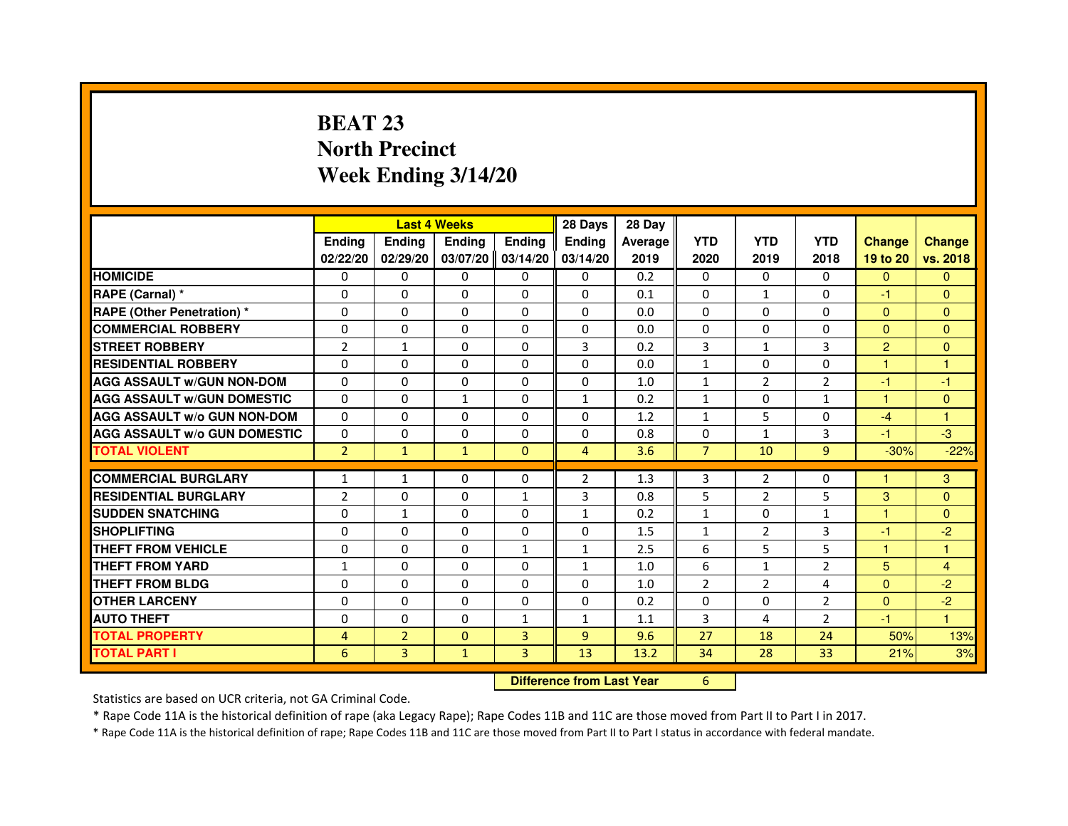# BEAT 23
## North Precinct
## Week Ending 3/14/20

| | Last 4 Weeks | | | | 28 Days | 28 Day | | | | | |
|---|---|---|---|---|---|---|---|---|---|---|---|
| | Ending 02/22/20 | Ending 02/29/20 | Ending 03/07/20 | Ending 03/14/20 | Ending 03/14/20 | Average 2019 | YTD 2020 | YTD 2019 | YTD 2018 | Change 19 to 20 | Change vs. 2018 |
| HOMICIDE | 0 | 0 | 0 | 0 | 0 | 0.2 | 0 | 0 | 0 | 0 | 0 |
| RAPE (Carnal) * | 0 | 0 | 0 | 0 | 0 | 0.1 | 0 | 1 | 0 | -1 | 0 |
| RAPE (Other Penetration) * | 0 | 0 | 0 | 0 | 0 | 0.0 | 0 | 0 | 0 | 0 | 0 |
| COMMERCIAL ROBBERY | 0 | 0 | 0 | 0 | 0 | 0.0 | 0 | 0 | 0 | 0 | 0 |
| STREET ROBBERY | 2 | 1 | 0 | 0 | 3 | 0.2 | 3 | 1 | 3 | 2 | 0 |
| RESIDENTIAL ROBBERY | 0 | 0 | 0 | 0 | 0 | 0.0 | 1 | 0 | 0 | 1 | 1 |
| AGG ASSAULT w/GUN NON-DOM | 0 | 0 | 0 | 0 | 0 | 1.0 | 1 | 2 | 2 | -1 | -1 |
| AGG ASSAULT w/GUN DOMESTIC | 0 | 0 | 1 | 0 | 1 | 0.2 | 1 | 0 | 1 | 1 | 0 |
| AGG ASSAULT w/o GUN NON-DOM | 0 | 0 | 0 | 0 | 0 | 1.2 | 1 | 5 | 0 | -4 | 1 |
| AGG ASSAULT w/o GUN DOMESTIC | 0 | 0 | 0 | 0 | 0 | 0.8 | 0 | 1 | 3 | -1 | -3 |
| TOTAL VIOLENT | 2 | 1 | 1 | 0 | 4 | 3.6 | 7 | 10 | 9 | -30% | -22% |
| COMMERCIAL BURGLARY | 1 | 1 | 0 | 0 | 2 | 1.3 | 3 | 2 | 0 | 1 | 3 |
| RESIDENTIAL BURGLARY | 2 | 0 | 0 | 1 | 3 | 0.8 | 5 | 2 | 5 | 3 | 0 |
| SUDDEN SNATCHING | 0 | 1 | 0 | 0 | 1 | 0.2 | 1 | 0 | 1 | 1 | 0 |
| SHOPLIFTING | 0 | 0 | 0 | 0 | 0 | 1.5 | 1 | 2 | 3 | -1 | -2 |
| THEFT FROM VEHICLE | 0 | 0 | 0 | 1 | 1 | 2.5 | 6 | 5 | 5 | 1 | 1 |
| THEFT FROM YARD | 1 | 0 | 0 | 0 | 1 | 1.0 | 6 | 1 | 2 | 5 | 4 |
| THEFT FROM BLDG | 0 | 0 | 0 | 0 | 0 | 1.0 | 2 | 2 | 4 | 0 | -2 |
| OTHER LARCENY | 0 | 0 | 0 | 0 | 0 | 0.2 | 0 | 0 | 2 | 0 | -2 |
| AUTO THEFT | 0 | 0 | 0 | 1 | 1 | 1.1 | 3 | 4 | 2 | -1 | 1 |
| TOTAL PROPERTY | 4 | 2 | 0 | 3 | 9 | 9.6 | 27 | 18 | 24 | 50% | 13% |
| TOTAL PART I | 6 | 3 | 1 | 3 | 13 | 13.2 | 34 | 28 | 33 | 21% | 3% |

**Difference from Last Year** 6

Statistics are based on UCR criteria, not GA Criminal Code.

* Rape Code 11A is the historical definition of rape (aka Legacy Rape); Rape Codes 11B and 11C are those moved from Part II to Part I in 2017.

* Rape Code 11A is the historical definition of rape; Rape Codes 11B and 11C are those moved from Part II to Part I status in accordance with federal mandate.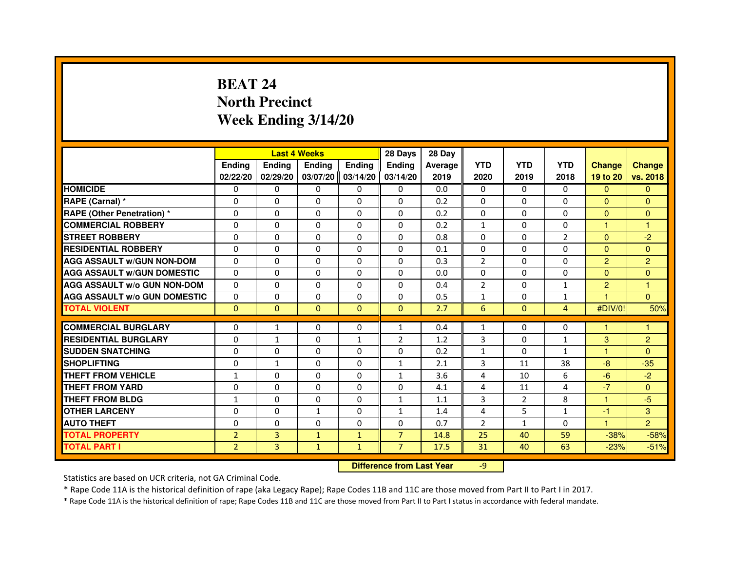# BEAT 24
## North Precinct
## Week Ending 3/14/20

| | Last 4 Weeks | | | | 28 Days | 28 Day | | | | | |
|---|---|---|---|---|---|---|---|---|---|---|---|
| | Ending 02/22/20 | Ending 02/29/20 | Ending 03/07/20 | Ending 03/14/20 | Ending 03/14/20 | Average 2019 | YTD 2020 | YTD 2019 | YTD 2018 | Change 19 to 20 | Change vs. 2018 |
| HOMICIDE | 0 | 0 | 0 | 0 | 0 | 0.0 | 0 | 0 | 0 | 0 | 0 |
| RAPE (Carnal) * | 0 | 0 | 0 | 0 | 0 | 0.2 | 0 | 0 | 0 | 0 | 0 |
| RAPE (Other Penetration) * | 0 | 0 | 0 | 0 | 0 | 0.2 | 0 | 0 | 0 | 0 | 0 |
| COMMERCIAL ROBBERY | 0 | 0 | 0 | 0 | 0 | 0.2 | 1 | 0 | 0 | 1 | 1 |
| STREET ROBBERY | 0 | 0 | 0 | 0 | 0 | 0.8 | 0 | 0 | 2 | 0 | -2 |
| RESIDENTIAL ROBBERY | 0 | 0 | 0 | 0 | 0 | 0.1 | 0 | 0 | 0 | 0 | 0 |
| AGG ASSAULT w/GUN NON-DOM | 0 | 0 | 0 | 0 | 0 | 0.3 | 2 | 0 | 0 | 2 | 2 |
| AGG ASSAULT w/GUN DOMESTIC | 0 | 0 | 0 | 0 | 0 | 0.0 | 0 | 0 | 0 | 0 | 0 |
| AGG ASSAULT w/o GUN NON-DOM | 0 | 0 | 0 | 0 | 0 | 0.4 | 2 | 0 | 1 | 2 | 1 |
| AGG ASSAULT w/o GUN DOMESTIC | 0 | 0 | 0 | 0 | 0 | 0.5 | 1 | 0 | 1 | 1 | 0 |
| TOTAL VIOLENT | 0 | 0 | 0 | 0 | 0 | 2.7 | 6 | 0 | 4 | #DIV/0! | 50% |
| COMMERCIAL BURGLARY | 0 | 1 | 0 | 0 | 1 | 0.4 | 1 | 0 | 0 | 1 | 1 |
| RESIDENTIAL BURGLARY | 0 | 1 | 0 | 1 | 2 | 1.2 | 3 | 0 | 1 | 3 | 2 |
| SUDDEN SNATCHING | 0 | 0 | 0 | 0 | 0 | 0.2 | 1 | 0 | 1 | 1 | 0 |
| SHOPLIFTING | 0 | 1 | 0 | 0 | 1 | 2.1 | 3 | 11 | 38 | -8 | -35 |
| THEFT FROM VEHICLE | 1 | 0 | 0 | 0 | 1 | 3.6 | 4 | 10 | 6 | -6 | -2 |
| THEFT FROM YARD | 0 | 0 | 0 | 0 | 0 | 4.1 | 4 | 11 | 4 | -7 | 0 |
| THEFT FROM BLDG | 1 | 0 | 0 | 0 | 1 | 1.1 | 3 | 2 | 8 | 1 | -5 |
| OTHER LARCENY | 0 | 0 | 1 | 0 | 1 | 1.4 | 4 | 5 | 1 | -1 | 3 |
| AUTO THEFT | 0 | 0 | 0 | 0 | 0 | 0.7 | 2 | 1 | 0 | 1 | 2 |
| TOTAL PROPERTY | 2 | 3 | 1 | 1 | 7 | 14.8 | 25 | 40 | 59 | -38% | -58% |
| TOTAL PART I | 2 | 3 | 1 | 1 | 7 | 17.5 | 31 | 40 | 63 | -23% | -51% |

Difference from Last Year: -9

Statistics are based on UCR criteria, not GA Criminal Code.

* Rape Code 11A is the historical definition of rape (aka Legacy Rape); Rape Codes 11B and 11C are those moved from Part II to Part I in 2017.

* Rape Code 11A is the historical definition of rape; Rape Codes 11B and 11C are those moved from Part II to Part I status in accordance with federal mandate.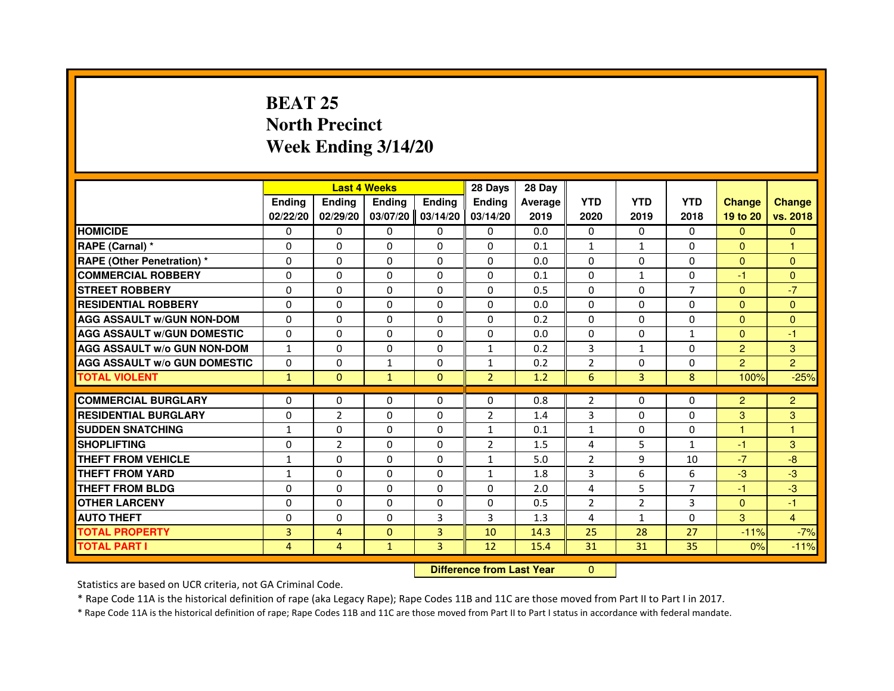# BEAT 25
# North Precinct
# Week Ending 3/14/20

| | Last 4 Weeks | | | | 28 Days | 28 Day | | | | | |
|---|---|---|---|---|---|---|---|---|---|---|---|
| | Ending 02/22/20 | Ending 02/29/20 | Ending 03/07/20 | Ending 03/14/20 | Ending 03/14/20 | Average 2019 | YTD 2020 | YTD 2019 | YTD 2018 | Change 19 to 20 | Change vs. 2018 |
| HOMICIDE | 0 | 0 | 0 | 0 | 0 | 0.0 | 0 | 0 | 0 | 0 | 0 |
| RAPE (Carnal) * | 0 | 0 | 0 | 0 | 0 | 0.1 | 1 | 1 | 0 | 0 | 1 |
| RAPE (Other Penetration) * | 0 | 0 | 0 | 0 | 0 | 0.0 | 0 | 0 | 0 | 0 | 0 |
| COMMERCIAL ROBBERY | 0 | 0 | 0 | 0 | 0 | 0.1 | 0 | 1 | 0 | -1 | 0 |
| STREET ROBBERY | 0 | 0 | 0 | 0 | 0 | 0.5 | 0 | 0 | 7 | 0 | -7 |
| RESIDENTIAL ROBBERY | 0 | 0 | 0 | 0 | 0 | 0.0 | 0 | 0 | 0 | 0 | 0 |
| AGG ASSAULT w/GUN NON-DOM | 0 | 0 | 0 | 0 | 0 | 0.2 | 0 | 0 | 0 | 0 | 0 |
| AGG ASSAULT w/GUN DOMESTIC | 0 | 0 | 0 | 0 | 0 | 0.0 | 0 | 0 | 1 | 0 | -1 |
| AGG ASSAULT w/o GUN NON-DOM | 1 | 0 | 0 | 0 | 1 | 0.2 | 3 | 1 | 0 | 2 | 3 |
| AGG ASSAULT w/o GUN DOMESTIC | 0 | 0 | 1 | 0 | 1 | 0.2 | 2 | 0 | 0 | 2 | 2 |
| TOTAL VIOLENT | 1 | 0 | 1 | 0 | 2 | 1.2 | 6 | 3 | 8 | 100% | -25% |
| COMMERCIAL BURGLARY | 0 | 0 | 0 | 0 | 0 | 0.8 | 2 | 0 | 0 | 2 | 2 |
| RESIDENTIAL BURGLARY | 0 | 2 | 0 | 0 | 2 | 1.4 | 3 | 0 | 0 | 3 | 3 |
| SUDDEN SNATCHING | 1 | 0 | 0 | 0 | 1 | 0.1 | 1 | 0 | 0 | 1 | 1 |
| SHOPLIFTING | 0 | 2 | 0 | 0 | 2 | 1.5 | 4 | 5 | 1 | -1 | 3 |
| THEFT FROM VEHICLE | 1 | 0 | 0 | 0 | 1 | 5.0 | 2 | 9 | 10 | -7 | -8 |
| THEFT FROM YARD | 1 | 0 | 0 | 0 | 1 | 1.8 | 3 | 6 | 6 | -3 | -3 |
| THEFT FROM BLDG | 0 | 0 | 0 | 0 | 0 | 2.0 | 4 | 5 | 7 | -1 | -3 |
| OTHER LARCENY | 0 | 0 | 0 | 0 | 0 | 0.5 | 2 | 2 | 3 | 0 | -1 |
| AUTO THEFT | 0 | 0 | 0 | 3 | 3 | 1.3 | 4 | 1 | 0 | 3 | 4 |
| TOTAL PROPERTY | 3 | 4 | 0 | 3 | 10 | 14.3 | 25 | 28 | 27 | -11% | -7% |
| TOTAL PART I | 4 | 4 | 1 | 3 | 12 | 15.4 | 31 | 31 | 35 | 0% | -11% |

**Difference from Last Year** 0

Statistics are based on UCR criteria, not GA Criminal Code.

* Rape Code 11A is the historical definition of rape (aka Legacy Rape); Rape Codes 11B and 11C are those moved from Part II to Part I in 2017.

* Rape Code 11A is the historical definition of rape; Rape Codes 11B and 11C are those moved from Part II to Part I status in accordance with federal mandate.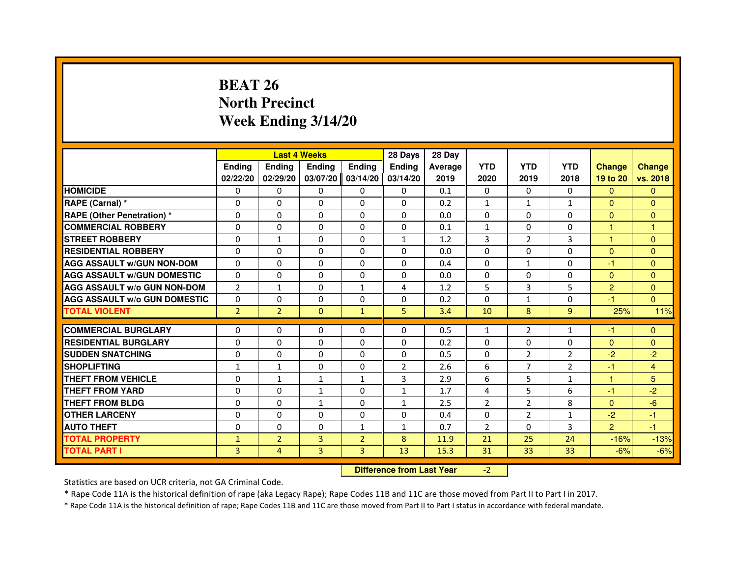# BEAT 26
## North Precinct
## Week Ending 3/14/20

| | Last 4 Weeks | | | | 28 Days | 28 Day | | | | | |
|---|---|---|---|---|---|---|---|---|---|---|---|
| | Ending 02/22/20 | Ending 02/29/20 | Ending 03/07/20 | Ending 03/14/20 | Ending 03/14/20 | Average 2019 | YTD 2020 | YTD 2019 | YTD 2018 | Change 19 to 20 | Change vs. 2018 |
| HOMICIDE | 0 | 0 | 0 | 0 | 0 | 0.1 | 0 | 0 | 0 | 0 | 0 |
| RAPE (Carnal) * | 0 | 0 | 0 | 0 | 0 | 0.2 | 1 | 1 | 1 | 0 | 0 |
| RAPE (Other Penetration) * | 0 | 0 | 0 | 0 | 0 | 0.0 | 0 | 0 | 0 | 0 | 0 |
| COMMERCIAL ROBBERY | 0 | 0 | 0 | 0 | 0 | 0.1 | 1 | 0 | 0 | 1 | 1 |
| STREET ROBBERY | 0 | 1 | 0 | 0 | 1 | 1.2 | 3 | 2 | 3 | 1 | 0 |
| RESIDENTIAL ROBBERY | 0 | 0 | 0 | 0 | 0 | 0.0 | 0 | 0 | 0 | 0 | 0 |
| AGG ASSAULT w/GUN NON-DOM | 0 | 0 | 0 | 0 | 0 | 0.4 | 0 | 1 | 0 | -1 | 0 |
| AGG ASSAULT w/GUN DOMESTIC | 0 | 0 | 0 | 0 | 0 | 0.0 | 0 | 0 | 0 | 0 | 0 |
| AGG ASSAULT w/o GUN NON-DOM | 2 | 1 | 0 | 1 | 4 | 1.2 | 5 | 3 | 5 | 2 | 0 |
| AGG ASSAULT w/o GUN DOMESTIC | 0 | 0 | 0 | 0 | 0 | 0.2 | 0 | 1 | 0 | -1 | 0 |
| TOTAL VIOLENT | 2 | 2 | 0 | 1 | 5 | 3.4 | 10 | 8 | 9 | 25% | 11% |
| COMMERCIAL BURGLARY | 0 | 0 | 0 | 0 | 0 | 0.5 | 1 | 2 | 1 | -1 | 0 |
| RESIDENTIAL BURGLARY | 0 | 0 | 0 | 0 | 0 | 0.2 | 0 | 0 | 0 | 0 | 0 |
| SUDDEN SNATCHING | 0 | 0 | 0 | 0 | 0 | 0.5 | 0 | 2 | 2 | -2 | -2 |
| SHOPLIFTING | 1 | 1 | 0 | 0 | 2 | 2.6 | 6 | 7 | 2 | -1 | 4 |
| THEFT FROM VEHICLE | 0 | 1 | 1 | 1 | 3 | 2.9 | 6 | 5 | 1 | 1 | 5 |
| THEFT FROM YARD | 0 | 0 | 1 | 0 | 1 | 1.7 | 4 | 5 | 6 | -1 | -2 |
| THEFT FROM BLDG | 0 | 0 | 1 | 0 | 1 | 2.5 | 2 | 2 | 8 | 0 | -6 |
| OTHER LARCENY | 0 | 0 | 0 | 0 | 0 | 0.4 | 0 | 2 | 1 | -2 | -1 |
| AUTO THEFT | 0 | 0 | 0 | 1 | 1 | 0.7 | 2 | 0 | 3 | 2 | -1 |
| TOTAL PROPERTY | 1 | 2 | 3 | 2 | 8 | 11.9 | 21 | 25 | 24 | -16% | -13% |
| TOTAL PART I | 3 | 4 | 3 | 3 | 13 | 15.3 | 31 | 33 | 33 | -6% | -6% |

**Difference from Last Year** -2

Statistics are based on UCR criteria, not GA Criminal Code.

* Rape Code 11A is the historical definition of rape (aka Legacy Rape); Rape Codes 11B and 11C are those moved from Part II to Part I in 2017.

* Rape Code 11A is the historical definition of rape; Rape Codes 11B and 11C are those moved from Part II to Part I status in accordance with federal mandate.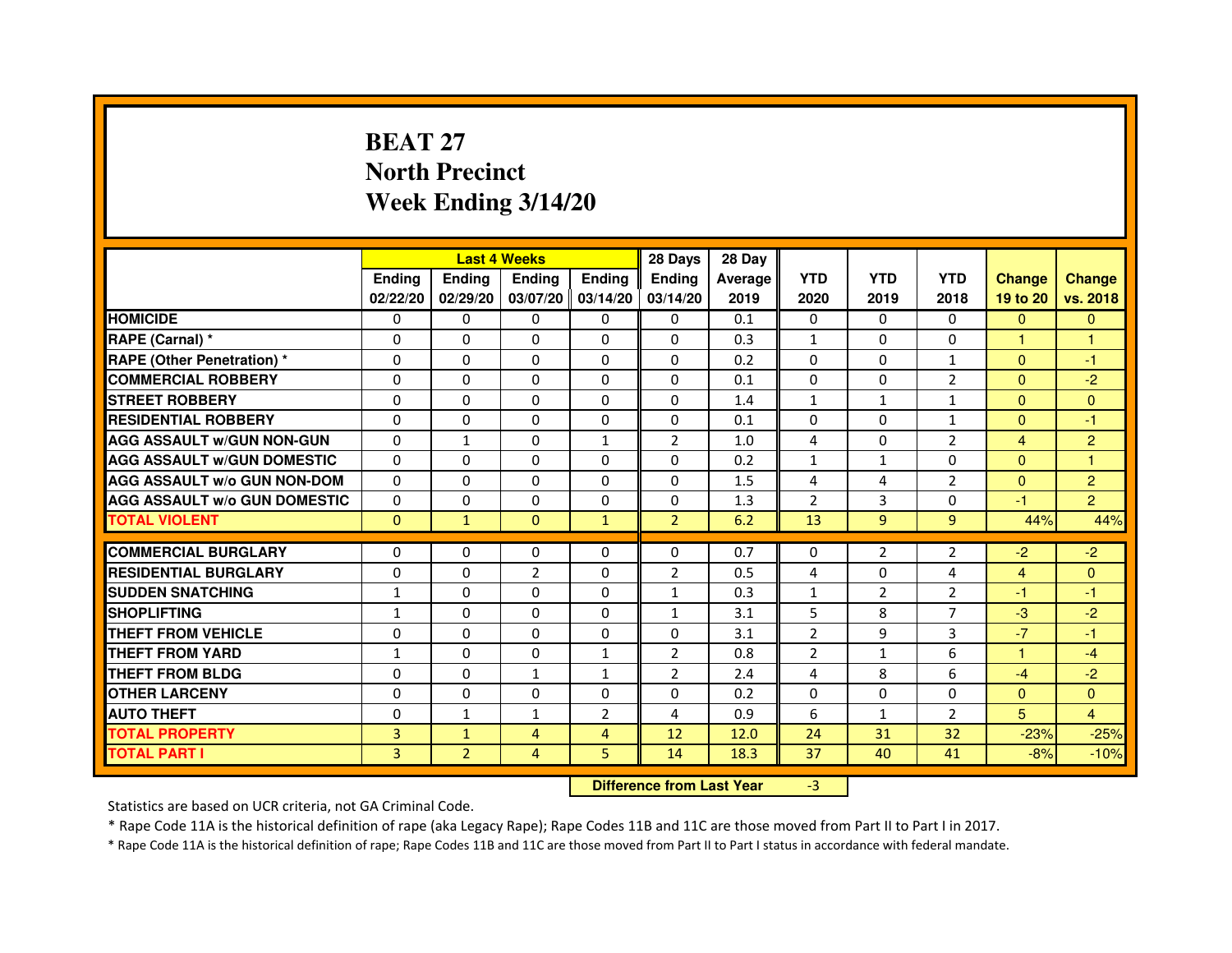# BEAT 27
# North Precinct
# Week Ending 3/14/20

| | Last 4 Weeks | | | | 28 Days | 28 Day | | | | | |
|---|---|---|---|---|---|---|---|---|---|---|---|
| | Ending 02/22/20 | Ending 02/29/20 | Ending 03/07/20 | Ending 03/14/20 | Ending 03/14/20 | Average 2019 | YTD 2020 | YTD 2019 | YTD 2018 | Change 19 to 20 | Change vs. 2018 |
| HOMICIDE | 0 | 0 | 0 | 0 | 0 | 0.1 | 0 | 0 | 0 | 0 | 0 |
| RAPE (Carnal) * | 0 | 0 | 0 | 0 | 0 | 0.3 | 1 | 0 | 0 | 1 | 1 |
| RAPE (Other Penetration) * | 0 | 0 | 0 | 0 | 0 | 0.2 | 0 | 0 | 1 | 0 | -1 |
| COMMERCIAL ROBBERY | 0 | 0 | 0 | 0 | 0 | 0.1 | 0 | 0 | 2 | 0 | -2 |
| STREET ROBBERY | 0 | 0 | 0 | 0 | 0 | 1.4 | 1 | 1 | 1 | 0 | 0 |
| RESIDENTIAL ROBBERY | 0 | 0 | 0 | 0 | 0 | 0.1 | 0 | 0 | 1 | 0 | -1 |
| AGG ASSAULT w/GUN NON-GUN | 0 | 1 | 0 | 1 | 2 | 1.0 | 4 | 0 | 2 | 4 | 2 |
| AGG ASSAULT w/GUN DOMESTIC | 0 | 0 | 0 | 0 | 0 | 0.2 | 1 | 1 | 0 | 0 | 1 |
| AGG ASSAULT w/o GUN NON-DOM | 0 | 0 | 0 | 0 | 0 | 1.5 | 4 | 4 | 2 | 0 | 2 |
| AGG ASSAULT w/o GUN DOMESTIC | 0 | 0 | 0 | 0 | 0 | 1.3 | 2 | 3 | 0 | -1 | 2 |
| TOTAL VIOLENT | 0 | 1 | 0 | 1 | 2 | 6.2 | 13 | 9 | 9 | 44% | 44% |
| COMMERCIAL BURGLARY | 0 | 0 | 0 | 0 | 0 | 0.7 | 0 | 2 | 2 | -2 | -2 |
| RESIDENTIAL BURGLARY | 0 | 0 | 2 | 0 | 2 | 0.5 | 4 | 0 | 4 | 4 | 0 |
| SUDDEN SNATCHING | 1 | 0 | 0 | 0 | 1 | 0.3 | 1 | 2 | 2 | -1 | -1 |
| SHOPLIFTING | 1 | 0 | 0 | 0 | 1 | 3.1 | 5 | 8 | 7 | -3 | -2 |
| THEFT FROM VEHICLE | 0 | 0 | 0 | 0 | 0 | 3.1 | 2 | 9 | 3 | -7 | -1 |
| THEFT FROM YARD | 1 | 0 | 0 | 1 | 2 | 0.8 | 2 | 1 | 6 | 1 | -4 |
| THEFT FROM BLDG | 0 | 0 | 1 | 1 | 2 | 2.4 | 4 | 8 | 6 | -4 | -2 |
| OTHER LARCENY | 0 | 0 | 0 | 0 | 0 | 0.2 | 0 | 0 | 0 | 0 | 0 |
| AUTO THEFT | 0 | 1 | 1 | 2 | 4 | 0.9 | 6 | 1 | 2 | 5 | 4 |
| TOTAL PROPERTY | 3 | 1 | 4 | 4 | 12 | 12.0 | 24 | 31 | 32 | -23% | -25% |
| TOTAL PART I | 3 | 2 | 4 | 5 | 14 | 18.3 | 37 | 40 | 41 | -8% | -10% |

**Difference from Last Year** -3

Statistics are based on UCR criteria, not GA Criminal Code.

* Rape Code 11A is the historical definition of rape (aka Legacy Rape); Rape Codes 11B and 11C are those moved from Part II to Part I in 2017.

* Rape Code 11A is the historical definition of rape; Rape Codes 11B and 11C are those moved from Part II to Part I status in accordance with federal mandate.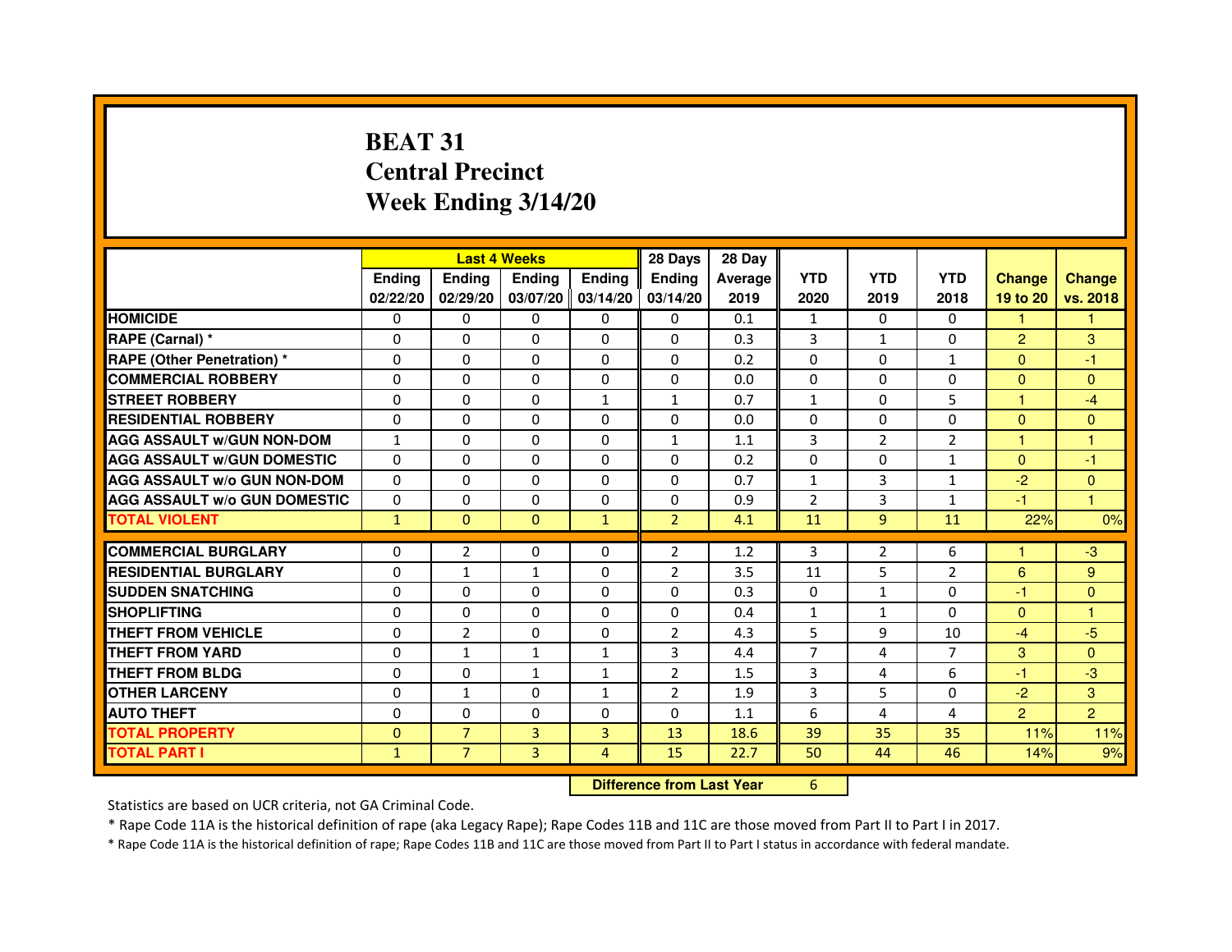# BEAT 31
# Central Precinct
# Week Ending 3/14/20

| | Last 4 Weeks | | | | 28 Days | 28 Day | | | | | |
|---|---|---|---|---|---|---|---|---|---|---|---|
| | Ending 02/22/20 | Ending 02/29/20 | Ending 03/07/20 | Ending 03/14/20 | Ending 03/14/20 | Average 2019 | YTD 2020 | YTD 2019 | YTD 2018 | Change 19 to 20 | Change vs. 2018 |
| **HOMICIDE** | 0 | 0 | 0 | 0 | 0 | 0.1 | 1 | 0 | 0 | 1 | 1 |
| **RAPE (Carnal) *** | 0 | 0 | 0 | 0 | 0 | 0.3 | 3 | 1 | 0 | 2 | 3 |
| **RAPE (Other Penetration) *** | 0 | 0 | 0 | 0 | 0 | 0.2 | 0 | 0 | 1 | 0 | -1 |
| **COMMERCIAL ROBBERY** | 0 | 0 | 0 | 0 | 0 | 0.0 | 0 | 0 | 0 | 0 | 0 |
| **STREET ROBBERY** | 0 | 0 | 0 | 1 | 1 | 0.7 | 1 | 0 | 5 | 1 | -4 |
| **RESIDENTIAL ROBBERY** | 0 | 0 | 0 | 0 | 0 | 0.0 | 0 | 0 | 0 | 0 | 0 |
| **AGG ASSAULT w/GUN NON-DOM** | 1 | 0 | 0 | 0 | 1 | 1.1 | 3 | 2 | 2 | 1 | 1 |
| **AGG ASSAULT w/GUN DOMESTIC** | 0 | 0 | 0 | 0 | 0 | 0.2 | 0 | 0 | 1 | 0 | -1 |
| **AGG ASSAULT w/o GUN NON-DOM** | 0 | 0 | 0 | 0 | 0 | 0.7 | 1 | 3 | 1 | -2 | 0 |
| **AGG ASSAULT w/o GUN DOMESTIC** | 0 | 0 | 0 | 0 | 0 | 0.9 | 2 | 3 | 1 | -1 | 1 |
| **TOTAL VIOLENT** | 1 | 0 | 0 | 1 | 2 | 4.1 | 11 | 9 | 11 | 22% | 0% |
| **COMMERCIAL BURGLARY** | 0 | 2 | 0 | 0 | 2 | 1.2 | 3 | 2 | 6 | 1 | -3 |
| **RESIDENTIAL BURGLARY** | 0 | 1 | 1 | 0 | 2 | 3.5 | 11 | 5 | 2 | 6 | 9 |
| **SUDDEN SNATCHING** | 0 | 0 | 0 | 0 | 0 | 0.3 | 0 | 1 | 0 | -1 | 0 |
| **SHOPLIFTING** | 0 | 0 | 0 | 0 | 0 | 0.4 | 1 | 1 | 0 | 0 | 1 |
| **THEFT FROM VEHICLE** | 0 | 2 | 0 | 0 | 2 | 4.3 | 5 | 9 | 10 | -4 | -5 |
| **THEFT FROM YARD** | 0 | 1 | 1 | 1 | 3 | 4.4 | 7 | 4 | 7 | 3 | 0 |
| **THEFT FROM BLDG** | 0 | 0 | 1 | 1 | 2 | 1.5 | 3 | 4 | 6 | -1 | -3 |
| **OTHER LARCENY** | 0 | 1 | 0 | 1 | 2 | 1.9 | 3 | 5 | 0 | -2 | 3 |
| **AUTO THEFT** | 0 | 0 | 0 | 0 | 0 | 1.1 | 6 | 4 | 4 | 2 | 2 |
| **TOTAL PROPERTY** | 0 | 7 | 3 | 3 | 13 | 18.6 | 39 | 35 | 35 | 11% | 11% |
| **TOTAL PART I** | 1 | 7 | 3 | 4 | 15 | 22.7 | 50 | 44 | 46 | 14% | 9% |

**Difference from Last Year** 6

Statistics are based on UCR criteria, not GA Criminal Code.

* Rape Code 11A is the historical definition of rape (aka Legacy Rape); Rape Codes 11B and 11C are those moved from Part II to Part I in 2017.

* Rape Code 11A is the historical definition of rape; Rape Codes 11B and 11C are those moved from Part II to Part I status in accordance with federal mandate.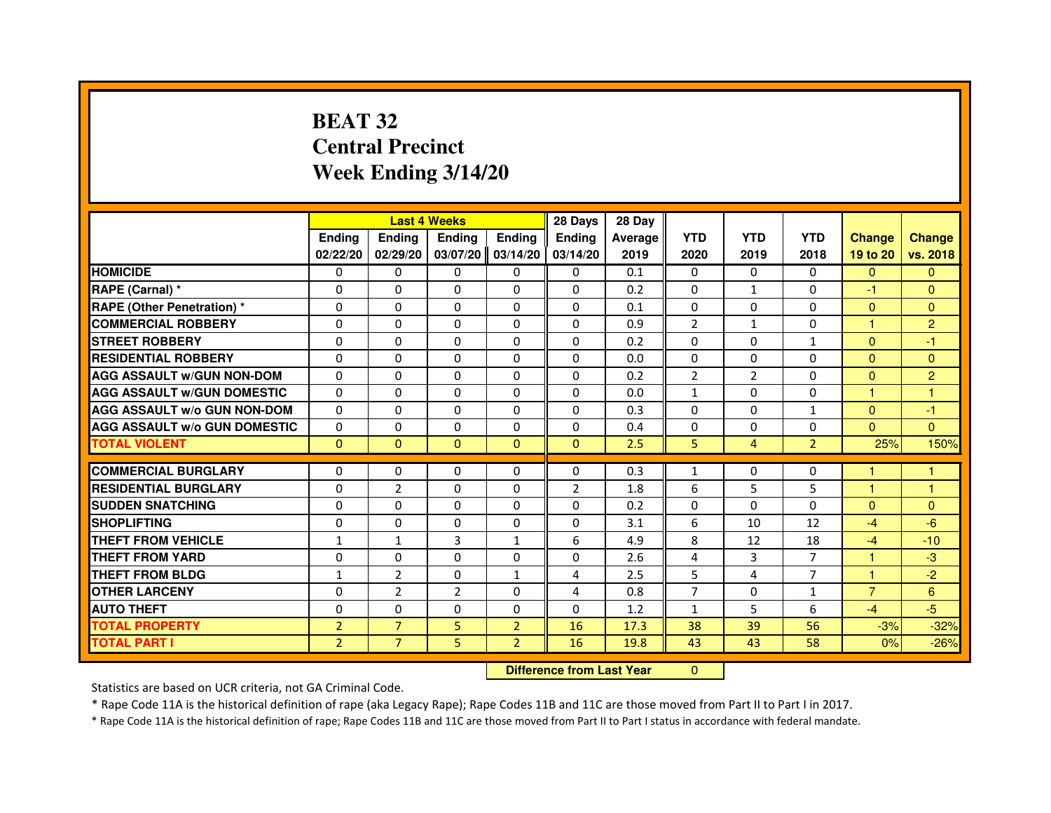# BEAT 32
# Central Precinct
# Week Ending 3/14/20

| | Last 4 Weeks | | | | 28 Days | 28 Day | | | | | |
|---|---|---|---|---|---|---|---|---|---|---|---|
| | Ending 02/22/20 | Ending 02/29/20 | Ending 03/07/20 | Ending 03/14/20 | Ending 03/14/20 | Average 2019 | YTD 2020 | YTD 2019 | YTD 2018 | Change 19 to 20 | Change vs. 2018 |
| **HOMICIDE** | 0 | 0 | 0 | 0 | 0 | 0.1 | 0 | 0 | 0 | 0 | 0 |
| **RAPE (Carnal) *** | 0 | 0 | 0 | 0 | 0 | 0.2 | 0 | 1 | 0 | -1 | 0 |
| **RAPE (Other Penetration) *** | 0 | 0 | 0 | 0 | 0 | 0.1 | 0 | 0 | 0 | 0 | 0 |
| **COMMERCIAL ROBBERY** | 0 | 0 | 0 | 0 | 0 | 0.9 | 2 | 1 | 0 | 1 | 2 |
| **STREET ROBBERY** | 0 | 0 | 0 | 0 | 0 | 0.2 | 0 | 0 | 1 | 0 | -1 |
| **RESIDENTIAL ROBBERY** | 0 | 0 | 0 | 0 | 0 | 0.0 | 0 | 0 | 0 | 0 | 0 |
| **AGG ASSAULT w/GUN NON-DOM** | 0 | 0 | 0 | 0 | 0 | 0.2 | 2 | 2 | 0 | 0 | 2 |
| **AGG ASSAULT w/GUN DOMESTIC** | 0 | 0 | 0 | 0 | 0 | 0.0 | 1 | 0 | 0 | 1 | 1 |
| **AGG ASSAULT w/o GUN NON-DOM** | 0 | 0 | 0 | 0 | 0 | 0.3 | 0 | 0 | 1 | 0 | -1 |
| **AGG ASSAULT w/o GUN DOMESTIC** | 0 | 0 | 0 | 0 | 0 | 0.4 | 0 | 0 | 0 | 0 | 0 |
| **TOTAL VIOLENT** | 0 | 0 | 0 | 0 | 0 | 2.5 | 5 | 4 | 2 | 25% | 150% |
| **COMMERCIAL BURGLARY** | 0 | 0 | 0 | 0 | 0 | 0.3 | 1 | 0 | 0 | 1 | 1 |
| **RESIDENTIAL BURGLARY** | 0 | 2 | 0 | 0 | 2 | 1.8 | 6 | 5 | 5 | 1 | 1 |
| **SUDDEN SNATCHING** | 0 | 0 | 0 | 0 | 0 | 0.2 | 0 | 0 | 0 | 0 | 0 |
| **SHOPLIFTING** | 0 | 0 | 0 | 0 | 0 | 3.1 | 6 | 10 | 12 | -4 | -6 |
| **THEFT FROM VEHICLE** | 1 | 1 | 3 | 1 | 6 | 4.9 | 8 | 12 | 18 | -4 | -10 |
| **THEFT FROM YARD** | 0 | 0 | 0 | 0 | 0 | 2.6 | 4 | 3 | 7 | 1 | -3 |
| **THEFT FROM BLDG** | 1 | 2 | 0 | 1 | 4 | 2.5 | 5 | 4 | 7 | 1 | -2 |
| **OTHER LARCENY** | 0 | 2 | 2 | 0 | 4 | 0.8 | 7 | 0 | 1 | 7 | 6 |
| **AUTO THEFT** | 0 | 0 | 0 | 0 | 0 | 1.2 | 1 | 5 | 6 | -4 | -5 |
| **TOTAL PROPERTY** | 2 | 7 | 5 | 2 | 16 | 17.3 | 38 | 39 | 56 | -3% | -32% |
| **TOTAL PART I** | 2 | 7 | 5 | 2 | 16 | 19.8 | 43 | 43 | 58 | 0% | -26% |

**Difference from Last Year** 0

Statistics are based on UCR criteria, not GA Criminal Code.

* Rape Code 11A is the historical definition of rape (aka Legacy Rape); Rape Codes 11B and 11C are those moved from Part II to Part I in 2017.

* Rape Code 11A is the historical definition of rape; Rape Codes 11B and 11C are those moved from Part II to Part I status in accordance with federal mandate.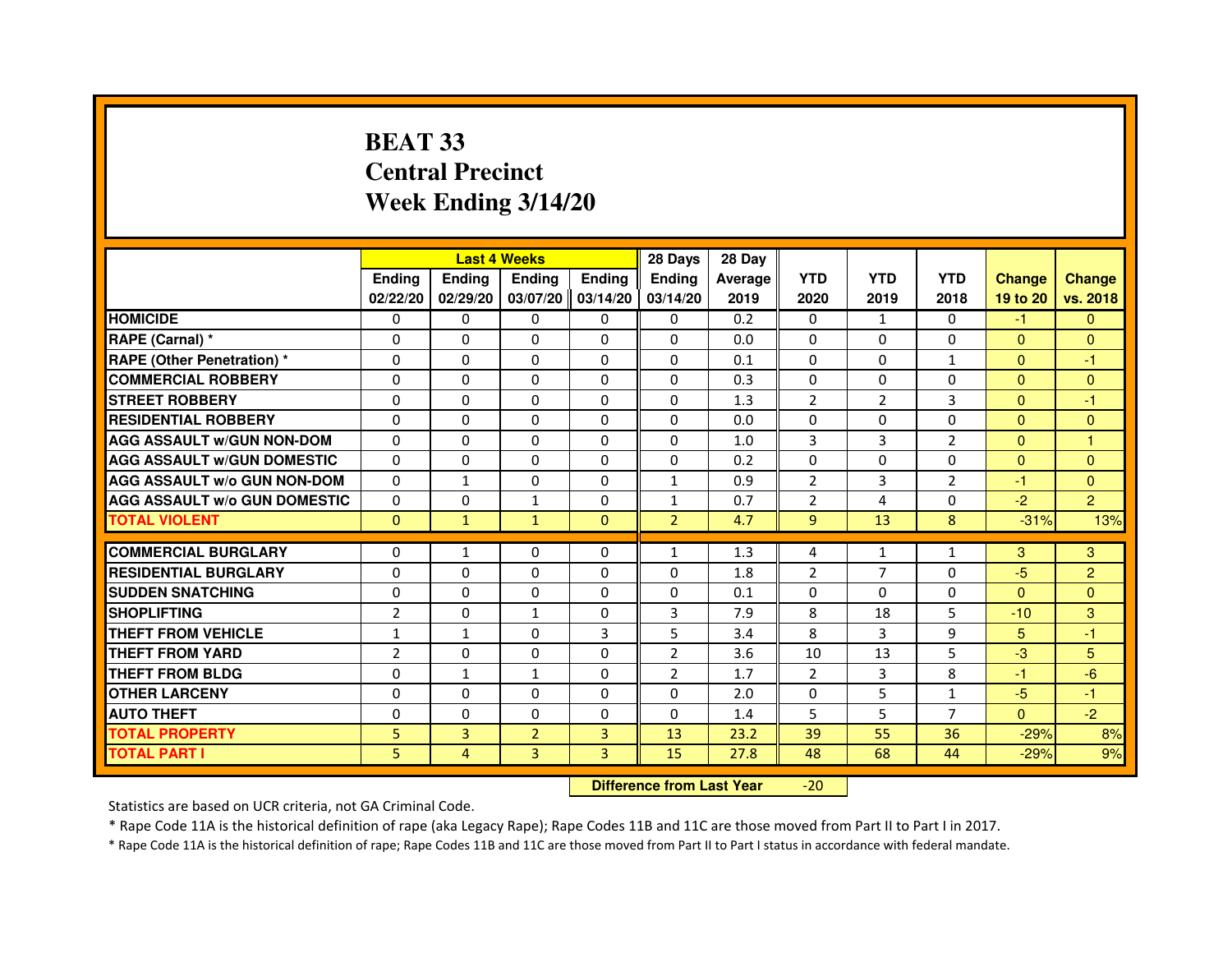# BEAT 33
## Central Precinct
## Week Ending 3/14/20

| | Last 4 Weeks | | | | 28 Days | 28 Day | | | | | |
|---|---|---|---|---|---|---|---|---|---|---|---|
| | Ending 02/22/20 | Ending 02/29/20 | Ending 03/07/20 | Ending 03/14/20 | Ending 03/14/20 | Average 2019 | YTD 2020 | YTD 2019 | YTD 2018 | Change 19 to 20 | Change vs. 2018 |
| HOMICIDE | 0 | 0 | 0 | 0 | 0 | 0.2 | 0 | 1 | 0 | -1 | 0 |
| RAPE (Carnal) * | 0 | 0 | 0 | 0 | 0 | 0.0 | 0 | 0 | 0 | 0 | 0 |
| RAPE (Other Penetration) * | 0 | 0 | 0 | 0 | 0 | 0.1 | 0 | 0 | 1 | 0 | -1 |
| COMMERCIAL ROBBERY | 0 | 0 | 0 | 0 | 0 | 0.3 | 0 | 0 | 0 | 0 | 0 |
| STREET ROBBERY | 0 | 0 | 0 | 0 | 0 | 1.3 | 2 | 2 | 3 | 0 | -1 |
| RESIDENTIAL ROBBERY | 0 | 0 | 0 | 0 | 0 | 0.0 | 0 | 0 | 0 | 0 | 0 |
| AGG ASSAULT w/GUN NON-DOM | 0 | 0 | 0 | 0 | 0 | 1.0 | 3 | 3 | 2 | 0 | 1 |
| AGG ASSAULT w/GUN DOMESTIC | 0 | 0 | 0 | 0 | 0 | 0.2 | 0 | 0 | 0 | 0 | 0 |
| AGG ASSAULT w/o GUN NON-DOM | 0 | 1 | 0 | 0 | 1 | 0.9 | 2 | 3 | 2 | -1 | 0 |
| AGG ASSAULT w/o GUN DOMESTIC | 0 | 0 | 1 | 0 | 1 | 0.7 | 2 | 4 | 0 | -2 | 2 |
| TOTAL VIOLENT | 0 | 1 | 1 | 0 | 2 | 4.7 | 9 | 13 | 8 | -31% | 13% |
| COMMERCIAL BURGLARY | 0 | 1 | 0 | 0 | 1 | 1.3 | 4 | 1 | 1 | 3 | 3 |
| RESIDENTIAL BURGLARY | 0 | 0 | 0 | 0 | 0 | 1.8 | 2 | 7 | 0 | -5 | 2 |
| SUDDEN SNATCHING | 0 | 0 | 0 | 0 | 0 | 0.1 | 0 | 0 | 0 | 0 | 0 |
| SHOPLIFTING | 2 | 0 | 1 | 0 | 3 | 7.9 | 8 | 18 | 5 | -10 | 3 |
| THEFT FROM VEHICLE | 1 | 1 | 0 | 3 | 5 | 3.4 | 8 | 3 | 9 | 5 | -1 |
| THEFT FROM YARD | 2 | 0 | 0 | 0 | 2 | 3.6 | 10 | 13 | 5 | -3 | 5 |
| THEFT FROM BLDG | 0 | 1 | 1 | 0 | 2 | 1.7 | 2 | 3 | 8 | -1 | -6 |
| OTHER LARCENY | 0 | 0 | 0 | 0 | 0 | 2.0 | 0 | 5 | 1 | -5 | -1 |
| AUTO THEFT | 0 | 0 | 0 | 0 | 0 | 1.4 | 5 | 5 | 7 | 0 | -2 |
| TOTAL PROPERTY | 5 | 3 | 2 | 3 | 13 | 23.2 | 39 | 55 | 36 | -29% | 8% |
| TOTAL PART I | 5 | 4 | 3 | 3 | 15 | 27.8 | 48 | 68 | 44 | -29% | 9% |

**Difference from Last Year** -20

Statistics are based on UCR criteria, not GA Criminal Code.

* Rape Code 11A is the historical definition of rape (aka Legacy Rape); Rape Codes 11B and 11C are those moved from Part II to Part I in 2017.

* Rape Code 11A is the historical definition of rape; Rape Codes 11B and 11C are those moved from Part II to Part I status in accordance with federal mandate.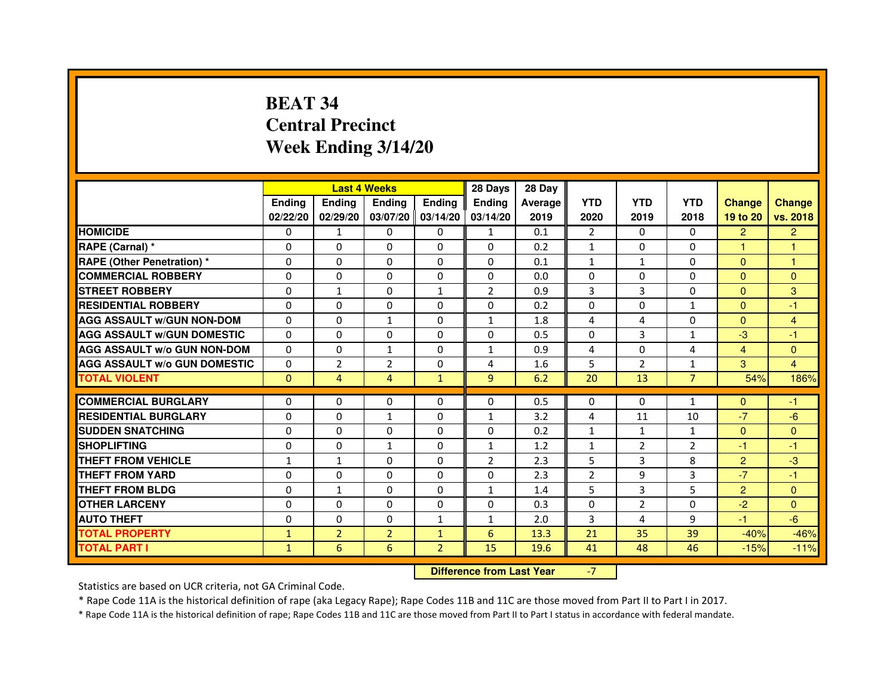# BEAT 34
# Central Precinct
# Week Ending 3/14/20

| | Last 4 Weeks | | | | 28 Days | 28 Day | | | | | |
|---|---|---|---|---|---|---|---|---|---|---|---|
| | Ending 02/22/20 | Ending 02/29/20 | Ending 03/07/20 | Ending 03/14/20 | Ending 03/14/20 | Average 2019 | YTD 2020 | YTD 2019 | YTD 2018 | Change 19 to 20 | Change vs. 2018 |
| **HOMICIDE** | 0 | 1 | 0 | 0 | 1 | 0.1 | 2 | 0 | 0 | 2 | 2 |
| **RAPE (Carnal) *** | 0 | 0 | 0 | 0 | 0 | 0.2 | 1 | 0 | 0 | 1 | 1 |
| **RAPE (Other Penetration) *** | 0 | 0 | 0 | 0 | 0 | 0.1 | 1 | 1 | 0 | 0 | 1 |
| **COMMERCIAL ROBBERY** | 0 | 0 | 0 | 0 | 0 | 0.0 | 0 | 0 | 0 | 0 | 0 |
| **STREET ROBBERY** | 0 | 1 | 0 | 1 | 2 | 0.9 | 3 | 3 | 0 | 0 | 3 |
| **RESIDENTIAL ROBBERY** | 0 | 0 | 0 | 0 | 0 | 0.2 | 0 | 0 | 1 | 0 | -1 |
| **AGG ASSAULT w/GUN NON-DOM** | 0 | 0 | 1 | 0 | 1 | 1.8 | 4 | 4 | 0 | 0 | 4 |
| **AGG ASSAULT w/GUN DOMESTIC** | 0 | 0 | 0 | 0 | 0 | 0.5 | 0 | 3 | 1 | -3 | -1 |
| **AGG ASSAULT w/o GUN NON-DOM** | 0 | 0 | 1 | 0 | 1 | 0.9 | 4 | 0 | 4 | 4 | 0 |
| **AGG ASSAULT w/o GUN DOMESTIC** | 0 | 2 | 2 | 0 | 4 | 1.6 | 5 | 2 | 1 | 3 | 4 |
| **TOTAL VIOLENT** | 0 | 4 | 4 | 1 | 9 | 6.2 | 20 | 13 | 7 | 54% | 186% |
| **COMMERCIAL BURGLARY** | 0 | 0 | 0 | 0 | 0 | 0.5 | 0 | 0 | 1 | 0 | -1 |
| **RESIDENTIAL BURGLARY** | 0 | 0 | 1 | 0 | 1 | 3.2 | 4 | 11 | 10 | -7 | -6 |
| **SUDDEN SNATCHING** | 0 | 0 | 0 | 0 | 0 | 0.2 | 1 | 1 | 1 | 0 | 0 |
| **SHOPLIFTING** | 0 | 0 | 1 | 0 | 1 | 1.2 | 1 | 2 | 2 | -1 | -1 |
| **THEFT FROM VEHICLE** | 1 | 1 | 0 | 0 | 2 | 2.3 | 5 | 3 | 8 | 2 | -3 |
| **THEFT FROM YARD** | 0 | 0 | 0 | 0 | 0 | 2.3 | 2 | 9 | 3 | -7 | -1 |
| **THEFT FROM BLDG** | 0 | 1 | 0 | 0 | 1 | 1.4 | 5 | 3 | 5 | 2 | 0 |
| **OTHER LARCENY** | 0 | 0 | 0 | 0 | 0 | 0.3 | 0 | 2 | 0 | -2 | 0 |
| **AUTO THEFT** | 0 | 0 | 0 | 1 | 1 | 2.0 | 3 | 4 | 9 | -1 | -6 |
| **TOTAL PROPERTY** | 1 | 2 | 2 | 1 | 6 | 13.3 | 21 | 35 | 39 | -40% | -46% |
| **TOTAL PART I** | 1 | 6 | 6 | 2 | 15 | 19.6 | 41 | 48 | 46 | -15% | -11% |

**Difference from Last Year** -7

Statistics are based on UCR criteria, not GA Criminal Code.

\* Rape Code 11A is the historical definition of rape (aka Legacy Rape); Rape Codes 11B and 11C are those moved from Part II to Part I in 2017.

\* Rape Code 11A is the historical definition of rape; Rape Codes 11B and 11C are those moved from Part II to Part I status in accordance with federal mandate.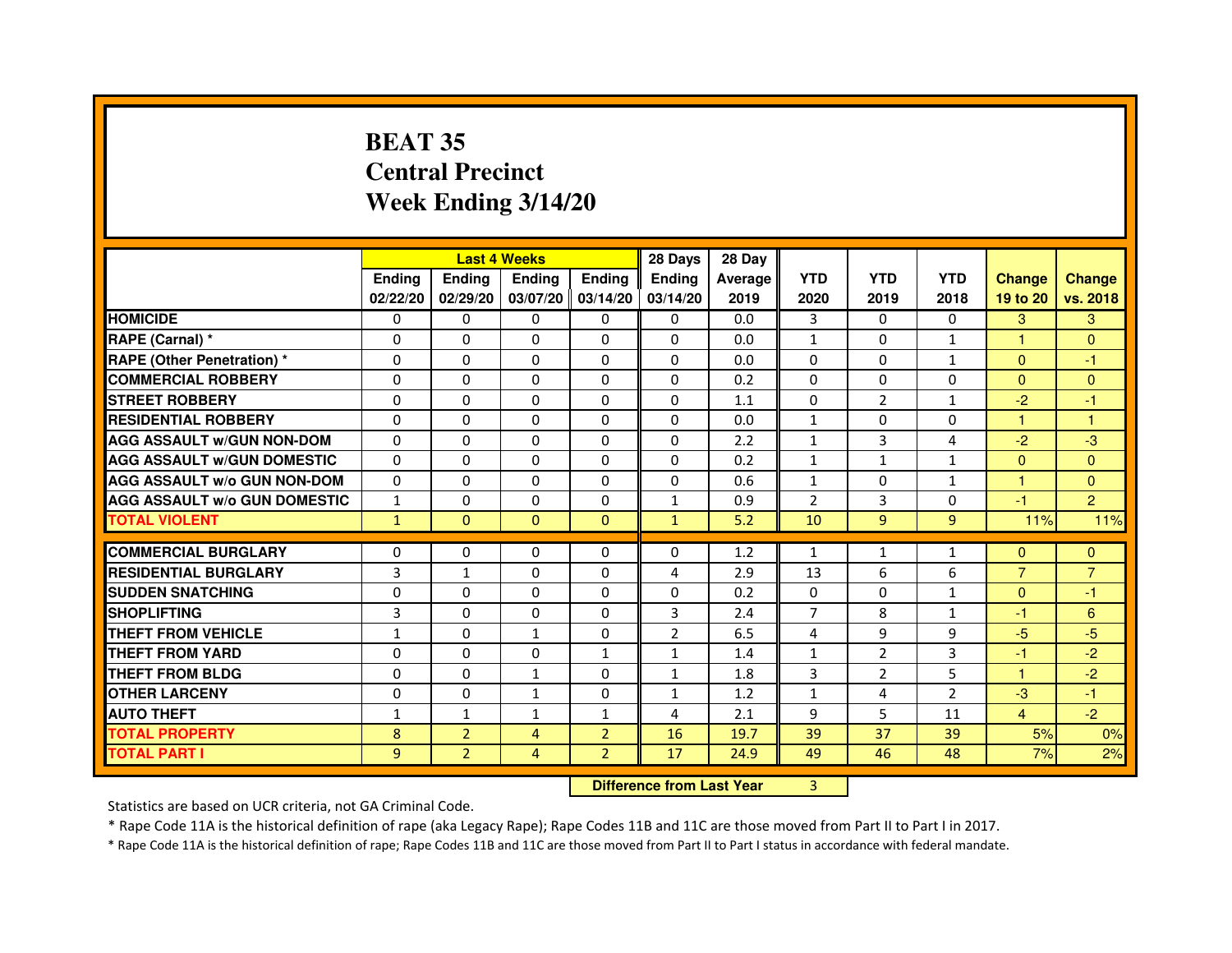# BEAT 35
# Central Precinct
# Week Ending 3/14/20

| | Last 4 Weeks | | | | 28 Days | 28 Day | | | | | |
|---|---|---|---|---|---|---|---|---|---|---|---|
| | Ending 02/22/20 | Ending 02/29/20 | Ending 03/07/20 | Ending 03/14/20 | Ending 03/14/20 | Average 2019 | YTD 2020 | YTD 2019 | YTD 2018 | Change 19 to 20 | Change vs. 2018 |
| HOMICIDE | 0 | 0 | 0 | 0 | 0 | 0.0 | 3 | 0 | 0 | 3 | 3 |
| RAPE (Carnal) * | 0 | 0 | 0 | 0 | 0 | 0.0 | 1 | 0 | 1 | 1 | 0 |
| RAPE (Other Penetration) * | 0 | 0 | 0 | 0 | 0 | 0.0 | 0 | 0 | 1 | 0 | -1 |
| COMMERCIAL ROBBERY | 0 | 0 | 0 | 0 | 0 | 0.2 | 0 | 0 | 0 | 0 | 0 |
| STREET ROBBERY | 0 | 0 | 0 | 0 | 0 | 1.1 | 0 | 2 | 1 | -2 | -1 |
| RESIDENTIAL ROBBERY | 0 | 0 | 0 | 0 | 0 | 0.0 | 1 | 0 | 0 | 1 | 1 |
| AGG ASSAULT w/GUN NON-DOM | 0 | 0 | 0 | 0 | 0 | 2.2 | 1 | 3 | 4 | -2 | -3 |
| AGG ASSAULT w/GUN DOMESTIC | 0 | 0 | 0 | 0 | 0 | 0.2 | 1 | 1 | 1 | 0 | 0 |
| AGG ASSAULT w/o GUN NON-DOM | 0 | 0 | 0 | 0 | 0 | 0.6 | 1 | 0 | 1 | 1 | 0 |
| AGG ASSAULT w/o GUN DOMESTIC | 1 | 0 | 0 | 0 | 1 | 0.9 | 2 | 3 | 0 | -1 | 2 |
| TOTAL VIOLENT | 1 | 0 | 0 | 0 | 1 | 5.2 | 10 | 9 | 9 | 11% | 11% |
| COMMERCIAL BURGLARY | 0 | 0 | 0 | 0 | 0 | 1.2 | 1 | 1 | 1 | 0 | 0 |
| RESIDENTIAL BURGLARY | 3 | 1 | 0 | 0 | 4 | 2.9 | 13 | 6 | 6 | 7 | 7 |
| SUDDEN SNATCHING | 0 | 0 | 0 | 0 | 0 | 0.2 | 0 | 0 | 1 | 0 | -1 |
| SHOPLIFTING | 3 | 0 | 0 | 0 | 3 | 2.4 | 7 | 8 | 1 | -1 | 6 |
| THEFT FROM VEHICLE | 1 | 0 | 1 | 0 | 2 | 6.5 | 4 | 9 | 9 | -5 | -5 |
| THEFT FROM YARD | 0 | 0 | 0 | 1 | 1 | 1.4 | 1 | 2 | 3 | -1 | -2 |
| THEFT FROM BLDG | 0 | 0 | 1 | 0 | 1 | 1.8 | 3 | 2 | 5 | 1 | -2 |
| OTHER LARCENY | 0 | 0 | 1 | 0 | 1 | 1.2 | 1 | 4 | 2 | -3 | -1 |
| AUTO THEFT | 1 | 1 | 1 | 1 | 4 | 2.1 | 9 | 5 | 11 | 4 | -2 |
| TOTAL PROPERTY | 8 | 2 | 4 | 2 | 16 | 19.7 | 39 | 37 | 39 | 5% | 0% |
| TOTAL PART I | 9 | 2 | 4 | 2 | 17 | 24.9 | 49 | 46 | 48 | 7% | 2% |

**Difference from Last Year** 3

Statistics are based on UCR criteria, not GA Criminal Code.

* Rape Code 11A is the historical definition of rape (aka Legacy Rape); Rape Codes 11B and 11C are those moved from Part II to Part I in 2017.

* Rape Code 11A is the historical definition of rape; Rape Codes 11B and 11C are those moved from Part II to Part I status in accordance with federal mandate.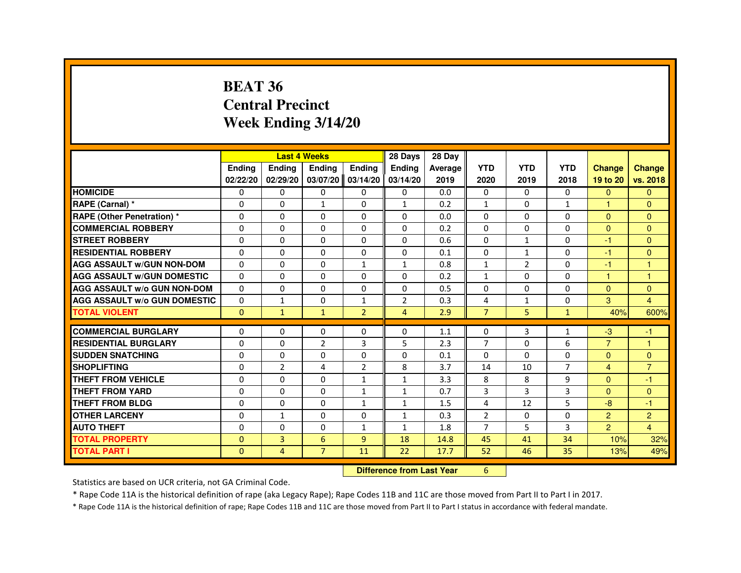# BEAT 36
# Central Precinct
# Week Ending 3/14/20

| | Last 4 Weeks | | | | 28 Days | 28 Day | | | | | |
|---|---|---|---|---|---|---|---|---|---|---|---|
| | Ending 02/22/20 | Ending 02/29/20 | Ending 03/07/20 | Ending 03/14/20 | Ending 03/14/20 | Average 2019 | YTD 2020 | YTD 2019 | YTD 2018 | Change 19 to 20 | Change vs. 2018 |
| HOMICIDE | 0 | 0 | 0 | 0 | 0 | 0.0 | 0 | 0 | 0 | 0 | 0 |
| RAPE (Carnal) * | 0 | 0 | 1 | 0 | 1 | 0.2 | 1 | 0 | 1 | 1 | 0 |
| RAPE (Other Penetration) * | 0 | 0 | 0 | 0 | 0 | 0.0 | 0 | 0 | 0 | 0 | 0 |
| COMMERCIAL ROBBERY | 0 | 0 | 0 | 0 | 0 | 0.2 | 0 | 0 | 0 | 0 | 0 |
| STREET ROBBERY | 0 | 0 | 0 | 0 | 0 | 0.6 | 0 | 1 | 0 | -1 | 0 |
| RESIDENTIAL ROBBERY | 0 | 0 | 0 | 0 | 0 | 0.1 | 0 | 1 | 0 | -1 | 0 |
| AGG ASSAULT w/GUN NON-DOM | 0 | 0 | 0 | 1 | 1 | 0.8 | 1 | 2 | 0 | -1 | 1 |
| AGG ASSAULT w/GUN DOMESTIC | 0 | 0 | 0 | 0 | 0 | 0.2 | 1 | 0 | 0 | 1 | 1 |
| AGG ASSAULT w/o GUN NON-DOM | 0 | 0 | 0 | 0 | 0 | 0.5 | 0 | 0 | 0 | 0 | 0 |
| AGG ASSAULT w/o GUN DOMESTIC | 0 | 1 | 0 | 1 | 2 | 0.3 | 4 | 1 | 0 | 3 | 4 |
| TOTAL VIOLENT | 0 | 1 | 1 | 2 | 4 | 2.9 | 7 | 5 | 1 | 40% | 600% |
| COMMERCIAL BURGLARY | 0 | 0 | 0 | 0 | 0 | 1.1 | 0 | 3 | 1 | -3 | -1 |
| RESIDENTIAL BURGLARY | 0 | 0 | 2 | 3 | 5 | 2.3 | 7 | 0 | 6 | 7 | 1 |
| SUDDEN SNATCHING | 0 | 0 | 0 | 0 | 0 | 0.1 | 0 | 0 | 0 | 0 | 0 |
| SHOPLIFTING | 0 | 2 | 4 | 2 | 8 | 3.7 | 14 | 10 | 7 | 4 | 7 |
| THEFT FROM VEHICLE | 0 | 0 | 0 | 1 | 1 | 3.3 | 8 | 8 | 9 | 0 | -1 |
| THEFT FROM YARD | 0 | 0 | 0 | 1 | 1 | 0.7 | 3 | 3 | 3 | 0 | 0 |
| THEFT FROM BLDG | 0 | 0 | 0 | 1 | 1 | 1.5 | 4 | 12 | 5 | -8 | -1 |
| OTHER LARCENY | 0 | 1 | 0 | 0 | 1 | 0.3 | 2 | 0 | 0 | 2 | 2 |
| AUTO THEFT | 0 | 0 | 0 | 1 | 1 | 1.8 | 7 | 5 | 3 | 2 | 4 |
| TOTAL PROPERTY | 0 | 3 | 6 | 9 | 18 | 14.8 | 45 | 41 | 34 | 10% | 32% |
| TOTAL PART I | 0 | 4 | 7 | 11 | 22 | 17.7 | 52 | 46 | 35 | 13% | 49% |

**Difference from Last Year** 6

Statistics are based on UCR criteria, not GA Criminal Code.

* Rape Code 11A is the historical definition of rape (aka Legacy Rape); Rape Codes 11B and 11C are those moved from Part II to Part I in 2017.

* Rape Code 11A is the historical definition of rape; Rape Codes 11B and 11C are those moved from Part II to Part I status in accordance with federal mandate.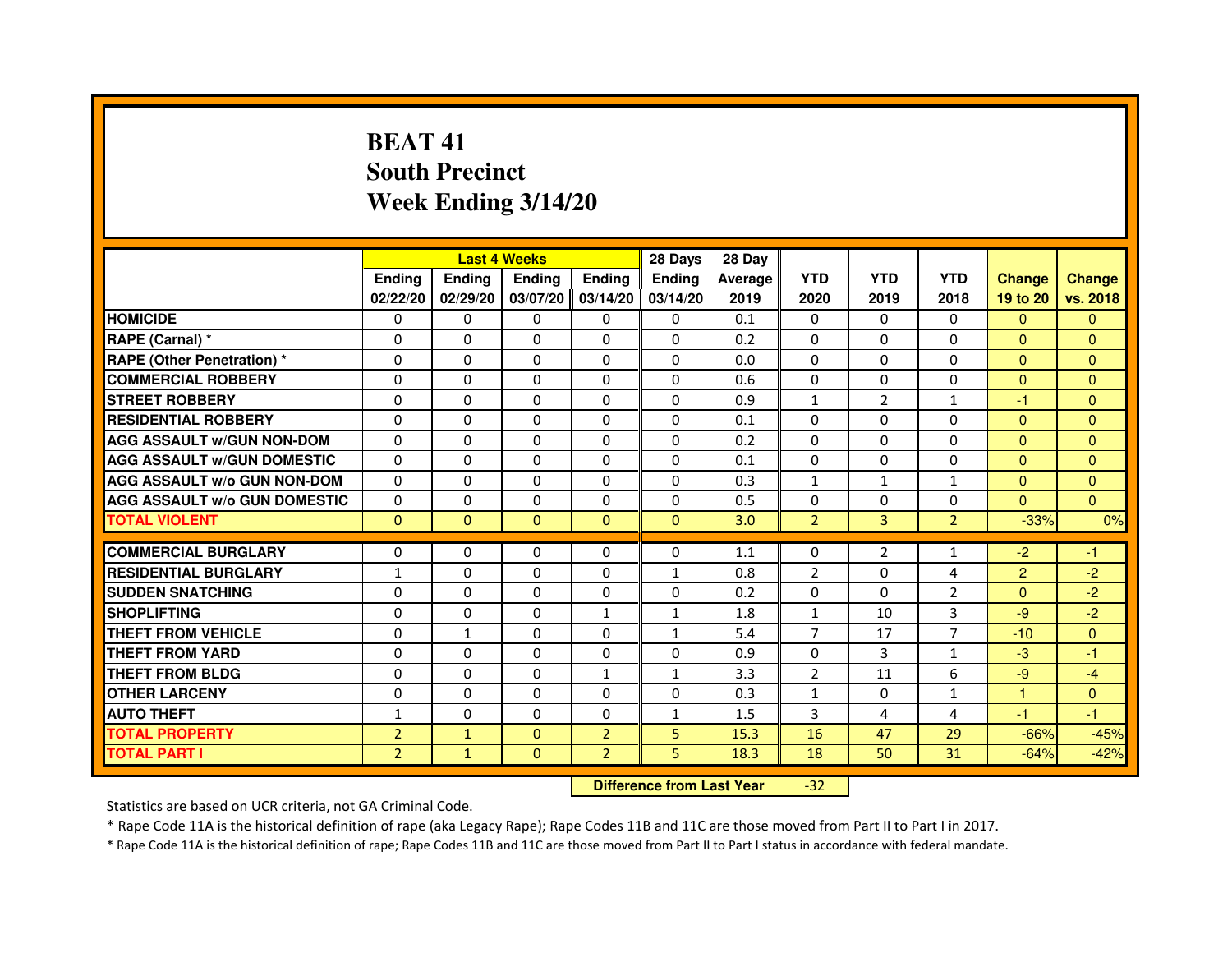# BEAT 41
## South Precinct
## Week Ending 3/14/20

| | Last 4 Weeks | | | | 28 Days | 28 Day | | | | | |
|---|---|---|---|---|---|---|---|---|---|---|---|
| | Ending 02/22/20 | Ending 02/29/20 | Ending 03/07/20 | Ending 03/14/20 | Ending 03/14/20 | Average 2019 | YTD 2020 | YTD 2019 | YTD 2018 | Change 19 to 20 | Change vs. 2018 |
| HOMICIDE | 0 | 0 | 0 | 0 | 0 | 0.1 | 0 | 0 | 0 | 0 | 0 |
| RAPE (Carnal) * | 0 | 0 | 0 | 0 | 0 | 0.2 | 0 | 0 | 0 | 0 | 0 |
| RAPE (Other Penetration) * | 0 | 0 | 0 | 0 | 0 | 0.0 | 0 | 0 | 0 | 0 | 0 |
| COMMERCIAL ROBBERY | 0 | 0 | 0 | 0 | 0 | 0.6 | 0 | 0 | 0 | 0 | 0 |
| STREET ROBBERY | 0 | 0 | 0 | 0 | 0 | 0.9 | 1 | 2 | 1 | -1 | 0 |
| RESIDENTIAL ROBBERY | 0 | 0 | 0 | 0 | 0 | 0.1 | 0 | 0 | 0 | 0 | 0 |
| AGG ASSAULT w/GUN NON-DOM | 0 | 0 | 0 | 0 | 0 | 0.2 | 0 | 0 | 0 | 0 | 0 |
| AGG ASSAULT w/GUN DOMESTIC | 0 | 0 | 0 | 0 | 0 | 0.1 | 0 | 0 | 0 | 0 | 0 |
| AGG ASSAULT w/o GUN NON-DOM | 0 | 0 | 0 | 0 | 0 | 0.3 | 1 | 1 | 1 | 0 | 0 |
| AGG ASSAULT w/o GUN DOMESTIC | 0 | 0 | 0 | 0 | 0 | 0.5 | 0 | 0 | 0 | 0 | 0 |
| TOTAL VIOLENT | 0 | 0 | 0 | 0 | 0 | 3.0 | 2 | 3 | 2 | -33% | 0% |
| COMMERCIAL BURGLARY | 0 | 0 | 0 | 0 | 0 | 1.1 | 0 | 2 | 1 | -2 | -1 |
| RESIDENTIAL BURGLARY | 1 | 0 | 0 | 0 | 1 | 0.8 | 2 | 0 | 4 | 2 | -2 |
| SUDDEN SNATCHING | 0 | 0 | 0 | 0 | 0 | 0.2 | 0 | 0 | 2 | 0 | -2 |
| SHOPLIFTING | 0 | 0 | 0 | 1 | 1 | 1.8 | 1 | 10 | 3 | -9 | -2 |
| THEFT FROM VEHICLE | 0 | 1 | 0 | 0 | 1 | 5.4 | 7 | 17 | 7 | -10 | 0 |
| THEFT FROM YARD | 0 | 0 | 0 | 0 | 0 | 0.9 | 0 | 3 | 1 | -3 | -1 |
| THEFT FROM BLDG | 0 | 0 | 0 | 1 | 1 | 3.3 | 2 | 11 | 6 | -9 | -4 |
| OTHER LARCENY | 0 | 0 | 0 | 0 | 0 | 0.3 | 1 | 0 | 1 | 1 | 0 |
| AUTO THEFT | 1 | 0 | 0 | 0 | 1 | 1.5 | 3 | 4 | 4 | -1 | -1 |
| TOTAL PROPERTY | 2 | 1 | 0 | 2 | 5 | 15.3 | 16 | 47 | 29 | -66% | -45% |
| TOTAL PART I | 2 | 1 | 0 | 2 | 5 | 18.3 | 18 | 50 | 31 | -64% | -42% |

**Difference from Last Year** -32

Statistics are based on UCR criteria, not GA Criminal Code.

* Rape Code 11A is the historical definition of rape (aka Legacy Rape); Rape Codes 11B and 11C are those moved from Part II to Part I in 2017.

* Rape Code 11A is the historical definition of rape; Rape Codes 11B and 11C are those moved from Part II to Part I status in accordance with federal mandate.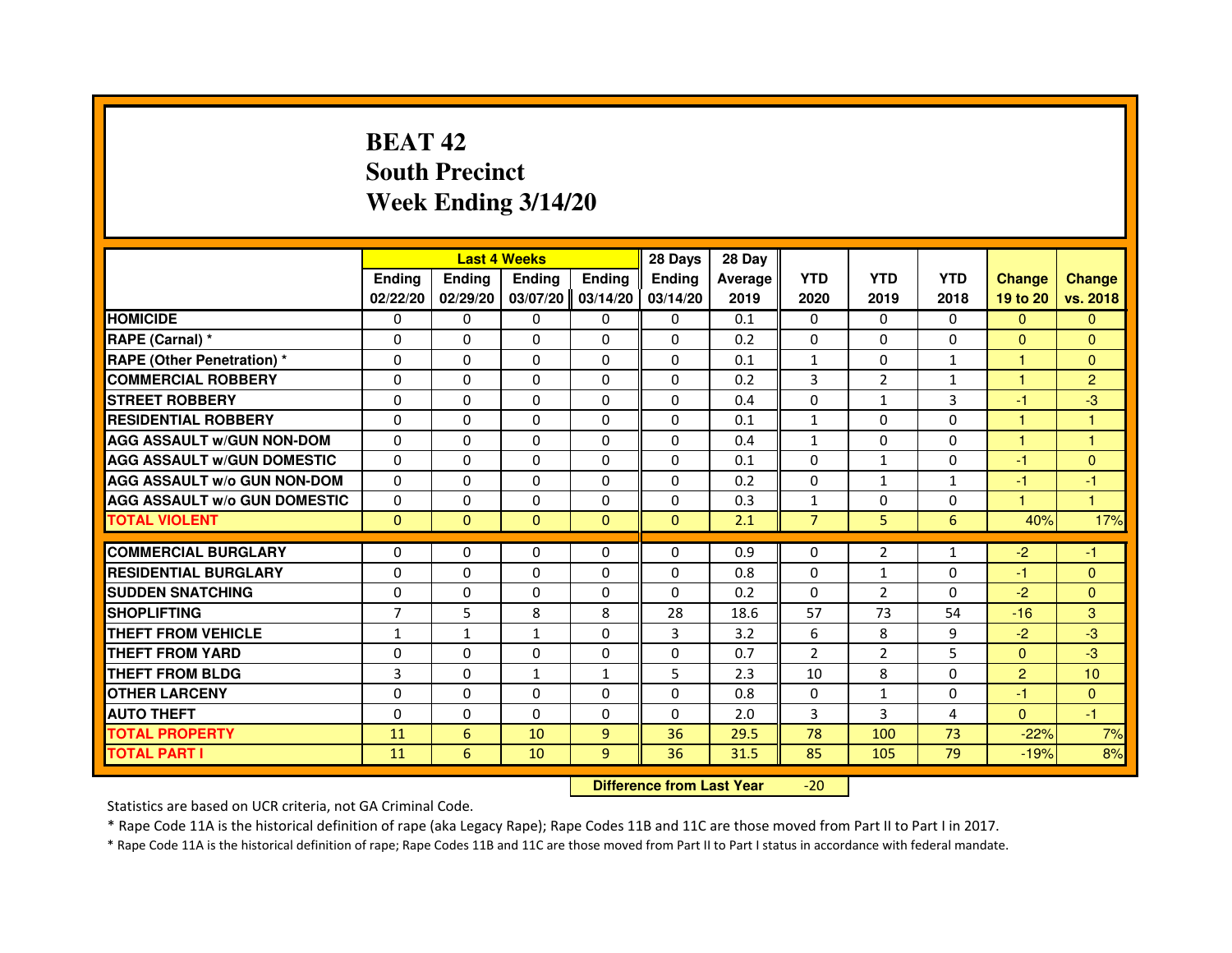# BEAT 42
## South Precinct
## Week Ending 3/14/20

| | Last 4 Weeks | | | | 28 Days | 28 Day | | | | | |
|---|---|---|---|---|---|---|---|---|---|---|---|
| | Ending 02/22/20 | Ending 02/29/20 | Ending 03/07/20 | Ending 03/14/20 | Ending 03/14/20 | Average 2019 | YTD 2020 | YTD 2019 | YTD 2018 | Change 19 to 20 | Change vs. 2018 |
| HOMICIDE | 0 | 0 | 0 | 0 | 0 | 0.1 | 0 | 0 | 0 | 0 | 0 |
| RAPE (Carnal) * | 0 | 0 | 0 | 0 | 0 | 0.2 | 0 | 0 | 0 | 0 | 0 |
| RAPE (Other Penetration) * | 0 | 0 | 0 | 0 | 0 | 0.1 | 1 | 0 | 1 | 1 | 0 |
| COMMERCIAL ROBBERY | 0 | 0 | 0 | 0 | 0 | 0.2 | 3 | 2 | 1 | 1 | 2 |
| STREET ROBBERY | 0 | 0 | 0 | 0 | 0 | 0.4 | 0 | 1 | 3 | -1 | -3 |
| RESIDENTIAL ROBBERY | 0 | 0 | 0 | 0 | 0 | 0.1 | 1 | 0 | 0 | 1 | 1 |
| AGG ASSAULT w/GUN NON-DOM | 0 | 0 | 0 | 0 | 0 | 0.4 | 1 | 0 | 0 | 1 | 1 |
| AGG ASSAULT w/GUN DOMESTIC | 0 | 0 | 0 | 0 | 0 | 0.1 | 0 | 1 | 0 | -1 | 0 |
| AGG ASSAULT w/o GUN NON-DOM | 0 | 0 | 0 | 0 | 0 | 0.2 | 0 | 1 | 1 | -1 | -1 |
| AGG ASSAULT w/o GUN DOMESTIC | 0 | 0 | 0 | 0 | 0 | 0.3 | 1 | 0 | 0 | 1 | 1 |
| TOTAL VIOLENT | 0 | 0 | 0 | 0 | 0 | 2.1 | 7 | 5 | 6 | 40% | 17% |
| COMMERCIAL BURGLARY | 0 | 0 | 0 | 0 | 0 | 0.9 | 0 | 2 | 1 | -2 | -1 |
| RESIDENTIAL BURGLARY | 0 | 0 | 0 | 0 | 0 | 0.8 | 0 | 1 | 0 | -1 | 0 |
| SUDDEN SNATCHING | 0 | 0 | 0 | 0 | 0 | 0.2 | 0 | 2 | 0 | -2 | 0 |
| SHOPLIFTING | 7 | 5 | 8 | 8 | 28 | 18.6 | 57 | 73 | 54 | -16 | 3 |
| THEFT FROM VEHICLE | 1 | 1 | 1 | 0 | 3 | 3.2 | 6 | 8 | 9 | -2 | -3 |
| THEFT FROM YARD | 0 | 0 | 0 | 0 | 0 | 0.7 | 2 | 2 | 5 | 0 | -3 |
| THEFT FROM BLDG | 3 | 0 | 1 | 1 | 5 | 2.3 | 10 | 8 | 0 | 2 | 10 |
| OTHER LARCENY | 0 | 0 | 0 | 0 | 0 | 0.8 | 0 | 1 | 0 | -1 | 0 |
| AUTO THEFT | 0 | 0 | 0 | 0 | 0 | 2.0 | 3 | 3 | 4 | 0 | -1 |
| TOTAL PROPERTY | 11 | 6 | 10 | 9 | 36 | 29.5 | 78 | 100 | 73 | -22% | 7% |
| TOTAL PART I | 11 | 6 | 10 | 9 | 36 | 31.5 | 85 | 105 | 79 | -19% | 8% |

**Difference from Last Year** -20

Statistics are based on UCR criteria, not GA Criminal Code.

* Rape Code 11A is the historical definition of rape (aka Legacy Rape); Rape Codes 11B and 11C are those moved from Part II to Part I in 2017.

* Rape Code 11A is the historical definition of rape; Rape Codes 11B and 11C are those moved from Part II to Part I status in accordance with federal mandate.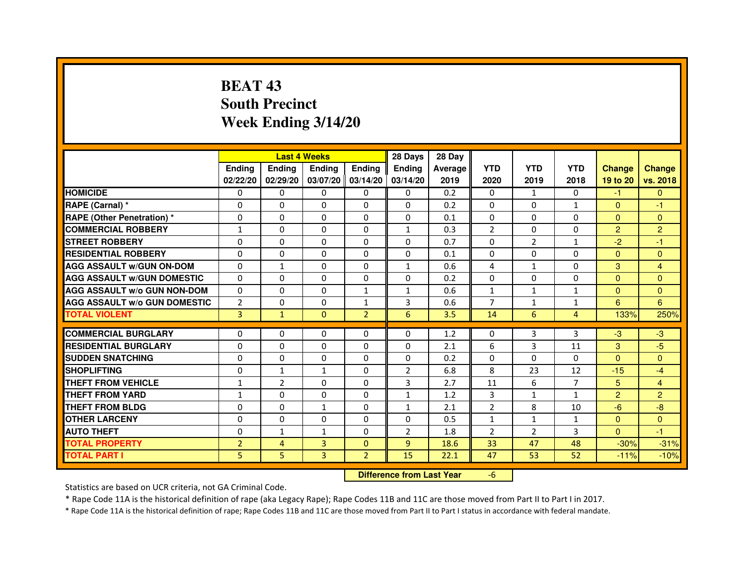# BEAT 43
# South Precinct
# Week Ending 3/14/20

| | Last 4 Weeks | | | | 28 Days | 28 Day | | | | | |
|---|---|---|---|---|---|---|---|---|---|---|---|
| | Ending 02/22/20 | Ending 02/29/20 | Ending 03/07/20 | Ending 03/14/20 | Ending 03/14/20 | Average 2019 | YTD 2020 | YTD 2019 | YTD 2018 | Change 19 to 20 | Change vs. 2018 |
| HOMICIDE | 0 | 0 | 0 | 0 | 0 | 0.2 | 0 | 1 | 0 | -1 | 0 |
| RAPE (Carnal) * | 0 | 0 | 0 | 0 | 0 | 0.2 | 0 | 0 | 1 | 0 | -1 |
| RAPE (Other Penetration) * | 0 | 0 | 0 | 0 | 0 | 0.1 | 0 | 0 | 0 | 0 | 0 |
| COMMERCIAL ROBBERY | 1 | 0 | 0 | 0 | 1 | 0.3 | 2 | 0 | 0 | 2 | 2 |
| STREET ROBBERY | 0 | 0 | 0 | 0 | 0 | 0.7 | 0 | 2 | 1 | -2 | -1 |
| RESIDENTIAL ROBBERY | 0 | 0 | 0 | 0 | 0 | 0.1 | 0 | 0 | 0 | 0 | 0 |
| AGG ASSAULT w/GUN ON-DOM | 0 | 1 | 0 | 0 | 1 | 0.6 | 4 | 1 | 0 | 3 | 4 |
| AGG ASSAULT w/GUN DOMESTIC | 0 | 0 | 0 | 0 | 0 | 0.2 | 0 | 0 | 0 | 0 | 0 |
| AGG ASSAULT w/o GUN NON-DOM | 0 | 0 | 0 | 1 | 1 | 0.6 | 1 | 1 | 1 | 0 | 0 |
| AGG ASSAULT w/o GUN DOMESTIC | 2 | 0 | 0 | 1 | 3 | 0.6 | 7 | 1 | 1 | 6 | 6 |
| TOTAL VIOLENT | 3 | 1 | 0 | 2 | 6 | 3.5 | 14 | 6 | 4 | 133% | 250% |
| COMMERCIAL BURGLARY | 0 | 0 | 0 | 0 | 0 | 1.2 | 0 | 3 | 3 | -3 | -3 |
| RESIDENTIAL BURGLARY | 0 | 0 | 0 | 0 | 0 | 2.1 | 6 | 3 | 11 | 3 | -5 |
| SUDDEN SNATCHING | 0 | 0 | 0 | 0 | 0 | 0.2 | 0 | 0 | 0 | 0 | 0 |
| SHOPLIFTING | 0 | 1 | 1 | 0 | 2 | 6.8 | 8 | 23 | 12 | -15 | -4 |
| THEFT FROM VEHICLE | 1 | 2 | 0 | 0 | 3 | 2.7 | 11 | 6 | 7 | 5 | 4 |
| THEFT FROM YARD | 1 | 0 | 0 | 0 | 1 | 1.2 | 3 | 1 | 1 | 2 | 2 |
| THEFT FROM BLDG | 0 | 0 | 1 | 0 | 1 | 2.1 | 2 | 8 | 10 | -6 | -8 |
| OTHER LARCENY | 0 | 0 | 0 | 0 | 0 | 0.5 | 1 | 1 | 1 | 0 | 0 |
| AUTO THEFT | 0 | 1 | 1 | 0 | 2 | 1.8 | 2 | 2 | 3 | 0 | -1 |
| TOTAL PROPERTY | 2 | 4 | 3 | 0 | 9 | 18.6 | 33 | 47 | 48 | -30% | -31% |
| TOTAL PART I | 5 | 5 | 3 | 2 | 15 | 22.1 | 47 | 53 | 52 | -11% | -10% |

**Difference from Last Year** -6

Statistics are based on UCR criteria, not GA Criminal Code.

* Rape Code 11A is the historical definition of rape (aka Legacy Rape); Rape Codes 11B and 11C are those moved from Part II to Part I in 2017.

* Rape Code 11A is the historical definition of rape; Rape Codes 11B and 11C are those moved from Part II to Part I status in accordance with federal mandate.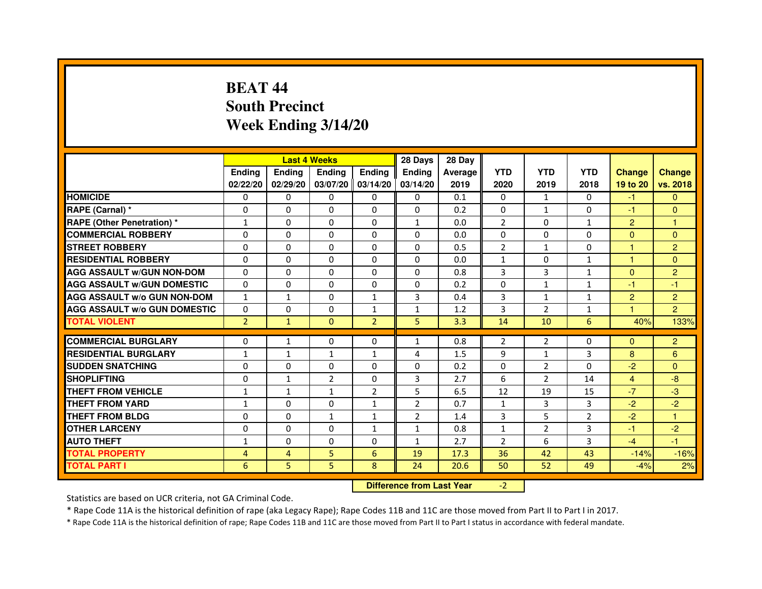# BEAT 44
## South Precinct
## Week Ending 3/14/20

| | Last 4 Weeks | | | | 28 Days | 28 Day | | | | | |
|---|---|---|---|---|---|---|---|---|---|---|---|
| | Ending 02/22/20 | Ending 02/29/20 | Ending 03/07/20 | Ending 03/14/20 | Ending 03/14/20 | Average 2019 | YTD 2020 | YTD 2019 | YTD 2018 | Change 19 to 20 | Change vs. 2018 |
| **HOMICIDE** | 0 | 0 | 0 | 0 | 0 | 0.1 | 0 | 1 | 0 | -1 | 0 |
| **RAPE (Carnal) *** | 0 | 0 | 0 | 0 | 0 | 0.2 | 0 | 1 | 0 | -1 | 0 |
| **RAPE (Other Penetration) *** | 1 | 0 | 0 | 0 | 1 | 0.0 | 2 | 0 | 1 | 2 | 1 |
| **COMMERCIAL ROBBERY** | 0 | 0 | 0 | 0 | 0 | 0.0 | 0 | 0 | 0 | 0 | 0 |
| **STREET ROBBERY** | 0 | 0 | 0 | 0 | 0 | 0.5 | 2 | 1 | 0 | 1 | 2 |
| **RESIDENTIAL ROBBERY** | 0 | 0 | 0 | 0 | 0 | 0.0 | 1 | 0 | 1 | 1 | 0 |
| **AGG ASSAULT w/GUN NON-DOM** | 0 | 0 | 0 | 0 | 0 | 0.8 | 3 | 3 | 1 | 0 | 2 |
| **AGG ASSAULT w/GUN DOMESTIC** | 0 | 0 | 0 | 0 | 0 | 0.2 | 0 | 1 | 1 | -1 | -1 |
| **AGG ASSAULT w/o GUN NON-DOM** | 1 | 1 | 0 | 1 | 3 | 0.4 | 3 | 1 | 1 | 2 | 2 |
| **AGG ASSAULT w/o GUN DOMESTIC** | 0 | 0 | 0 | 1 | 1 | 1.2 | 3 | 2 | 1 | 1 | 2 |
| **TOTAL VIOLENT** | 2 | 1 | 0 | 2 | 5 | 3.3 | 14 | 10 | 6 | 40% | 133% |
| **COMMERCIAL BURGLARY** | 0 | 1 | 0 | 0 | 1 | 0.8 | 2 | 2 | 0 | 0 | 2 |
| **RESIDENTIAL BURGLARY** | 1 | 1 | 1 | 1 | 4 | 1.5 | 9 | 1 | 3 | 8 | 6 |
| **SUDDEN SNATCHING** | 0 | 0 | 0 | 0 | 0 | 0.2 | 0 | 2 | 0 | -2 | 0 |
| **SHOPLIFTING** | 0 | 1 | 2 | 0 | 3 | 2.7 | 6 | 2 | 14 | 4 | -8 |
| **THEFT FROM VEHICLE** | 1 | 1 | 1 | 2 | 5 | 6.5 | 12 | 19 | 15 | -7 | -3 |
| **THEFT FROM YARD** | 1 | 0 | 0 | 1 | 2 | 0.7 | 1 | 3 | 3 | -2 | -2 |
| **THEFT FROM BLDG** | 0 | 0 | 1 | 1 | 2 | 1.4 | 3 | 5 | 2 | -2 | 1 |
| **OTHER LARCENY** | 0 | 0 | 0 | 1 | 1 | 0.8 | 1 | 2 | 3 | -1 | -2 |
| **AUTO THEFT** | 1 | 0 | 0 | 0 | 1 | 2.7 | 2 | 6 | 3 | -4 | -1 |
| **TOTAL PROPERTY** | 4 | 4 | 5 | 6 | 19 | 17.3 | 36 | 42 | 43 | -14% | -16% |
| **TOTAL PART I** | 6 | 5 | 5 | 8 | 24 | 20.6 | 50 | 52 | 49 | -4% | 2% |

**Difference from Last Year** -2

Statistics are based on UCR criteria, not GA Criminal Code.

* Rape Code 11A is the historical definition of rape (aka Legacy Rape); Rape Codes 11B and 11C are those moved from Part II to Part I in 2017.

* Rape Code 11A is the historical definition of rape; Rape Codes 11B and 11C are those moved from Part II to Part I status in accordance with federal mandate.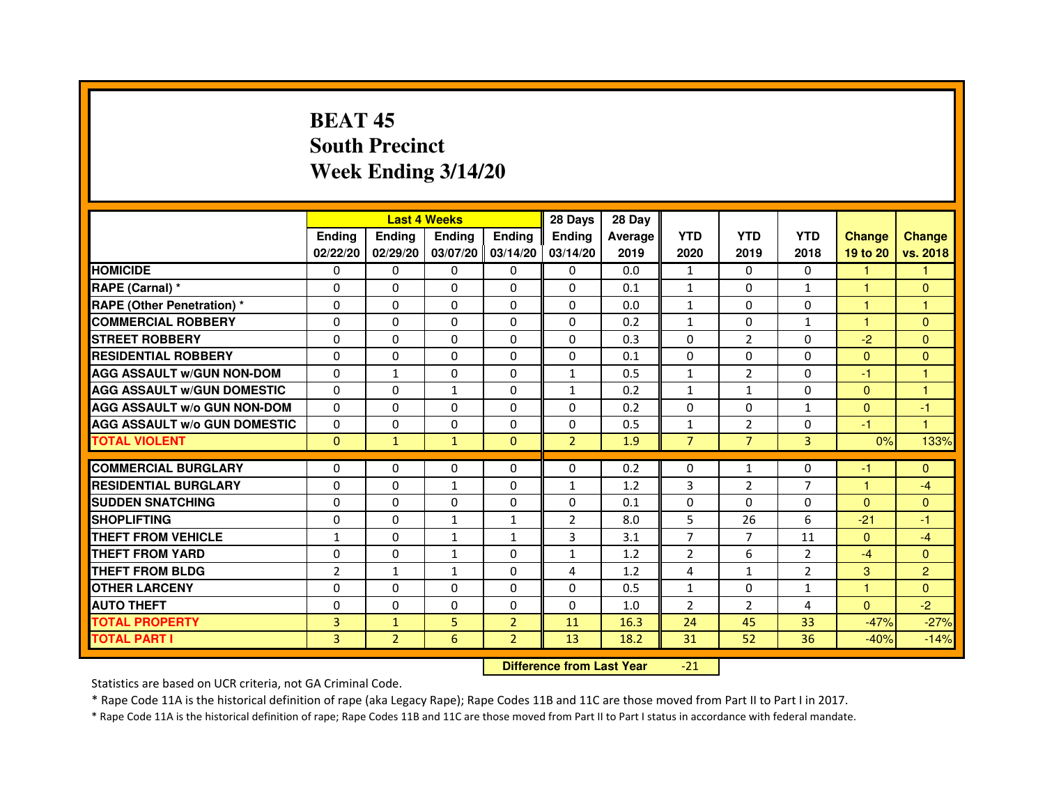# BEAT 45
# South Precinct
# Week Ending 3/14/20

| | Last 4 Weeks | | | | 28 Days | 28 Day | | | | | |
|---|---|---|---|---|---|---|---|---|---|---|---|
| | Ending 02/22/20 | Ending 02/29/20 | Ending 03/07/20 | Ending 03/14/20 | Ending 03/14/20 | Average 2019 | YTD 2020 | YTD 2019 | YTD 2018 | Change 19 to 20 | Change vs. 2018 |
| HOMICIDE | 0 | 0 | 0 | 0 | 0 | 0.0 | 1 | 0 | 0 | 1 | 1 |
| RAPE (Carnal) * | 0 | 0 | 0 | 0 | 0 | 0.1 | 1 | 0 | 1 | 1 | 0 |
| RAPE (Other Penetration) * | 0 | 0 | 0 | 0 | 0 | 0.0 | 1 | 0 | 0 | 1 | 1 |
| COMMERCIAL ROBBERY | 0 | 0 | 0 | 0 | 0 | 0.2 | 1 | 0 | 1 | 1 | 0 |
| STREET ROBBERY | 0 | 0 | 0 | 0 | 0 | 0.3 | 0 | 2 | 0 | -2 | 0 |
| RESIDENTIAL ROBBERY | 0 | 0 | 0 | 0 | 0 | 0.1 | 0 | 0 | 0 | 0 | 0 |
| AGG ASSAULT w/GUN NON-DOM | 0 | 1 | 0 | 0 | 1 | 0.5 | 1 | 2 | 0 | -1 | 1 |
| AGG ASSAULT w/GUN DOMESTIC | 0 | 0 | 1 | 0 | 1 | 0.2 | 1 | 1 | 0 | 0 | 1 |
| AGG ASSAULT w/o GUN NON-DOM | 0 | 0 | 0 | 0 | 0 | 0.2 | 0 | 0 | 1 | 0 | -1 |
| AGG ASSAULT w/o GUN DOMESTIC | 0 | 0 | 0 | 0 | 0 | 0.5 | 1 | 2 | 0 | -1 | 1 |
| TOTAL VIOLENT | 0 | 1 | 1 | 0 | 2 | 1.9 | 7 | 7 | 3 | 0% | 133% |
| COMMERCIAL BURGLARY | 0 | 0 | 0 | 0 | 0 | 0.2 | 0 | 1 | 0 | -1 | 0 |
| RESIDENTIAL BURGLARY | 0 | 0 | 1 | 0 | 1 | 1.2 | 3 | 2 | 7 | 1 | -4 |
| SUDDEN SNATCHING | 0 | 0 | 0 | 0 | 0 | 0.1 | 0 | 0 | 0 | 0 | 0 |
| SHOPLIFTING | 0 | 0 | 1 | 1 | 2 | 8.0 | 5 | 26 | 6 | -21 | -1 |
| THEFT FROM VEHICLE | 1 | 0 | 1 | 1 | 3 | 3.1 | 7 | 7 | 11 | 0 | -4 |
| THEFT FROM YARD | 0 | 0 | 1 | 0 | 1 | 1.2 | 2 | 6 | 2 | -4 | 0 |
| THEFT FROM BLDG | 2 | 1 | 1 | 0 | 4 | 1.2 | 4 | 1 | 2 | 3 | 2 |
| OTHER LARCENY | 0 | 0 | 0 | 0 | 0 | 0.5 | 1 | 0 | 1 | 1 | 0 |
| AUTO THEFT | 0 | 0 | 0 | 0 | 0 | 1.0 | 2 | 2 | 4 | 0 | -2 |
| TOTAL PROPERTY | 3 | 1 | 5 | 2 | 11 | 16.3 | 24 | 45 | 33 | -47% | -27% |
| TOTAL PART I | 3 | 2 | 6 | 2 | 13 | 18.2 | 31 | 52 | 36 | -40% | -14% |

**Difference from Last Year** -21

Statistics are based on UCR criteria, not GA Criminal Code.

* Rape Code 11A is the historical definition of rape (aka Legacy Rape); Rape Codes 11B and 11C are those moved from Part II to Part I in 2017.

* Rape Code 11A is the historical definition of rape; Rape Codes 11B and 11C are those moved from Part II to Part I status in accordance with federal mandate.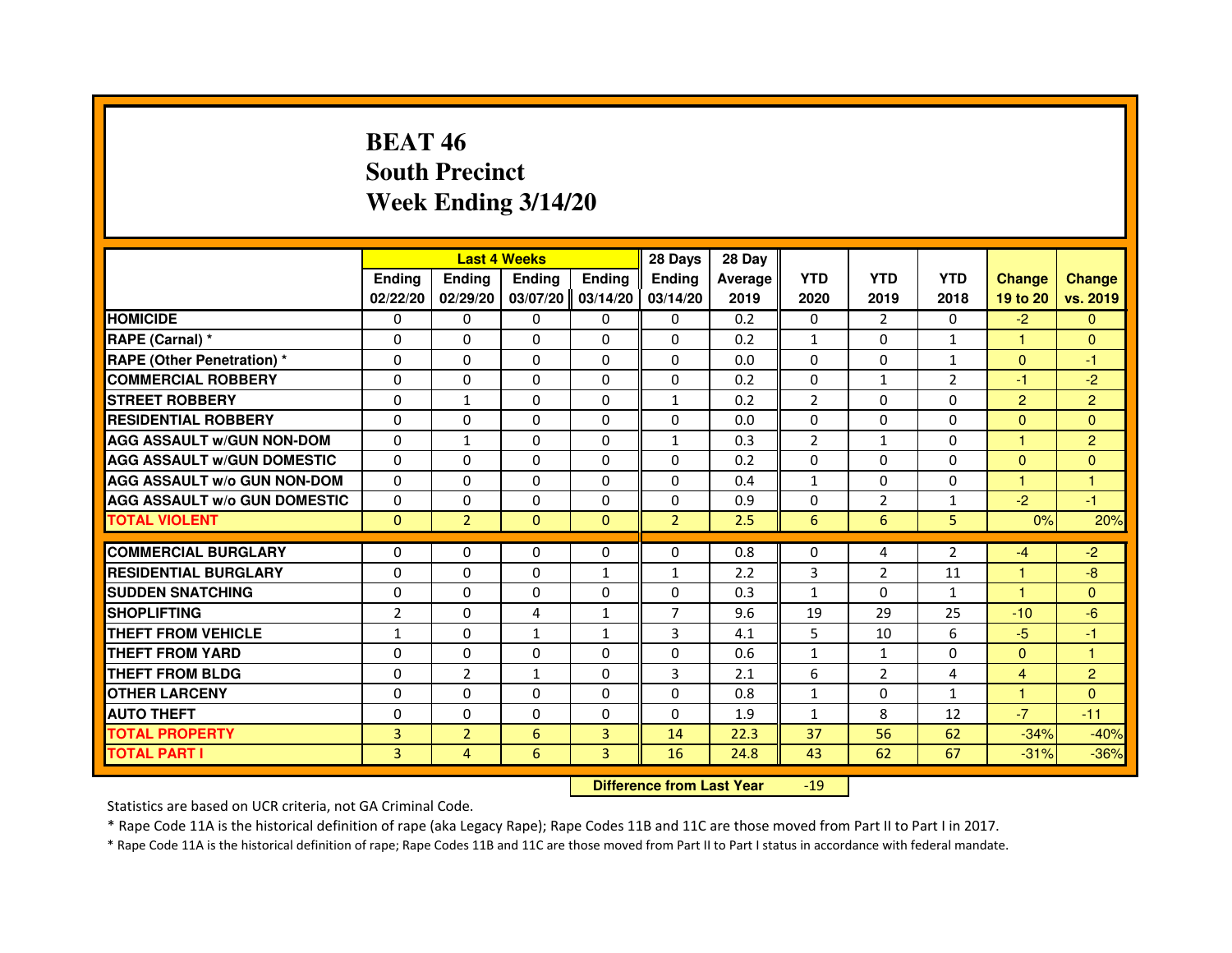# BEAT 46
## South Precinct
## Week Ending 3/14/20

| | Last 4 Weeks | | | | 28 Days | 28 Day | | | | | |
|---|---|---|---|---|---|---|---|---|---|---|---|
| | Ending 02/22/20 | Ending 02/29/20 | Ending 03/07/20 | Ending 03/14/20 | Ending 03/14/20 | Average 2019 | YTD 2020 | YTD 2019 | YTD 2018 | Change 19 to 20 | Change vs. 2019 |
| HOMICIDE | 0 | 0 | 0 | 0 | 0 | 0.2 | 0 | 2 | 0 | -2 | 0 |
| RAPE (Carnal) * | 0 | 0 | 0 | 0 | 0 | 0.2 | 1 | 0 | 1 | 1 | 0 |
| RAPE (Other Penetration) * | 0 | 0 | 0 | 0 | 0 | 0.0 | 0 | 0 | 1 | 0 | -1 |
| COMMERCIAL ROBBERY | 0 | 0 | 0 | 0 | 0 | 0.2 | 0 | 1 | 2 | -1 | -2 |
| STREET ROBBERY | 0 | 1 | 0 | 0 | 1 | 0.2 | 2 | 0 | 0 | 2 | 2 |
| RESIDENTIAL ROBBERY | 0 | 0 | 0 | 0 | 0 | 0.0 | 0 | 0 | 0 | 0 | 0 |
| AGG ASSAULT w/GUN NON-DOM | 0 | 1 | 0 | 0 | 1 | 0.3 | 2 | 1 | 0 | 1 | 2 |
| AGG ASSAULT w/GUN DOMESTIC | 0 | 0 | 0 | 0 | 0 | 0.2 | 0 | 0 | 0 | 0 | 0 |
| AGG ASSAULT w/o GUN NON-DOM | 0 | 0 | 0 | 0 | 0 | 0.4 | 1 | 0 | 0 | 1 | 1 |
| AGG ASSAULT w/o GUN DOMESTIC | 0 | 0 | 0 | 0 | 0 | 0.9 | 0 | 2 | 1 | -2 | -1 |
| TOTAL VIOLENT | 0 | 2 | 0 | 0 | 2 | 2.5 | 6 | 6 | 5 | 0% | 20% |
| COMMERCIAL BURGLARY | 0 | 0 | 0 | 0 | 0 | 0.8 | 0 | 4 | 2 | -4 | -2 |
| RESIDENTIAL BURGLARY | 0 | 0 | 0 | 1 | 1 | 2.2 | 3 | 2 | 11 | 1 | -8 |
| SUDDEN SNATCHING | 0 | 0 | 0 | 0 | 0 | 0.3 | 1 | 0 | 1 | 1 | 0 |
| SHOPLIFTING | 2 | 0 | 4 | 1 | 7 | 9.6 | 19 | 29 | 25 | -10 | -6 |
| THEFT FROM VEHICLE | 1 | 0 | 1 | 1 | 3 | 4.1 | 5 | 10 | 6 | -5 | -1 |
| THEFT FROM YARD | 0 | 0 | 0 | 0 | 0 | 0.6 | 1 | 1 | 0 | 0 | 1 |
| THEFT FROM BLDG | 0 | 2 | 1 | 0 | 3 | 2.1 | 6 | 2 | 4 | 4 | 2 |
| OTHER LARCENY | 0 | 0 | 0 | 0 | 0 | 0.8 | 1 | 0 | 1 | 1 | 0 |
| AUTO THEFT | 0 | 0 | 0 | 0 | 0 | 1.9 | 1 | 8 | 12 | -7 | -11 |
| TOTAL PROPERTY | 3 | 2 | 6 | 3 | 14 | 22.3 | 37 | 56 | 62 | -34% | -40% |
| TOTAL PART I | 3 | 4 | 6 | 3 | 16 | 24.8 | 43 | 62 | 67 | -31% | -36% |

**Difference from Last Year** -19

Statistics are based on UCR criteria, not GA Criminal Code.

* Rape Code 11A is the historical definition of rape (aka Legacy Rape); Rape Codes 11B and 11C are those moved from Part II to Part I in 2017.

* Rape Code 11A is the historical definition of rape; Rape Codes 11B and 11C are those moved from Part II to Part I status in accordance with federal mandate.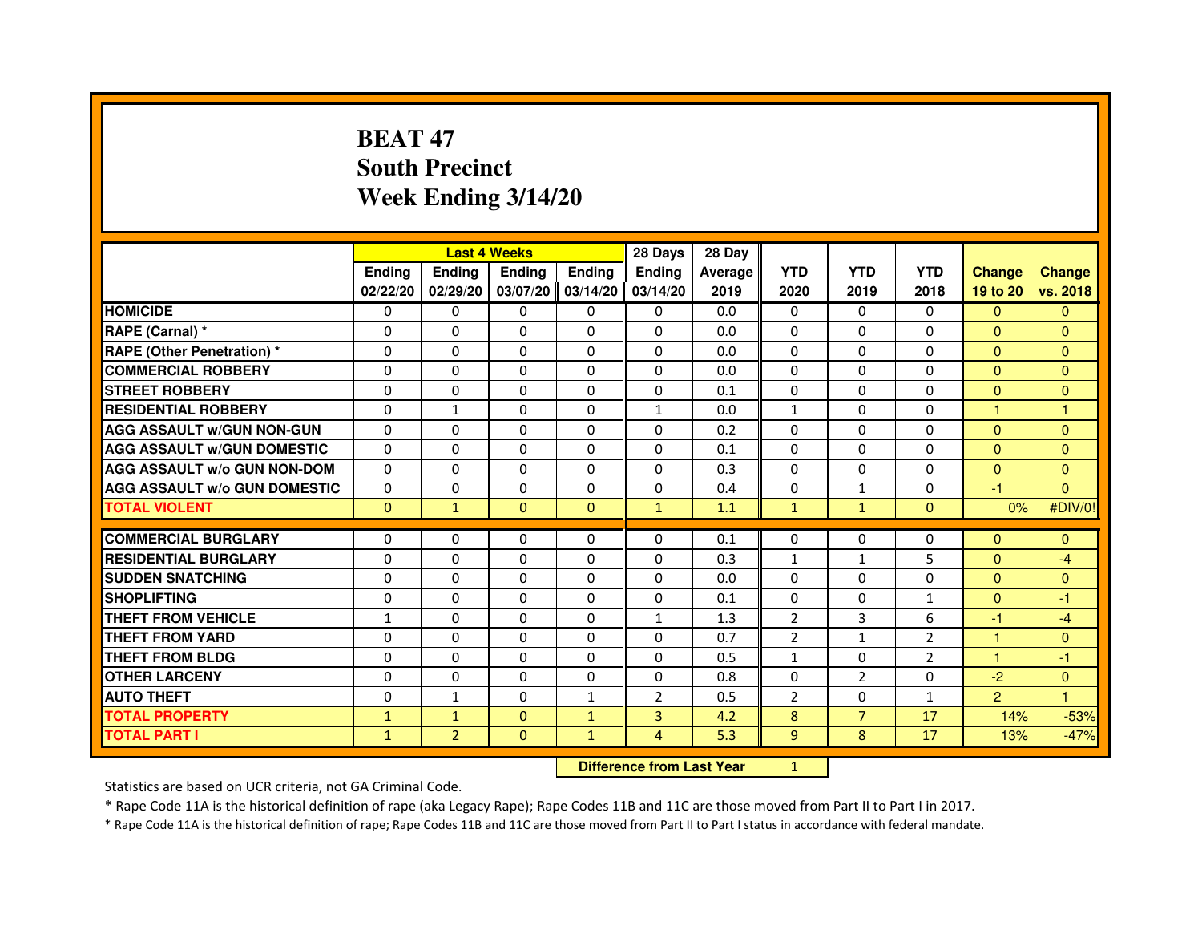# BEAT 47
## South Precinct
## Week Ending 3/14/20

| | Last 4 Weeks | | | | 28 Days | 28 Day | | | | | |
|---|---|---|---|---|---|---|---|---|---|---|---|
| | Ending 02/22/20 | Ending 02/29/20 | Ending 03/07/20 | Ending 03/14/20 | Ending 03/14/20 | Average 2019 | YTD 2020 | YTD 2019 | YTD 2018 | Change 19 to 20 | Change vs. 2018 |
| HOMICIDE | 0 | 0 | 0 | 0 | 0 | 0.0 | 0 | 0 | 0 | 0 | 0 |
| RAPE (Carnal) * | 0 | 0 | 0 | 0 | 0 | 0.0 | 0 | 0 | 0 | 0 | 0 |
| RAPE (Other Penetration) * | 0 | 0 | 0 | 0 | 0 | 0.0 | 0 | 0 | 0 | 0 | 0 |
| COMMERCIAL ROBBERY | 0 | 0 | 0 | 0 | 0 | 0.0 | 0 | 0 | 0 | 0 | 0 |
| STREET ROBBERY | 0 | 0 | 0 | 0 | 0 | 0.1 | 0 | 0 | 0 | 0 | 0 |
| RESIDENTIAL ROBBERY | 0 | 1 | 0 | 0 | 1 | 0.0 | 1 | 0 | 0 | 1 | 1 |
| AGG ASSAULT w/GUN NON-GUN | 0 | 0 | 0 | 0 | 0 | 0.2 | 0 | 0 | 0 | 0 | 0 |
| AGG ASSAULT w/GUN DOMESTIC | 0 | 0 | 0 | 0 | 0 | 0.1 | 0 | 0 | 0 | 0 | 0 |
| AGG ASSAULT w/o GUN NON-DOM | 0 | 0 | 0 | 0 | 0 | 0.3 | 0 | 0 | 0 | 0 | 0 |
| AGG ASSAULT w/o GUN DOMESTIC | 0 | 0 | 0 | 0 | 0 | 0.4 | 0 | 1 | 0 | -1 | 0 |
| TOTAL VIOLENT | 0 | 1 | 0 | 0 | 1 | 1.1 | 1 | 1 | 0 | 0% | #DIV/0! |
| COMMERCIAL BURGLARY | 0 | 0 | 0 | 0 | 0 | 0.1 | 0 | 0 | 0 | 0 | 0 |
| RESIDENTIAL BURGLARY | 0 | 0 | 0 | 0 | 0 | 0.3 | 1 | 1 | 5 | 0 | -4 |
| SUDDEN SNATCHING | 0 | 0 | 0 | 0 | 0 | 0.0 | 0 | 0 | 0 | 0 | 0 |
| SHOPLIFTING | 0 | 0 | 0 | 0 | 0 | 0.1 | 0 | 0 | 1 | 0 | -1 |
| THEFT FROM VEHICLE | 1 | 0 | 0 | 0 | 1 | 1.3 | 2 | 3 | 6 | -1 | -4 |
| THEFT FROM YARD | 0 | 0 | 0 | 0 | 0 | 0.7 | 2 | 1 | 2 | 1 | 0 |
| THEFT FROM BLDG | 0 | 0 | 0 | 0 | 0 | 0.5 | 1 | 0 | 2 | 1 | -1 |
| OTHER LARCENY | 0 | 0 | 0 | 0 | 0 | 0.8 | 0 | 2 | 0 | -2 | 0 |
| AUTO THEFT | 0 | 1 | 0 | 1 | 2 | 0.5 | 2 | 0 | 1 | 2 | 1 |
| TOTAL PROPERTY | 1 | 1 | 0 | 1 | 3 | 4.2 | 8 | 7 | 17 | 14% | -53% |
| TOTAL PART I | 1 | 2 | 0 | 1 | 4 | 5.3 | 9 | 8 | 17 | 13% | -47% |

Difference from Last Year: 1

Statistics are based on UCR criteria, not GA Criminal Code.

* Rape Code 11A is the historical definition of rape (aka Legacy Rape); Rape Codes 11B and 11C are those moved from Part II to Part I in 2017.

* Rape Code 11A is the historical definition of rape; Rape Codes 11B and 11C are those moved from Part II to Part I status in accordance with federal mandate.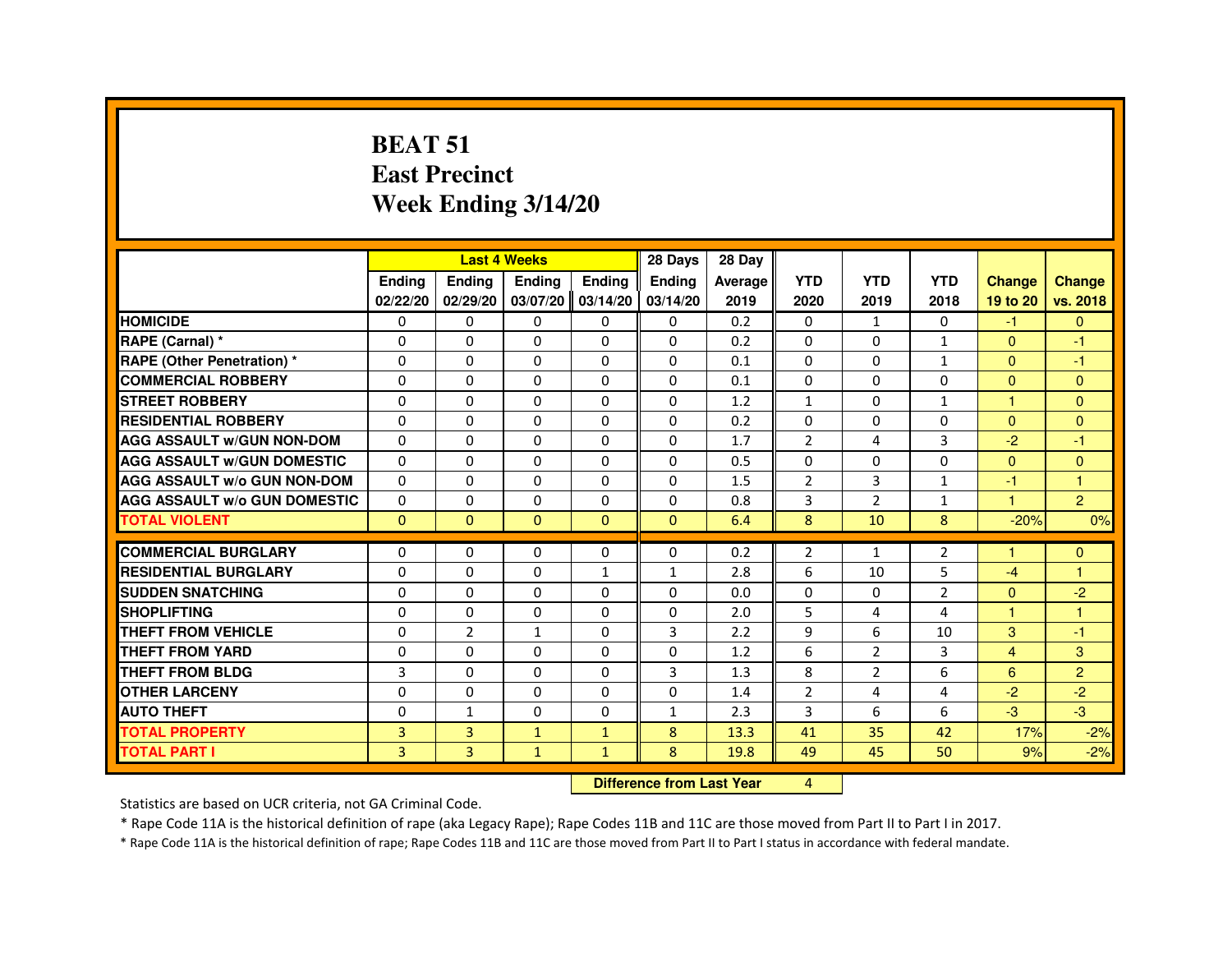# BEAT 51
## East Precinct
## Week Ending 3/14/20

| | Last 4 Weeks | | | | 28 Days | 28 Day | | | | | |
|---|---|---|---|---|---|---|---|---|---|---|---|
| | Ending 02/22/20 | Ending 02/29/20 | Ending 03/07/20 | Ending 03/14/20 | Ending 03/14/20 | Average 2019 | YTD 2020 | YTD 2019 | YTD 2018 | Change 19 to 20 | Change vs. 2018 |
| HOMICIDE | 0 | 0 | 0 | 0 | 0 | 0.2 | 0 | 1 | 0 | -1 | 0 |
| RAPE (Carnal) * | 0 | 0 | 0 | 0 | 0 | 0.2 | 0 | 0 | 1 | 0 | -1 |
| RAPE (Other Penetration) * | 0 | 0 | 0 | 0 | 0 | 0.1 | 0 | 0 | 1 | 0 | -1 |
| COMMERCIAL ROBBERY | 0 | 0 | 0 | 0 | 0 | 0.1 | 0 | 0 | 0 | 0 | 0 |
| STREET ROBBERY | 0 | 0 | 0 | 0 | 0 | 1.2 | 1 | 0 | 1 | 1 | 0 |
| RESIDENTIAL ROBBERY | 0 | 0 | 0 | 0 | 0 | 0.2 | 0 | 0 | 0 | 0 | 0 |
| AGG ASSAULT w/GUN NON-DOM | 0 | 0 | 0 | 0 | 0 | 1.7 | 2 | 4 | 3 | -2 | -1 |
| AGG ASSAULT w/GUN DOMESTIC | 0 | 0 | 0 | 0 | 0 | 0.5 | 0 | 0 | 0 | 0 | 0 |
| AGG ASSAULT w/o GUN NON-DOM | 0 | 0 | 0 | 0 | 0 | 1.5 | 2 | 3 | 1 | -1 | 1 |
| AGG ASSAULT w/o GUN DOMESTIC | 0 | 0 | 0 | 0 | 0 | 0.8 | 3 | 2 | 1 | 1 | 2 |
| TOTAL VIOLENT | 0 | 0 | 0 | 0 | 0 | 6.4 | 8 | 10 | 8 | -20% | 0% |
| COMMERCIAL BURGLARY | 0 | 0 | 0 | 0 | 0 | 0.2 | 2 | 1 | 2 | 1 | 0 |
| RESIDENTIAL BURGLARY | 0 | 0 | 0 | 1 | 1 | 2.8 | 6 | 10 | 5 | -4 | 1 |
| SUDDEN SNATCHING | 0 | 0 | 0 | 0 | 0 | 0.0 | 0 | 0 | 2 | 0 | -2 |
| SHOPLIFTING | 0 | 0 | 0 | 0 | 0 | 2.0 | 5 | 4 | 4 | 1 | 1 |
| THEFT FROM VEHICLE | 0 | 2 | 1 | 0 | 3 | 2.2 | 9 | 6 | 10 | 3 | -1 |
| THEFT FROM YARD | 0 | 0 | 0 | 0 | 0 | 1.2 | 6 | 2 | 3 | 4 | 3 |
| THEFT FROM BLDG | 3 | 0 | 0 | 0 | 3 | 1.3 | 8 | 2 | 6 | 6 | 2 |
| OTHER LARCENY | 0 | 0 | 0 | 0 | 0 | 1.4 | 2 | 4 | 4 | -2 | -2 |
| AUTO THEFT | 0 | 1 | 0 | 0 | 1 | 2.3 | 3 | 6 | 6 | -3 | -3 |
| TOTAL PROPERTY | 3 | 3 | 1 | 1 | 8 | 13.3 | 41 | 35 | 42 | 17% | -2% |
| TOTAL PART I | 3 | 3 | 1 | 1 | 8 | 19.8 | 49 | 45 | 50 | 9% | -2% |

**Difference from Last Year** 4

Statistics are based on UCR criteria, not GA Criminal Code.

* Rape Code 11A is the historical definition of rape (aka Legacy Rape); Rape Codes 11B and 11C are those moved from Part II to Part I in 2017.

* Rape Code 11A is the historical definition of rape; Rape Codes 11B and 11C are those moved from Part II to Part I status in accordance with federal mandate.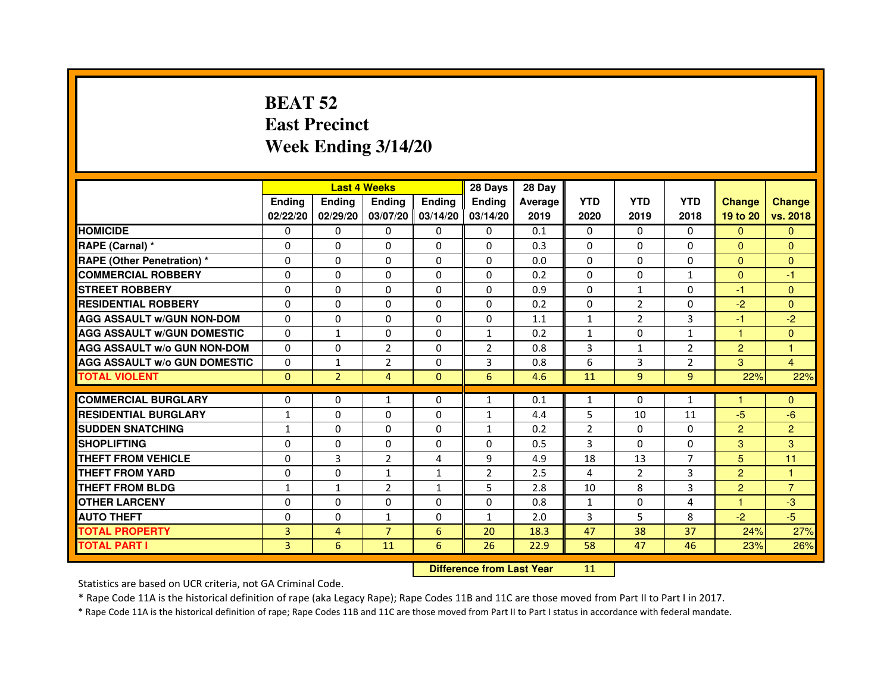# BEAT 52
# East Precinct
# Week Ending 3/14/20

| | Last 4 Weeks | | | | 28 Days | 28 Day | | | | | |
|---|---|---|---|---|---|---|---|---|---|---|---|
| | Ending 02/22/20 | Ending 02/29/20 | Ending 03/07/20 | Ending 03/14/20 | Ending 03/14/20 | Average 2019 | YTD 2020 | YTD 2019 | YTD 2018 | Change 19 to 20 | Change vs. 2018 |
| HOMICIDE | 0 | 0 | 0 | 0 | 0 | 0.1 | 0 | 0 | 0 | 0 | 0 |
| RAPE (Carnal) * | 0 | 0 | 0 | 0 | 0 | 0.3 | 0 | 0 | 0 | 0 | 0 |
| RAPE (Other Penetration) * | 0 | 0 | 0 | 0 | 0 | 0.0 | 0 | 0 | 0 | 0 | 0 |
| COMMERCIAL ROBBERY | 0 | 0 | 0 | 0 | 0 | 0.2 | 0 | 0 | 1 | 0 | -1 |
| STREET ROBBERY | 0 | 0 | 0 | 0 | 0 | 0.9 | 0 | 1 | 0 | -1 | 0 |
| RESIDENTIAL ROBBERY | 0 | 0 | 0 | 0 | 0 | 0.2 | 0 | 2 | 0 | -2 | 0 |
| AGG ASSAULT w/GUN NON-DOM | 0 | 0 | 0 | 0 | 0 | 1.1 | 1 | 2 | 3 | -1 | -2 |
| AGG ASSAULT w/GUN DOMESTIC | 0 | 1 | 0 | 0 | 1 | 0.2 | 1 | 0 | 1 | 1 | 0 |
| AGG ASSAULT w/o GUN NON-DOM | 0 | 0 | 2 | 0 | 2 | 0.8 | 3 | 1 | 2 | 2 | 1 |
| AGG ASSAULT w/o GUN DOMESTIC | 0 | 1 | 2 | 0 | 3 | 0.8 | 6 | 3 | 2 | 3 | 4 |
| TOTAL VIOLENT | 0 | 2 | 4 | 0 | 6 | 4.6 | 11 | 9 | 9 | 22% | 22% |
| COMMERCIAL BURGLARY | 0 | 0 | 1 | 0 | 1 | 0.1 | 1 | 0 | 1 | 1 | 0 |
| RESIDENTIAL BURGLARY | 1 | 0 | 0 | 0 | 1 | 4.4 | 5 | 10 | 11 | -5 | -6 |
| SUDDEN SNATCHING | 1 | 0 | 0 | 0 | 1 | 0.2 | 2 | 0 | 0 | 2 | 2 |
| SHOPLIFTING | 0 | 0 | 0 | 0 | 0 | 0.5 | 3 | 0 | 0 | 3 | 3 |
| THEFT FROM VEHICLE | 0 | 3 | 2 | 4 | 9 | 4.9 | 18 | 13 | 7 | 5 | 11 |
| THEFT FROM YARD | 0 | 0 | 1 | 1 | 2 | 2.5 | 4 | 2 | 3 | 2 | 1 |
| THEFT FROM BLDG | 1 | 1 | 2 | 1 | 5 | 2.8 | 10 | 8 | 3 | 2 | 7 |
| OTHER LARCENY | 0 | 0 | 0 | 0 | 0 | 0.8 | 1 | 0 | 4 | 1 | -3 |
| AUTO THEFT | 0 | 0 | 1 | 0 | 1 | 2.0 | 3 | 5 | 8 | -2 | -5 |
| TOTAL PROPERTY | 3 | 4 | 7 | 6 | 20 | 18.3 | 47 | 38 | 37 | 24% | 27% |
| TOTAL PART I | 3 | 6 | 11 | 6 | 26 | 22.9 | 58 | 47 | 46 | 23% | 26% |

**Difference from Last Year** 11

Statistics are based on UCR criteria, not GA Criminal Code.

* Rape Code 11A is the historical definition of rape (aka Legacy Rape); Rape Codes 11B and 11C are those moved from Part II to Part I in 2017.

* Rape Code 11A is the historical definition of rape; Rape Codes 11B and 11C are those moved from Part II to Part I status in accordance with federal mandate.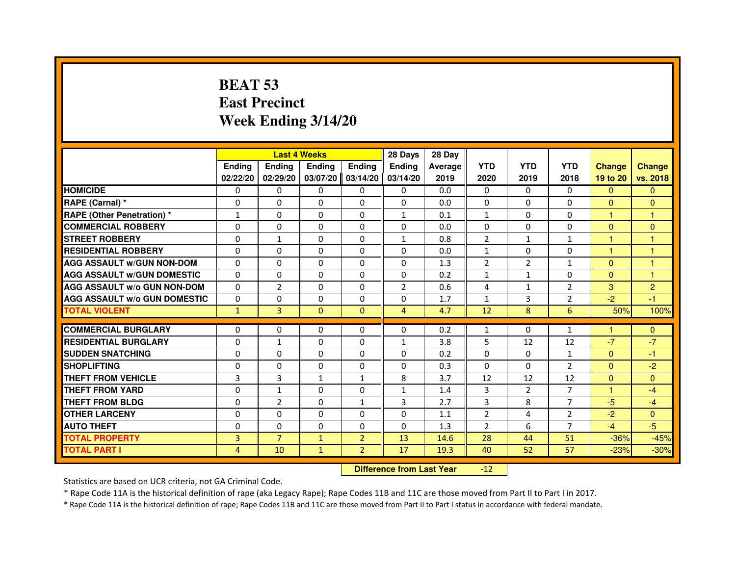# BEAT 53
# East Precinct
# Week Ending 3/14/20

| | Last 4 Weeks | | | | 28 Days | 28 Day | | | | | |
|---|---|---|---|---|---|---|---|---|---|---|---|
| | Ending 02/22/20 | Ending 02/29/20 | Ending 03/07/20 | Ending 03/14/20 | Ending 03/14/20 | Average 2019 | YTD 2020 | YTD 2019 | YTD 2018 | Change 19 to 20 | Change vs. 2018 |
| HOMICIDE | 0 | 0 | 0 | 0 | 0 | 0.0 | 0 | 0 | 0 | 0 | 0 |
| RAPE (Carnal) * | 0 | 0 | 0 | 0 | 0 | 0.0 | 0 | 0 | 0 | 0 | 0 |
| RAPE (Other Penetration) * | 1 | 0 | 0 | 0 | 1 | 0.1 | 1 | 0 | 0 | 1 | 1 |
| COMMERCIAL ROBBERY | 0 | 0 | 0 | 0 | 0 | 0.0 | 0 | 0 | 0 | 0 | 0 |
| STREET ROBBERY | 0 | 1 | 0 | 0 | 1 | 0.8 | 2 | 1 | 1 | 1 | 1 |
| RESIDENTIAL ROBBERY | 0 | 0 | 0 | 0 | 0 | 0.0 | 1 | 0 | 0 | 1 | 1 |
| AGG ASSAULT w/GUN NON-DOM | 0 | 0 | 0 | 0 | 0 | 1.3 | 2 | 2 | 1 | 0 | 1 |
| AGG ASSAULT w/GUN DOMESTIC | 0 | 0 | 0 | 0 | 0 | 0.2 | 1 | 1 | 0 | 0 | 1 |
| AGG ASSAULT w/o GUN NON-DOM | 0 | 2 | 0 | 0 | 2 | 0.6 | 4 | 1 | 2 | 3 | 2 |
| AGG ASSAULT w/o GUN DOMESTIC | 0 | 0 | 0 | 0 | 0 | 1.7 | 1 | 3 | 2 | -2 | -1 |
| TOTAL VIOLENT | 1 | 3 | 0 | 0 | 4 | 4.7 | 12 | 8 | 6 | 50% | 100% |
| COMMERCIAL BURGLARY | 0 | 0 | 0 | 0 | 0 | 0.2 | 1 | 0 | 1 | 1 | 0 |
| RESIDENTIAL BURGLARY | 0 | 1 | 0 | 0 | 1 | 3.8 | 5 | 12 | 12 | -7 | -7 |
| SUDDEN SNATCHING | 0 | 0 | 0 | 0 | 0 | 0.2 | 0 | 0 | 1 | 0 | -1 |
| SHOPLIFTING | 0 | 0 | 0 | 0 | 0 | 0.3 | 0 | 0 | 2 | 0 | -2 |
| THEFT FROM VEHICLE | 3 | 3 | 1 | 1 | 8 | 3.7 | 12 | 12 | 12 | 0 | 0 |
| THEFT FROM YARD | 0 | 1 | 0 | 0 | 1 | 1.4 | 3 | 2 | 7 | 1 | -4 |
| THEFT FROM BLDG | 0 | 2 | 0 | 1 | 3 | 2.7 | 3 | 8 | 7 | -5 | -4 |
| OTHER LARCENY | 0 | 0 | 0 | 0 | 0 | 1.1 | 2 | 4 | 2 | -2 | 0 |
| AUTO THEFT | 0 | 0 | 0 | 0 | 0 | 1.3 | 2 | 6 | 7 | -4 | -5 |
| TOTAL PROPERTY | 3 | 7 | 1 | 2 | 13 | 14.6 | 28 | 44 | 51 | -36% | -45% |
| TOTAL PART I | 4 | 10 | 1 | 2 | 17 | 19.3 | 40 | 52 | 57 | -23% | -30% |

**Difference from Last Year** -12

Statistics are based on UCR criteria, not GA Criminal Code.

* Rape Code 11A is the historical definition of rape (aka Legacy Rape); Rape Codes 11B and 11C are those moved from Part II to Part I in 2017.

* Rape Code 11A is the historical definition of rape; Rape Codes 11B and 11C are those moved from Part II to Part I status in accordance with federal mandate.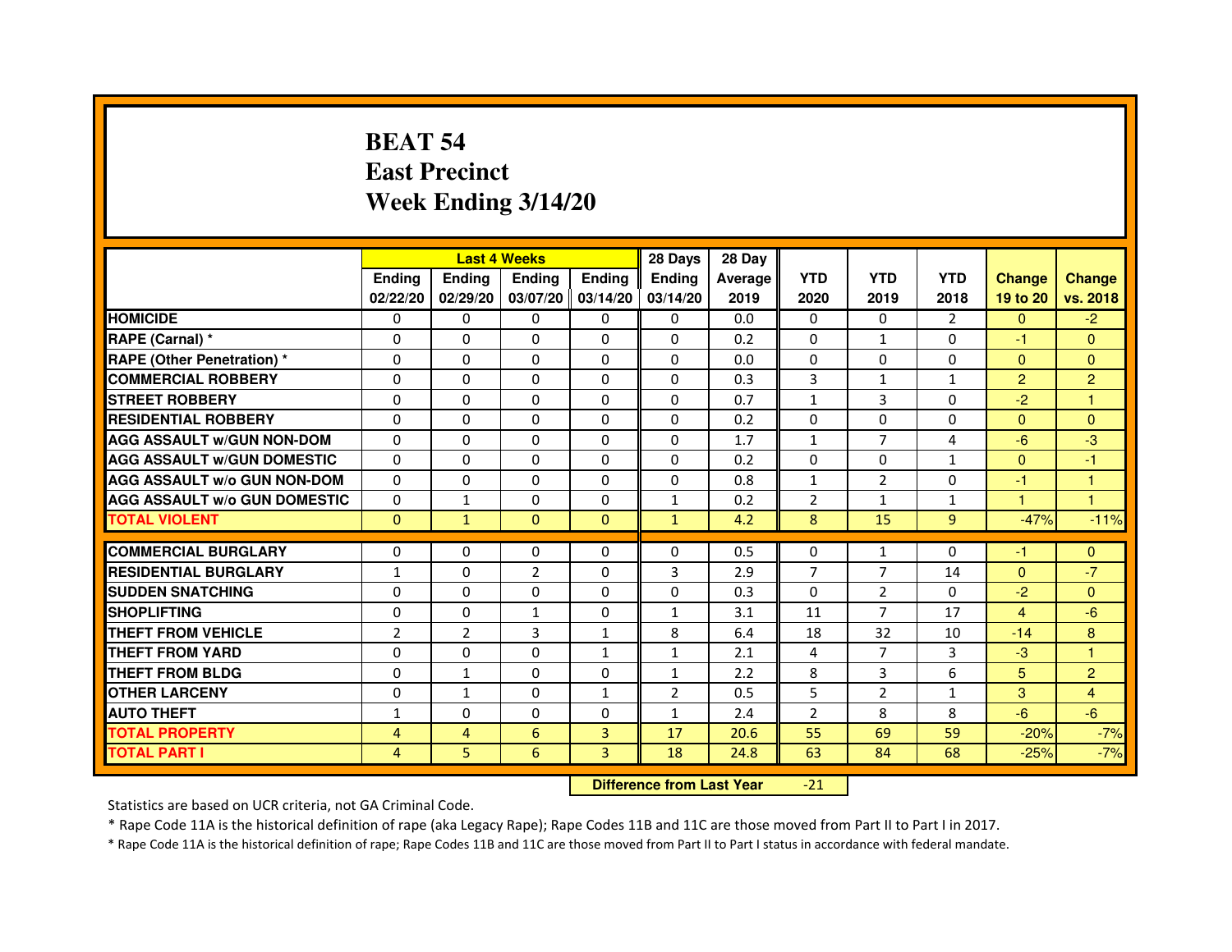# BEAT 54
# East Precinct
# Week Ending 3/14/20

| | Last 4 Weeks | | | | 28 Days | 28 Day | | | | | |
|---|---|---|---|---|---|---|---|---|---|---|---|
| | Ending 02/22/20 | Ending 02/29/20 | Ending 03/07/20 | Ending 03/14/20 | Ending 03/14/20 | Average 2019 | YTD 2020 | YTD 2019 | YTD 2018 | Change 19 to 20 | Change vs. 2018 |
| HOMICIDE | 0 | 0 | 0 | 0 | 0 | 0.0 | 0 | 0 | 2 | 0 | -2 |
| RAPE (Carnal) * | 0 | 0 | 0 | 0 | 0 | 0.2 | 0 | 1 | 0 | -1 | 0 |
| RAPE (Other Penetration) * | 0 | 0 | 0 | 0 | 0 | 0.0 | 0 | 0 | 0 | 0 | 0 |
| COMMERCIAL ROBBERY | 0 | 0 | 0 | 0 | 0 | 0.3 | 3 | 1 | 1 | 2 | 2 |
| STREET ROBBERY | 0 | 0 | 0 | 0 | 0 | 0.7 | 1 | 3 | 0 | -2 | 1 |
| RESIDENTIAL ROBBERY | 0 | 0 | 0 | 0 | 0 | 0.2 | 0 | 0 | 0 | 0 | 0 |
| AGG ASSAULT w/GUN NON-DOM | 0 | 0 | 0 | 0 | 0 | 1.7 | 1 | 7 | 4 | -6 | -3 |
| AGG ASSAULT w/GUN DOMESTIC | 0 | 0 | 0 | 0 | 0 | 0.2 | 0 | 0 | 1 | 0 | -1 |
| AGG ASSAULT w/o GUN NON-DOM | 0 | 0 | 0 | 0 | 0 | 0.8 | 1 | 2 | 0 | -1 | 1 |
| AGG ASSAULT w/o GUN DOMESTIC | 0 | 1 | 0 | 0 | 1 | 0.2 | 2 | 1 | 1 | 1 | 1 |
| TOTAL VIOLENT | 0 | 1 | 0 | 0 | 1 | 4.2 | 8 | 15 | 9 | -47% | -11% |
| COMMERCIAL BURGLARY | 0 | 0 | 0 | 0 | 0 | 0.5 | 0 | 1 | 0 | -1 | 0 |
| RESIDENTIAL BURGLARY | 1 | 0 | 2 | 0 | 3 | 2.9 | 7 | 7 | 14 | 0 | -7 |
| SUDDEN SNATCHING | 0 | 0 | 0 | 0 | 0 | 0.3 | 0 | 2 | 0 | -2 | 0 |
| SHOPLIFTING | 0 | 0 | 1 | 0 | 1 | 3.1 | 11 | 7 | 17 | 4 | -6 |
| THEFT FROM VEHICLE | 2 | 2 | 3 | 1 | 8 | 6.4 | 18 | 32 | 10 | -14 | 8 |
| THEFT FROM YARD | 0 | 0 | 0 | 1 | 1 | 2.1 | 4 | 7 | 3 | -3 | 1 |
| THEFT FROM BLDG | 0 | 1 | 0 | 0 | 1 | 2.2 | 8 | 3 | 6 | 5 | 2 |
| OTHER LARCENY | 0 | 1 | 0 | 1 | 2 | 0.5 | 5 | 2 | 1 | 3 | 4 |
| AUTO THEFT | 1 | 0 | 0 | 0 | 1 | 2.4 | 2 | 8 | 8 | -6 | -6 |
| TOTAL PROPERTY | 4 | 4 | 6 | 3 | 17 | 20.6 | 55 | 69 | 59 | -20% | -7% |
| TOTAL PART I | 4 | 5 | 6 | 3 | 18 | 24.8 | 63 | 84 | 68 | -25% | -7% |

**Difference from Last Year** -21

Statistics are based on UCR criteria, not GA Criminal Code.

* Rape Code 11A is the historical definition of rape (aka Legacy Rape); Rape Codes 11B and 11C are those moved from Part II to Part I in 2017.

* Rape Code 11A is the historical definition of rape; Rape Codes 11B and 11C are those moved from Part II to Part I status in accordance with federal mandate.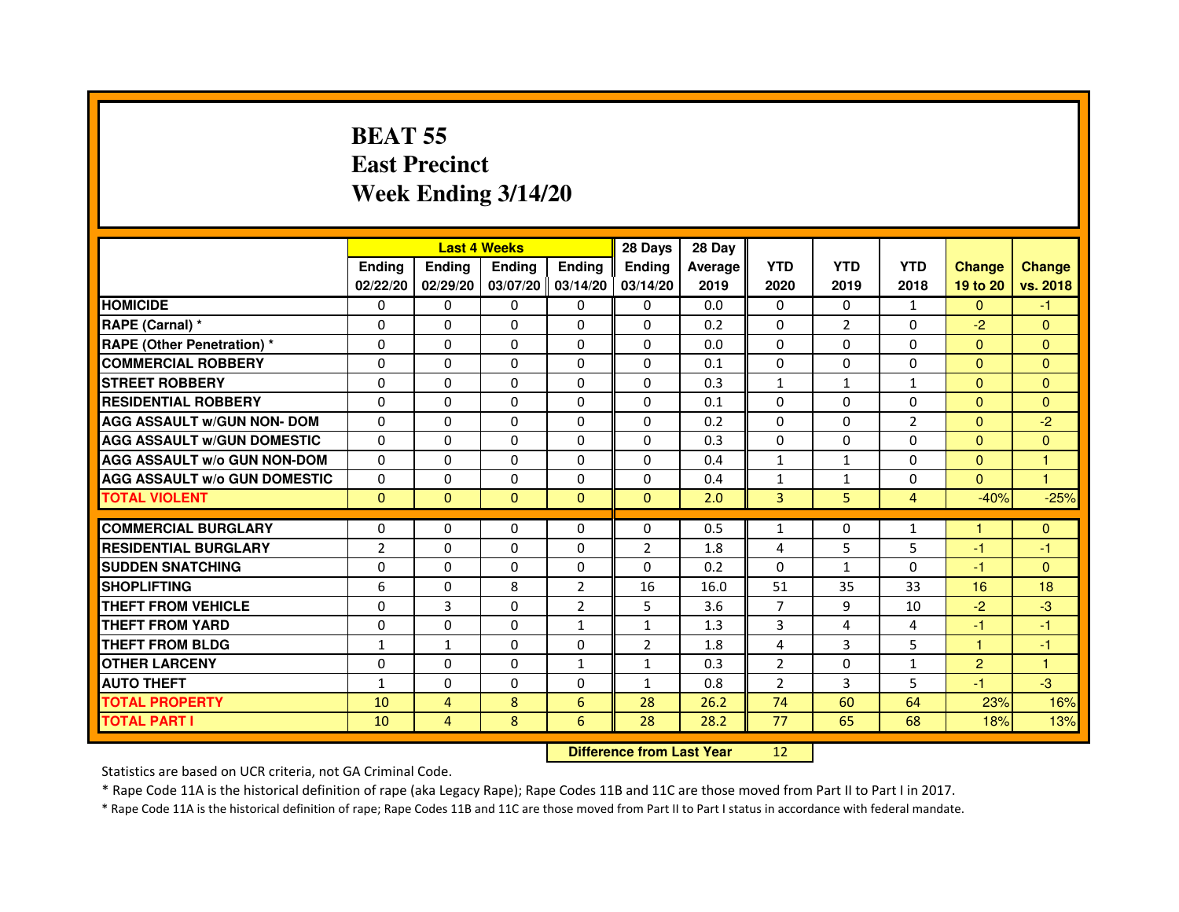# BEAT 55
# East Precinct
# Week Ending 3/14/20

| | Last 4 Weeks | | | | 28 Days | 28 Day | | | | | |
|---|---|---|---|---|---|---|---|---|---|---|---|
| | Ending 02/22/20 | Ending 02/29/20 | Ending 03/07/20 | Ending 03/14/20 | Ending 03/14/20 | Average 2019 | YTD 2020 | YTD 2019 | YTD 2018 | Change 19 to 20 | Change vs. 2018 |
| HOMICIDE | 0 | 0 | 0 | 0 | 0 | 0.0 | 0 | 0 | 1 | 0 | -1 |
| RAPE (Carnal) * | 0 | 0 | 0 | 0 | 0 | 0.2 | 0 | 2 | 0 | -2 | 0 |
| RAPE (Other Penetration) * | 0 | 0 | 0 | 0 | 0 | 0.0 | 0 | 0 | 0 | 0 | 0 |
| COMMERCIAL ROBBERY | 0 | 0 | 0 | 0 | 0 | 0.1 | 0 | 0 | 0 | 0 | 0 |
| STREET ROBBERY | 0 | 0 | 0 | 0 | 0 | 0.3 | 1 | 1 | 1 | 0 | 0 |
| RESIDENTIAL ROBBERY | 0 | 0 | 0 | 0 | 0 | 0.1 | 0 | 0 | 0 | 0 | 0 |
| AGG ASSAULT w/GUN NON- DOM | 0 | 0 | 0 | 0 | 0 | 0.2 | 0 | 0 | 2 | 0 | -2 |
| AGG ASSAULT w/GUN DOMESTIC | 0 | 0 | 0 | 0 | 0 | 0.3 | 0 | 0 | 0 | 0 | 0 |
| AGG ASSAULT w/o GUN NON-DOM | 0 | 0 | 0 | 0 | 0 | 0.4 | 1 | 1 | 0 | 0 | 1 |
| AGG ASSAULT w/o GUN DOMESTIC | 0 | 0 | 0 | 0 | 0 | 0.4 | 1 | 1 | 0 | 0 | 1 |
| TOTAL VIOLENT | 0 | 0 | 0 | 0 | 0 | 2.0 | 3 | 5 | 4 | -40% | -25% |
| COMMERCIAL BURGLARY | 0 | 0 | 0 | 0 | 0 | 0.5 | 1 | 0 | 1 | 1 | 0 |
| RESIDENTIAL BURGLARY | 2 | 0 | 0 | 0 | 2 | 1.8 | 4 | 5 | 5 | -1 | -1 |
| SUDDEN SNATCHING | 0 | 0 | 0 | 0 | 0 | 0.2 | 0 | 1 | 0 | -1 | 0 |
| SHOPLIFTING | 6 | 0 | 8 | 2 | 16 | 16.0 | 51 | 35 | 33 | 16 | 18 |
| THEFT FROM VEHICLE | 0 | 3 | 0 | 2 | 5 | 3.6 | 7 | 9 | 10 | -2 | -3 |
| THEFT FROM YARD | 0 | 0 | 0 | 1 | 1 | 1.3 | 3 | 4 | 4 | -1 | -1 |
| THEFT FROM BLDG | 1 | 1 | 0 | 0 | 2 | 1.8 | 4 | 3 | 5 | 1 | -1 |
| OTHER LARCENY | 0 | 0 | 0 | 1 | 1 | 0.3 | 2 | 0 | 1 | 2 | 1 |
| AUTO THEFT | 1 | 0 | 0 | 0 | 1 | 0.8 | 2 | 3 | 5 | -1 | -3 |
| TOTAL PROPERTY | 10 | 4 | 8 | 6 | 28 | 26.2 | 74 | 60 | 64 | 23% | 16% |
| TOTAL PART I | 10 | 4 | 8 | 6 | 28 | 28.2 | 77 | 65 | 68 | 18% | 13% |

**Difference from Last Year** 12

Statistics are based on UCR criteria, not GA Criminal Code.

* Rape Code 11A is the historical definition of rape (aka Legacy Rape); Rape Codes 11B and 11C are those moved from Part II to Part I in 2017.

* Rape Code 11A is the historical definition of rape; Rape Codes 11B and 11C are those moved from Part II to Part I status in accordance with federal mandate.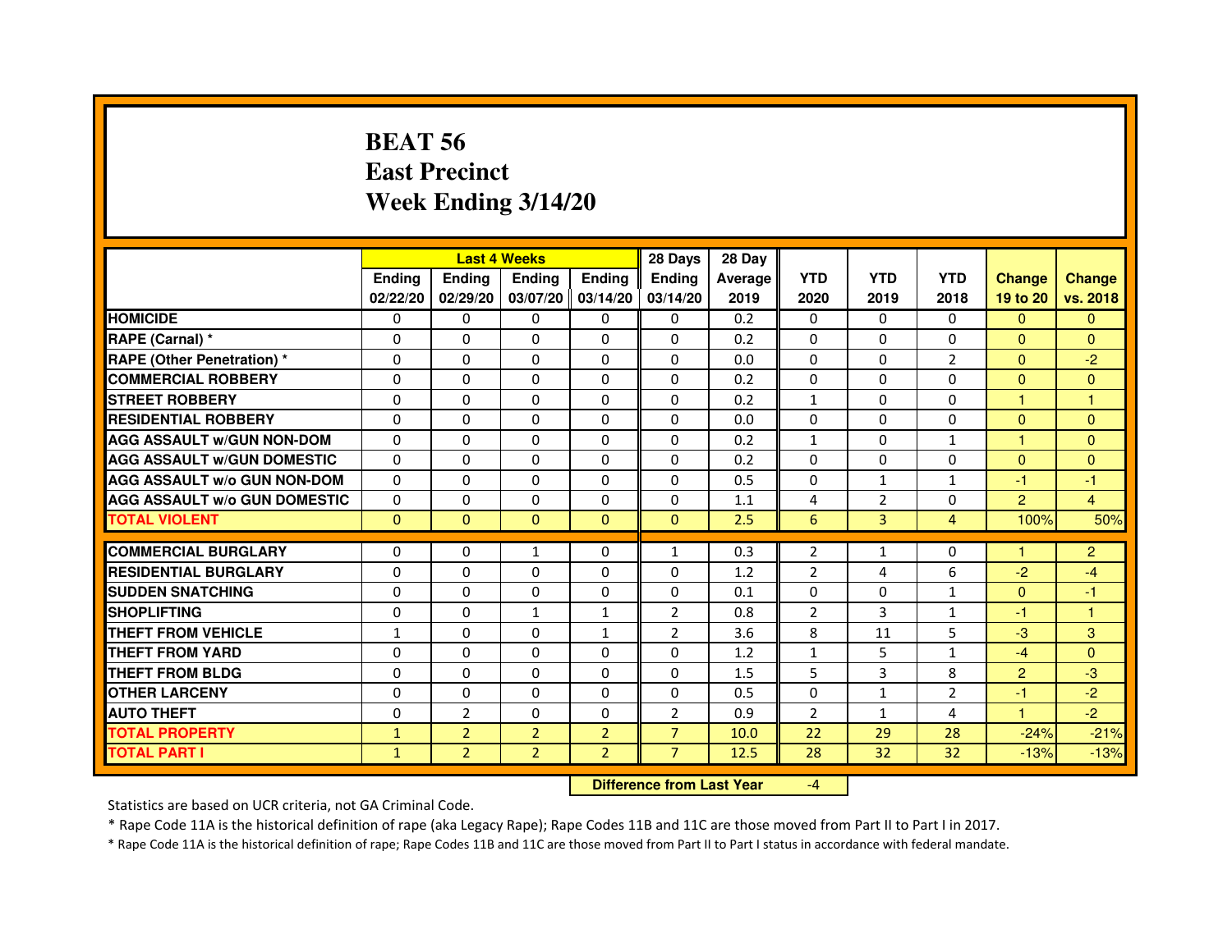# BEAT 56
# East Precinct
# Week Ending 3/14/20

| | Last 4 Weeks | | | | 28 Days | 28 Day | | | | | |
|---|---|---|---|---|---|---|---|---|---|---|---|
| | Ending 02/22/20 | Ending 02/29/20 | Ending 03/07/20 | Ending 03/14/20 | Ending 03/14/20 | Average 2019 | YTD 2020 | YTD 2019 | YTD 2018 | Change 19 to 20 | Change vs. 2018 |
| HOMICIDE | 0 | 0 | 0 | 0 | 0 | 0.2 | 0 | 0 | 0 | 0 | 0 |
| RAPE (Carnal) * | 0 | 0 | 0 | 0 | 0 | 0.2 | 0 | 0 | 0 | 0 | 0 |
| RAPE (Other Penetration) * | 0 | 0 | 0 | 0 | 0 | 0.0 | 0 | 0 | 2 | 0 | -2 |
| COMMERCIAL ROBBERY | 0 | 0 | 0 | 0 | 0 | 0.2 | 0 | 0 | 0 | 0 | 0 |
| STREET ROBBERY | 0 | 0 | 0 | 0 | 0 | 0.2 | 1 | 0 | 0 | 1 | 1 |
| RESIDENTIAL ROBBERY | 0 | 0 | 0 | 0 | 0 | 0.0 | 0 | 0 | 0 | 0 | 0 |
| AGG ASSAULT w/GUN NON-DOM | 0 | 0 | 0 | 0 | 0 | 0.2 | 1 | 0 | 1 | 1 | 0 |
| AGG ASSAULT w/GUN DOMESTIC | 0 | 0 | 0 | 0 | 0 | 0.2 | 0 | 0 | 0 | 0 | 0 |
| AGG ASSAULT w/o GUN NON-DOM | 0 | 0 | 0 | 0 | 0 | 0.5 | 0 | 1 | 1 | -1 | -1 |
| AGG ASSAULT w/o GUN DOMESTIC | 0 | 0 | 0 | 0 | 0 | 1.1 | 4 | 2 | 0 | 2 | 4 |
| TOTAL VIOLENT | 0 | 0 | 0 | 0 | 0 | 2.5 | 6 | 3 | 4 | 100% | 50% |
| COMMERCIAL BURGLARY | 0 | 0 | 1 | 0 | 1 | 0.3 | 2 | 1 | 0 | 1 | 2 |
| RESIDENTIAL BURGLARY | 0 | 0 | 0 | 0 | 0 | 1.2 | 2 | 4 | 6 | -2 | -4 |
| SUDDEN SNATCHING | 0 | 0 | 0 | 0 | 0 | 0.1 | 0 | 0 | 1 | 0 | -1 |
| SHOPLIFTING | 0 | 0 | 1 | 1 | 2 | 0.8 | 2 | 3 | 1 | -1 | 1 |
| THEFT FROM VEHICLE | 1 | 0 | 0 | 1 | 2 | 3.6 | 8 | 11 | 5 | -3 | 3 |
| THEFT FROM YARD | 0 | 0 | 0 | 0 | 0 | 1.2 | 1 | 5 | 1 | -4 | 0 |
| THEFT FROM BLDG | 0 | 0 | 0 | 0 | 0 | 1.5 | 5 | 3 | 8 | 2 | -3 |
| OTHER LARCENY | 0 | 0 | 0 | 0 | 0 | 0.5 | 0 | 1 | 2 | -1 | -2 |
| AUTO THEFT | 0 | 2 | 0 | 0 | 2 | 0.9 | 2 | 1 | 4 | 1 | -2 |
| TOTAL PROPERTY | 1 | 2 | 2 | 2 | 7 | 10.0 | 22 | 29 | 28 | -24% | -21% |
| TOTAL PART I | 1 | 2 | 2 | 2 | 7 | 12.5 | 28 | 32 | 32 | -13% | -13% |

**Difference from Last Year** -4

Statistics are based on UCR criteria, not GA Criminal Code.

* Rape Code 11A is the historical definition of rape (aka Legacy Rape); Rape Codes 11B and 11C are those moved from Part II to Part I in 2017.

* Rape Code 11A is the historical definition of rape; Rape Codes 11B and 11C are those moved from Part II to Part I status in accordance with federal mandate.